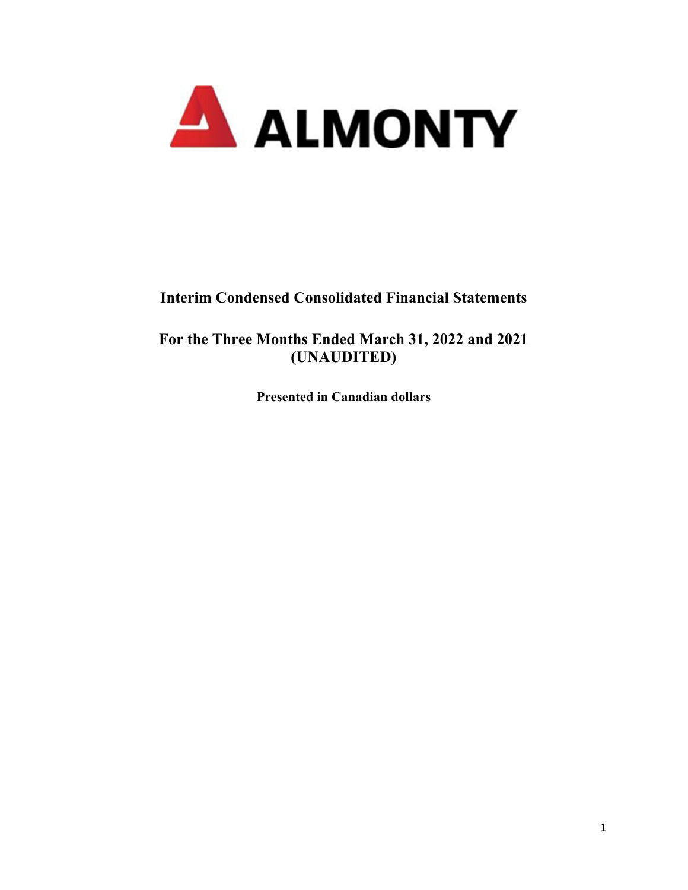ALMONTY

# Interim Condensed Consolidated Financial Statements

## For the Three Months Ended March 31, 2022 and 2021 (UNAUDITED)

**Presented in Canadian dollars**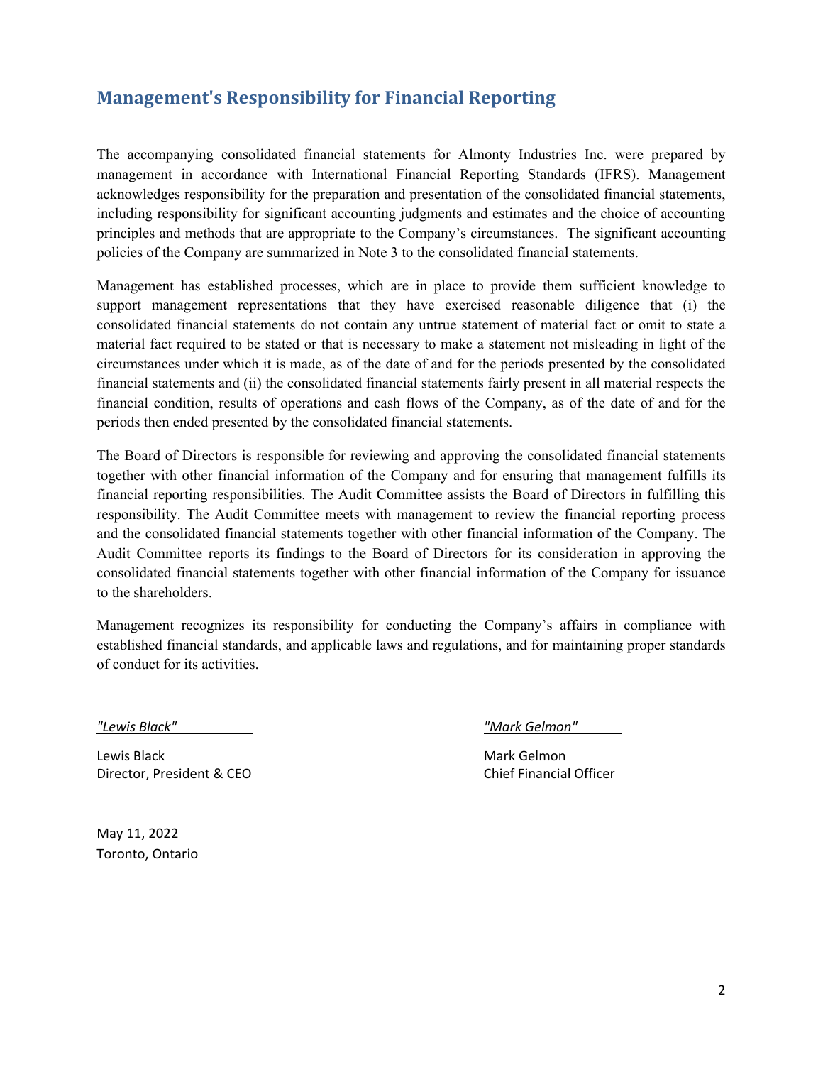## Management's Responsibility for Financial Reporting

The accompanying consolidated financial statements for Almonty Industries Inc. were prepared by management in accordance with International Financial Reporting Standards (IFRS). Management acknowledges responsibility for the preparation and presentation of the consolidated financial statements, including responsibility for significant accounting judgments and estimates and the choice of accounting principles and methods that are appropriate to the Company's circumstances. The significant accounting policies of the Company are summarized in Note 3 to the consolidated financial statements.

Management has established processes, which are in place to provide them sufficient knowledge to support management representations that they have exercised reasonable diligence that (i) the consolidated financial statements do not contain any untrue statement of material fact or omit to state a material fact required to be stated or that is necessary to make a statement not misleading in light of the circumstances under which it is made, as of the date of and for the periods presented by the consolidated financial statements and (ii) the consolidated financial statements fairly present in all material respects the financial condition, results of operations and cash flows of the Company, as of the date of and for the periods then ended presented by the consolidated financial statements.

The Board of Directors is responsible for reviewing and approving the consolidated financial statements together with other financial information of the Company and for ensuring that management fulfills its financial reporting responsibilities. The Audit Committee assists the Board of Directors in fulfilling this responsibility. The Audit Committee meets with management to review the financial reporting process and the consolidated financial statements together with other financial information of the Company. The Audit Committee reports its findings to the Board of Directors for its consideration in approving the consolidated financial statements together with other financial information of the Company for issuance to the shareholders.

Management recognizes its responsibility for conducting the Company's affairs in compliance with established financial standards, and applicable laws and regulations, and for maintaining proper standards of conduct for its activities.

*"Lewis Black"*

Lewis Black
Director, President & CEO

*"Mark Gelmon"*

Mark Gelmon
Chief Financial Officer

May 11, 2022
Toronto, Ontario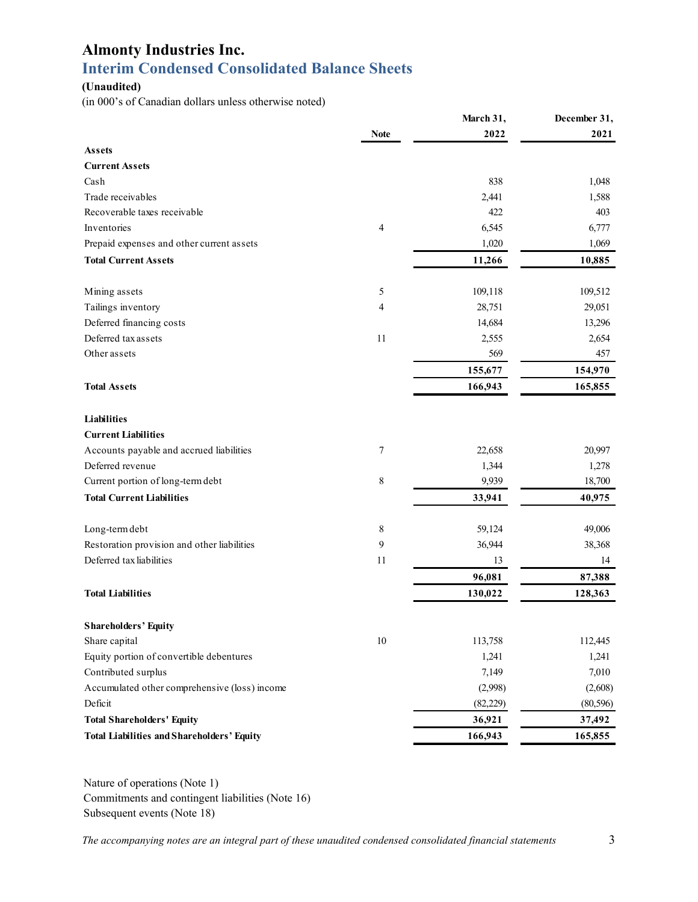# Almonty Industries Inc.

## Interim Condensed Consolidated Balance Sheets

**(Unaudited)**

(in 000's of Canadian dollars unless otherwise noted)

| | Note | March 31, 2022 | December 31, 2021 |
|---|---|---|---|
| **Assets** | | | |
| **Current Assets** | | | |
| Cash | | 838 | 1,048 |
| Trade receivables | | 2,441 | 1,588 |
| Recoverable taxes receivable | | 422 | 403 |
| Inventories | 4 | 6,545 | 6,777 |
| Prepaid expenses and other current assets | | 1,020 | 1,069 |
| **Total Current Assets** | | **11,266** | **10,885** |
| | | | |
| Mining assets | 5 | 109,118 | 109,512 |
| Tailings inventory | 4 | 28,751 | 29,051 |
| Deferred financing costs | | 14,684 | 13,296 |
| Deferred tax assets | 11 | 2,555 | 2,654 |
| Other assets | | 569 | 457 |
| | | **155,677** | **154,970** |
| **Total Assets** | | **166,943** | **165,855** |
| | | | |
| **Liabilities** | | | |
| **Current Liabilities** | | | |
| Accounts payable and accrued liabilities | 7 | 22,658 | 20,997 |
| Deferred revenue | | 1,344 | 1,278 |
| Current portion of long-term debt | 8 | 9,939 | 18,700 |
| **Total Current Liabilities** | | **33,941** | **40,975** |
| | | | |
| Long-term debt | 8 | 59,124 | 49,006 |
| Restoration provision and other liabilities | 9 | 36,944 | 38,368 |
| Deferred tax liabilities | 11 | 13 | 14 |
| | | **96,081** | **87,388** |
| **Total Liabilities** | | **130,022** | **128,363** |
| | | | |
| **Shareholders' Equity** | | | |
| Share capital | 10 | 113,758 | 112,445 |
| Equity portion of convertible debentures | | 1,241 | 1,241 |
| Contributed surplus | | 7,149 | 7,010 |
| Accumulated other comprehensive (loss) income | | (2,998) | (2,608) |
| Deficit | | (82,229) | (80,596) |
| **Total Shareholders' Equity** | | **36,921** | **37,492** |
| **Total Liabilities and Shareholders' Equity** | | **166,943** | **165,855** |

Nature of operations (Note 1)
Commitments and contingent liabilities (Note 16)
Subsequent events (Note 18)

*The accompanying notes are an integral part of these unaudited condensed consolidated financial statements*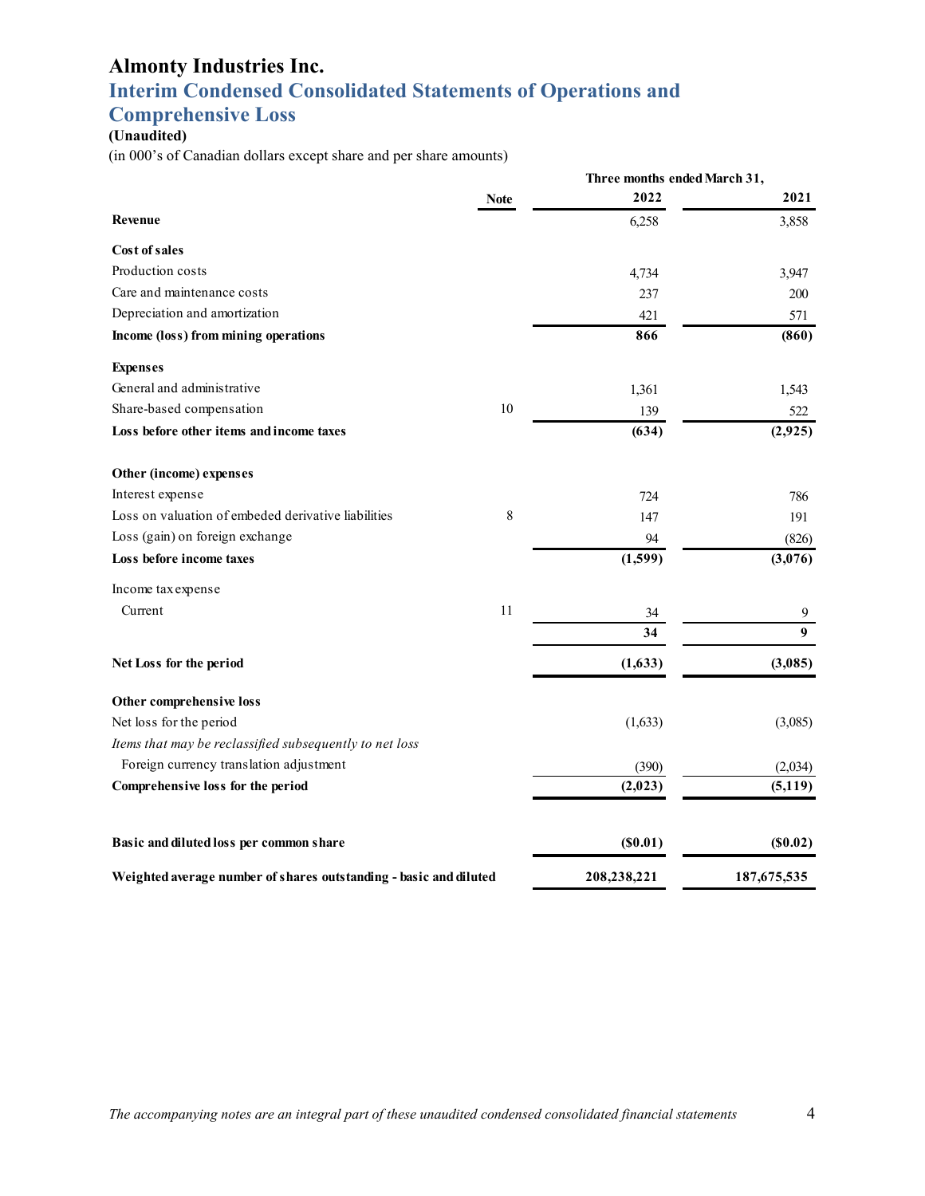# Almonty Industries Inc.

## Interim Condensed Consolidated Statements of Operations and Comprehensive Loss

**(Unaudited)**

(in 000's of Canadian dollars except share and per share amounts)

| | Note | Three months ended March 31, 2022 | 2021 |
|---|---|---|---|
| **Revenue** | | 6,258 | 3,858 |
| **Cost of sales** | | | |
| Production costs | | 4,734 | 3,947 |
| Care and maintenance costs | | 237 | 200 |
| Depreciation and amortization | | 421 | 571 |
| **Income (loss) from mining operations** | | **866** | **(860)** |
| **Expenses** | | | |
| General and administrative | | 1,361 | 1,543 |
| Share-based compensation | 10 | 139 | 522 |
| **Loss before other items and income taxes** | | **(634)** | **(2,925)** |
| **Other (income) expenses** | | | |
| Interest expense | | 724 | 786 |
| Loss on valuation of embeded derivative liabilities | 8 | 147 | 191 |
| Loss (gain) on foreign exchange | | 94 | (826) |
| **Loss before income taxes** | | **(1,599)** | **(3,076)** |
| Income tax expense | | | |
| Current | 11 | 34 | 9 |
| | | **34** | **9** |
| **Net Loss for the period** | | **(1,633)** | **(3,085)** |
| **Other comprehensive loss** | | | |
| Net loss for the period | | (1,633) | (3,085) |
| *Items that may be reclassified subsequently to net loss* | | | |
| Foreign currency translation adjustment | | (390) | (2,034) |
| **Comprehensive loss for the period** | | **(2,023)** | **(5,119)** |
| **Basic and diluted loss per common share** | | **($0.01)** | **($0.02)** |
| **Weighted average number of shares outstanding - basic and diluted** | | **208,238,221** | **187,675,535** |

*The accompanying notes are an integral part of these unaudited condensed consolidated financial statements*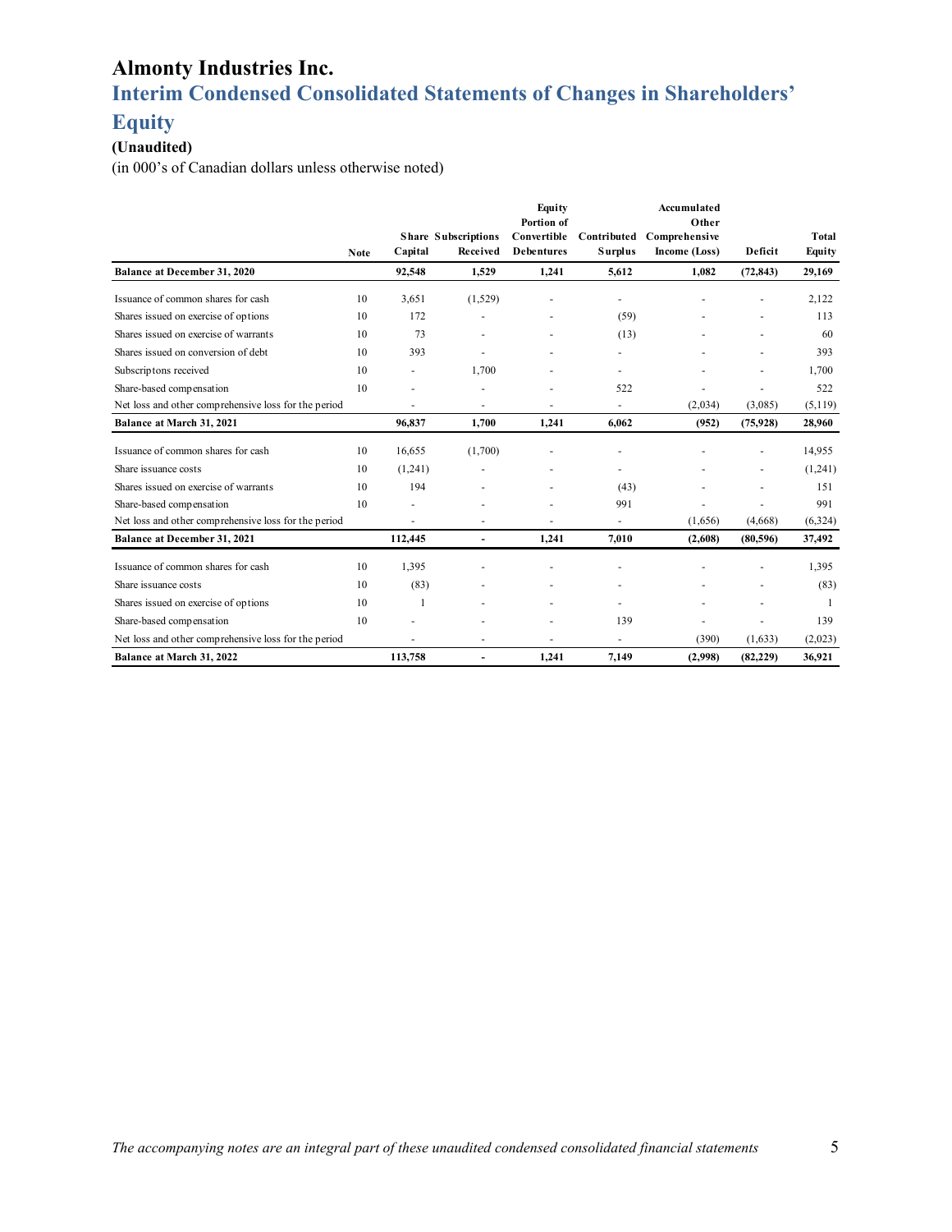# Almonty Industries Inc.

## Interim Condensed Consolidated Statements of Changes in Shareholders' Equity

**(Unaudited)**

(in 000's of Canadian dollars unless otherwise noted)

| | Note | Share Capital | Subscriptions Received | Equity Portion of Convertible Debentures | Contributed Surplus | Accumulated Other Comprehensive Income (Loss) | Deficit | Total Equity |
|---|---|---|---|---|---|---|---|---|
| **Balance at December 31, 2020** | | **92,548** | **1,529** | **1,241** | **5,612** | **1,082** | **(72,843)** | **29,169** |
| Issuance of common shares for cash | 10 | 3,651 | (1,529) | - | - | - | - | 2,122 |
| Shares issued on exercise of options | 10 | 172 | - | - | (59) | - | - | 113 |
| Shares issued on exercise of warrants | 10 | 73 | - | - | (13) | - | - | 60 |
| Shares issued on conversion of debt | 10 | 393 | - | - | - | - | - | 393 |
| Subscriptons received | 10 | - | 1,700 | - | - | - | - | 1,700 |
| Share-based compensation | 10 | - | - | - | 522 | - | - | 522 |
| Net loss and other comprehensive loss for the period | | - | - | - | - | (2,034) | (3,085) | (5,119) |
| **Balance at March 31, 2021** | | **96,837** | **1,700** | **1,241** | **6,062** | **(952)** | **(75,928)** | **28,960** |
| Issuance of common shares for cash | 10 | 16,655 | (1,700) | - | - | - | - | 14,955 |
| Share issuance costs | 10 | (1,241) | - | - | - | - | - | (1,241) |
| Shares issued on exercise of warrants | 10 | 194 | - | - | (43) | - | - | 151 |
| Share-based compensation | 10 | - | - | - | 991 | - | - | 991 |
| Net loss and other comprehensive loss for the period | | - | - | - | - | (1,656) | (4,668) | (6,324) |
| **Balance at December 31, 2021** | | **112,445** | **-** | **1,241** | **7,010** | **(2,608)** | **(80,596)** | **37,492** |
| Issuance of common shares for cash | 10 | 1,395 | - | - | - | - | - | 1,395 |
| Share issuance costs | 10 | (83) | - | - | - | - | - | (83) |
| Shares issued on exercise of options | 10 | 1 | - | - | - | - | - | 1 |
| Share-based compensation | 10 | - | - | - | 139 | - | - | 139 |
| Net loss and other comprehensive loss for the period | | - | - | - | - | (390) | (1,633) | (2,023) |
| **Balance at March 31, 2022** | | **113,758** | **-** | **1,241** | **7,149** | **(2,998)** | **(82,229)** | **36,921** |

*The accompanying notes are an integral part of these unaudited condensed consolidated financial statements*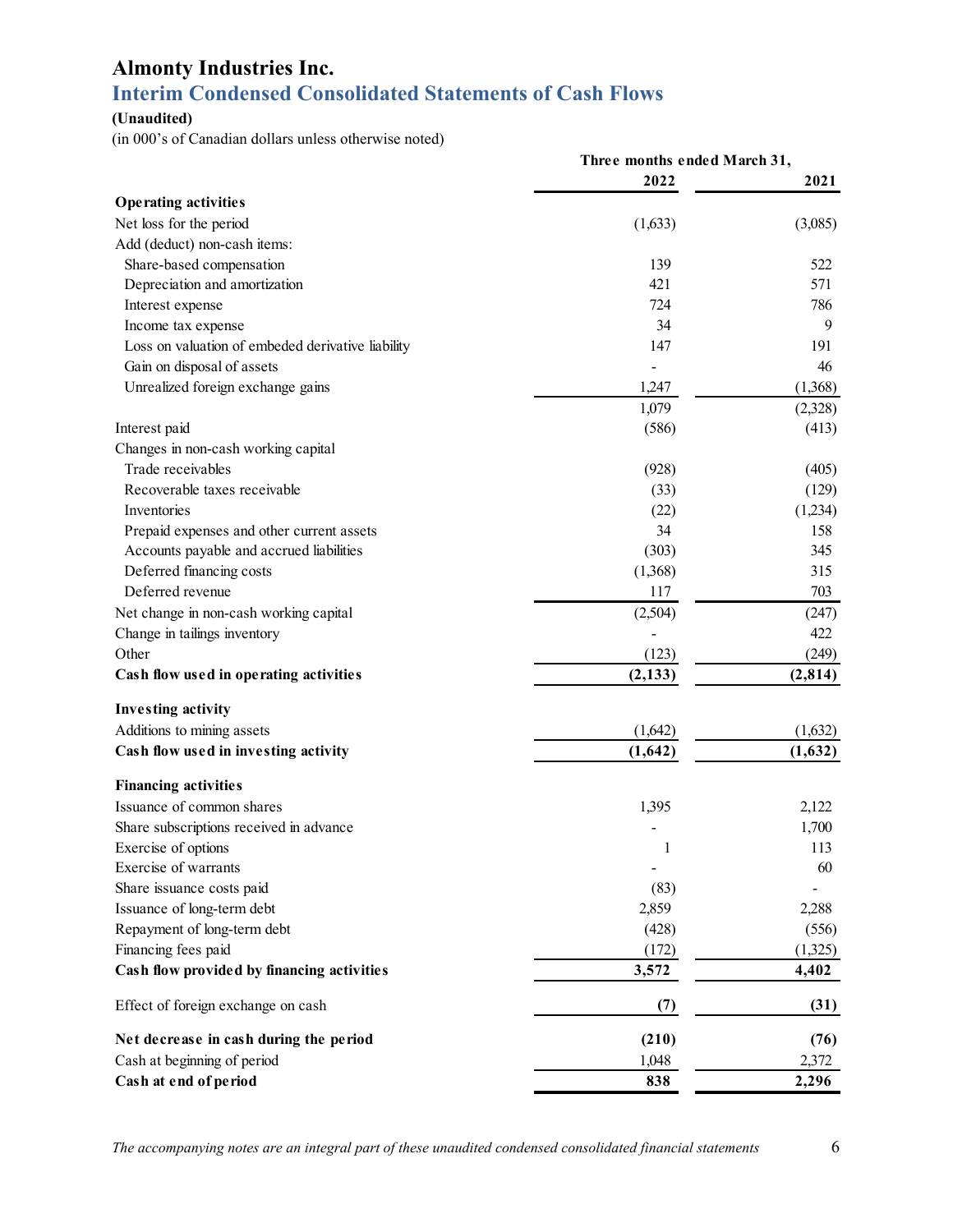# Almonty Industries Inc.

## Interim Condensed Consolidated Statements of Cash Flows

**(Unaudited)**

(in 000's of Canadian dollars unless otherwise noted)

| | Three months ended March 31, | |
|---|---|---|
| | **2022** | **2021** |
| **Operating activities** | | |
| Net loss for the period | (1,633) | (3,085) |
| Add (deduct) non-cash items: | | |
| Share-based compensation | 139 | 522 |
| Depreciation and amortization | 421 | 571 |
| Interest expense | 724 | 786 |
| Income tax expense | 34 | 9 |
| Loss on valuation of embeded derivative liability | 147 | 191 |
| Gain on disposal of assets | - | 46 |
| Unrealized foreign exchange gains | 1,247 | (1,368) |
| | 1,079 | (2,328) |
| Interest paid | (586) | (413) |
| Changes in non-cash working capital | | |
| Trade receivables | (928) | (405) |
| Recoverable taxes receivable | (33) | (129) |
| Inventories | (22) | (1,234) |
| Prepaid expenses and other current assets | 34 | 158 |
| Accounts payable and accrued liabilities | (303) | 345 |
| Deferred financing costs | (1,368) | 315 |
| Deferred revenue | 117 | 703 |
| Net change in non-cash working capital | (2,504) | (247) |
| Change in tailings inventory | - | 422 |
| Other | (123) | (249) |
| **Cash flow used in operating activities** | **(2,133)** | **(2,814)** |
| **Investing activity** | | |
| Additions to mining assets | (1,642) | (1,632) |
| **Cash flow used in investing activity** | **(1,642)** | **(1,632)** |
| **Financing activities** | | |
| Issuance of common shares | 1,395 | 2,122 |
| Share subscriptions received in advance | - | 1,700 |
| Exercise of options | 1 | 113 |
| Exercise of warrants | - | 60 |
| Share issuance costs paid | (83) | - |
| Issuance of long-term debt | 2,859 | 2,288 |
| Repayment of long-term debt | (428) | (556) |
| Financing fees paid | (172) | (1,325) |
| **Cash flow provided by financing activities** | **3,572** | **4,402** |
| Effect of foreign exchange on cash | **(7)** | **(31)** |
| **Net decrease in cash during the period** | **(210)** | **(76)** |
| Cash at beginning of period | 1,048 | 2,372 |
| **Cash at end of period** | **838** | **2,296** |

*The accompanying notes are an integral part of these unaudited condensed consolidated financial statements*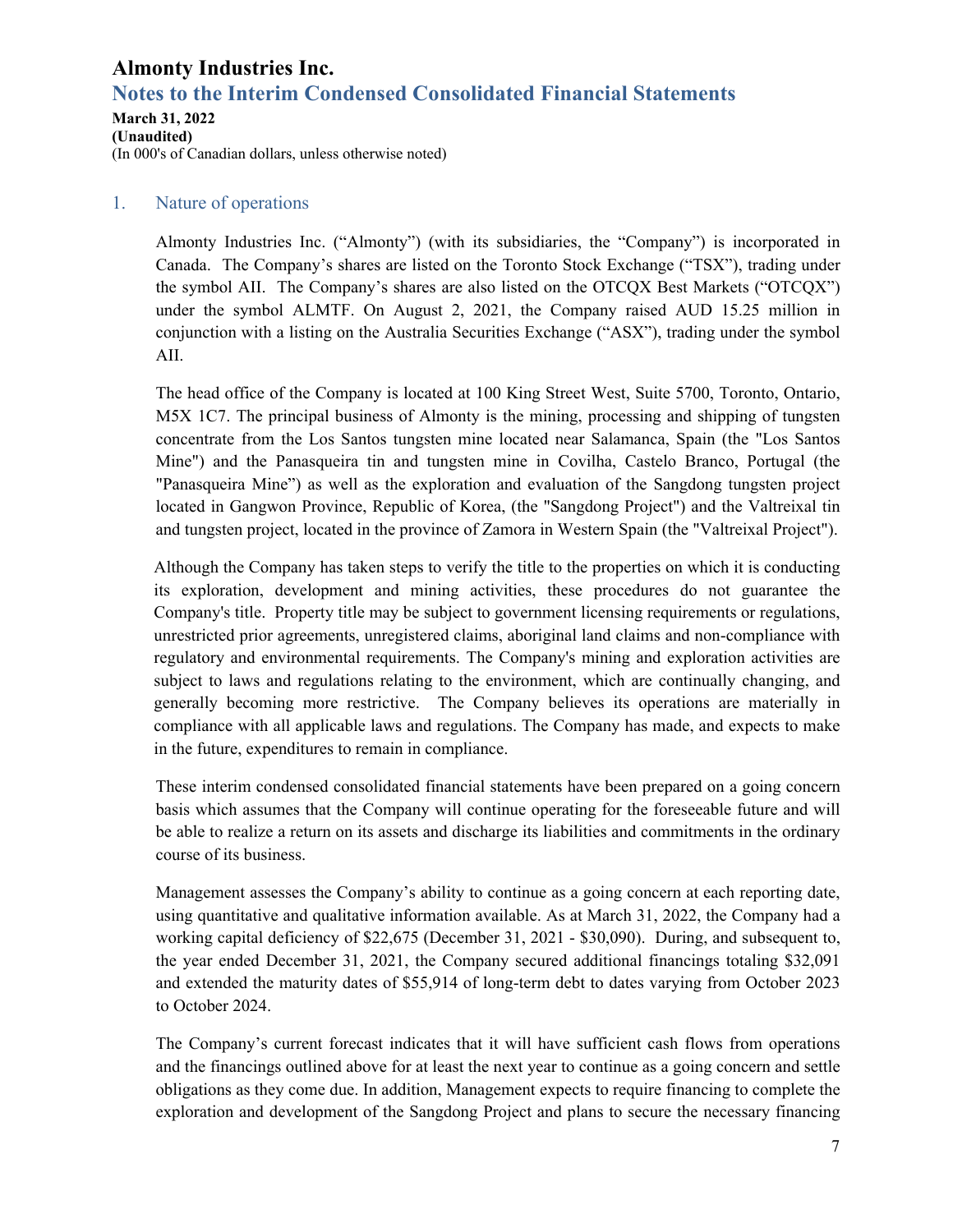## 1. Nature of operations

Almonty Industries Inc. ("Almonty") (with its subsidiaries, the "Company") is incorporated in Canada. The Company's shares are listed on the Toronto Stock Exchange ("TSX"), trading under the symbol AII. The Company's shares are also listed on the OTCQX Best Markets ("OTCQX") under the symbol ALMTF. On August 2, 2021, the Company raised AUD 15.25 million in conjunction with a listing on the Australia Securities Exchange ("ASX"), trading under the symbol AII.

The head office of the Company is located at 100 King Street West, Suite 5700, Toronto, Ontario, M5X 1C7. The principal business of Almonty is the mining, processing and shipping of tungsten concentrate from the Los Santos tungsten mine located near Salamanca, Spain (the "Los Santos Mine") and the Panasqueira tin and tungsten mine in Covilha, Castelo Branco, Portugal (the "Panasqueira Mine") as well as the exploration and evaluation of the Sangdong tungsten project located in Gangwon Province, Republic of Korea, (the "Sangdong Project") and the Valtreixal tin and tungsten project, located in the province of Zamora in Western Spain (the "Valtreixal Project").

Although the Company has taken steps to verify the title to the properties on which it is conducting its exploration, development and mining activities, these procedures do not guarantee the Company's title. Property title may be subject to government licensing requirements or regulations, unrestricted prior agreements, unregistered claims, aboriginal land claims and non-compliance with regulatory and environmental requirements. The Company's mining and exploration activities are subject to laws and regulations relating to the environment, which are continually changing, and generally becoming more restrictive. The Company believes its operations are materially in compliance with all applicable laws and regulations. The Company has made, and expects to make in the future, expenditures to remain in compliance.

These interim condensed consolidated financial statements have been prepared on a going concern basis which assumes that the Company will continue operating for the foreseeable future and will be able to realize a return on its assets and discharge its liabilities and commitments in the ordinary course of its business.

Management assesses the Company's ability to continue as a going concern at each reporting date, using quantitative and qualitative information available. As at March 31, 2022, the Company had a working capital deficiency of $22,675 (December 31, 2021 - $30,090). During, and subsequent to, the year ended December 31, 2021, the Company secured additional financings totaling $32,091 and extended the maturity dates of $55,914 of long-term debt to dates varying from October 2023 to October 2024.

The Company's current forecast indicates that it will have sufficient cash flows from operations and the financings outlined above for at least the next year to continue as a going concern and settle obligations as they come due. In addition, Management expects to require financing to complete the exploration and development of the Sangdong Project and plans to secure the necessary financing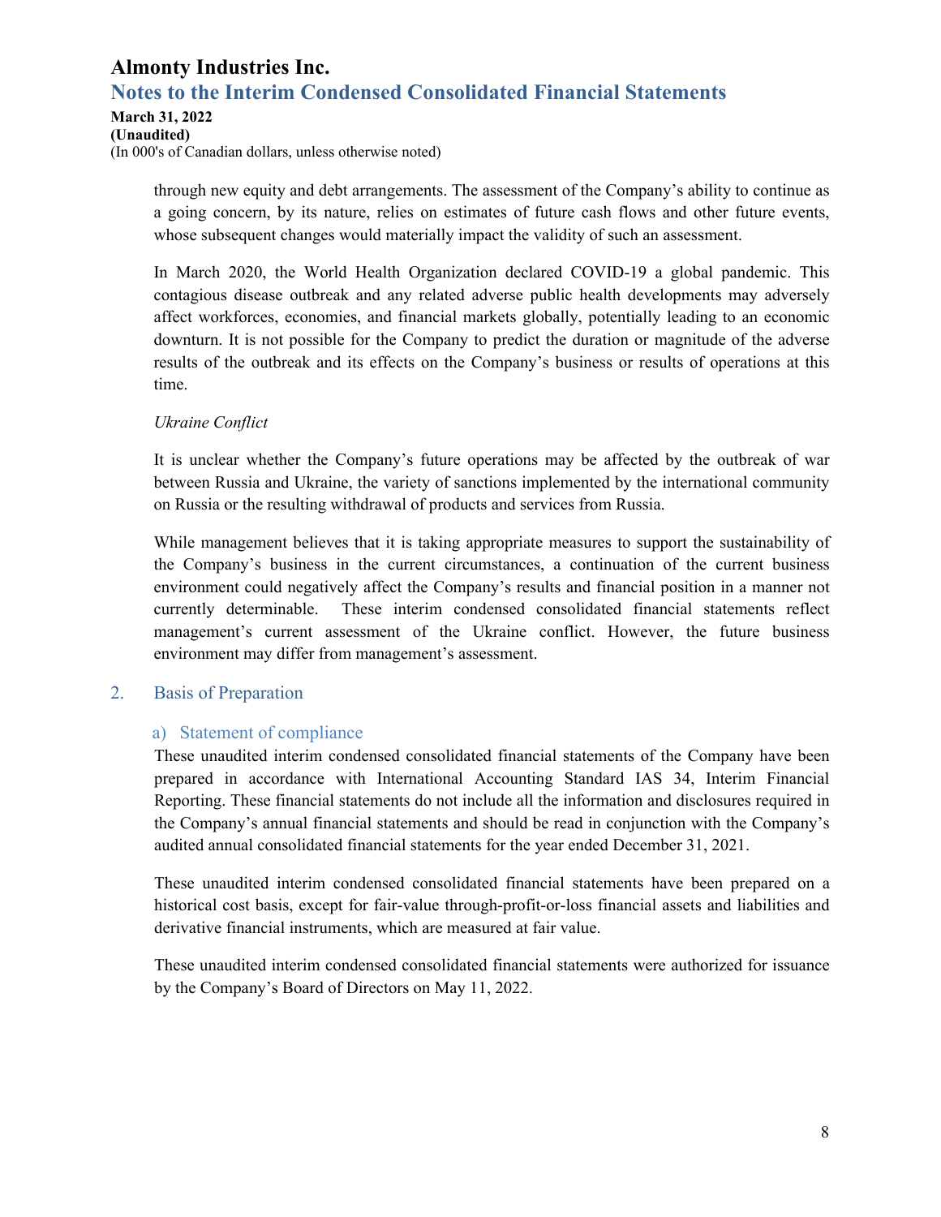through new equity and debt arrangements. The assessment of the Company's ability to continue as a going concern, by its nature, relies on estimates of future cash flows and other future events, whose subsequent changes would materially impact the validity of such an assessment.

In March 2020, the World Health Organization declared COVID-19 a global pandemic. This contagious disease outbreak and any related adverse public health developments may adversely affect workforces, economies, and financial markets globally, potentially leading to an economic downturn. It is not possible for the Company to predict the duration or magnitude of the adverse results of the outbreak and its effects on the Company's business or results of operations at this time.

*Ukraine Conflict*

It is unclear whether the Company's future operations may be affected by the outbreak of war between Russia and Ukraine, the variety of sanctions implemented by the international community on Russia or the resulting withdrawal of products and services from Russia.

While management believes that it is taking appropriate measures to support the sustainability of the Company's business in the current circumstances, a continuation of the current business environment could negatively affect the Company's results and financial position in a manner not currently determinable. These interim condensed consolidated financial statements reflect management's current assessment of the Ukraine conflict. However, the future business environment may differ from management's assessment.

## 2. Basis of Preparation

### a) Statement of compliance

These unaudited interim condensed consolidated financial statements of the Company have been prepared in accordance with International Accounting Standard IAS 34, Interim Financial Reporting. These financial statements do not include all the information and disclosures required in the Company's annual financial statements and should be read in conjunction with the Company's audited annual consolidated financial statements for the year ended December 31, 2021.

These unaudited interim condensed consolidated financial statements have been prepared on a historical cost basis, except for fair-value through-profit-or-loss financial assets and liabilities and derivative financial instruments, which are measured at fair value.

These unaudited interim condensed consolidated financial statements were authorized for issuance by the Company's Board of Directors on May 11, 2022.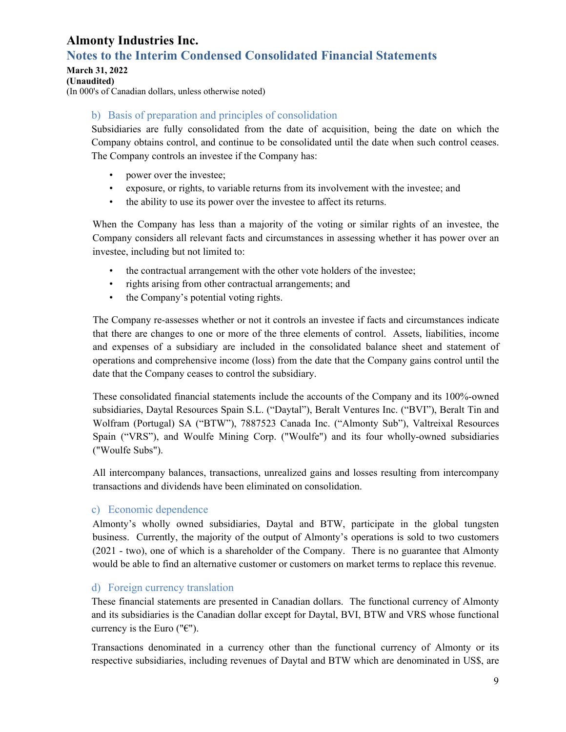#### b) Basis of preparation and principles of consolidation

Subsidiaries are fully consolidated from the date of acquisition, being the date on which the Company obtains control, and continue to be consolidated until the date when such control ceases. The Company controls an investee if the Company has:

- power over the investee;
- exposure, or rights, to variable returns from its involvement with the investee; and
- the ability to use its power over the investee to affect its returns.

When the Company has less than a majority of the voting or similar rights of an investee, the Company considers all relevant facts and circumstances in assessing whether it has power over an investee, including but not limited to:

- the contractual arrangement with the other vote holders of the investee;
- rights arising from other contractual arrangements; and
- the Company's potential voting rights.

The Company re-assesses whether or not it controls an investee if facts and circumstances indicate that there are changes to one or more of the three elements of control. Assets, liabilities, income and expenses of a subsidiary are included in the consolidated balance sheet and statement of operations and comprehensive income (loss) from the date that the Company gains control until the date that the Company ceases to control the subsidiary.

These consolidated financial statements include the accounts of the Company and its 100%-owned subsidiaries, Daytal Resources Spain S.L. ("Daytal"), Beralt Ventures Inc. ("BVI"), Beralt Tin and Wolfram (Portugal) SA ("BTW"), 7887523 Canada Inc. ("Almonty Sub"), Valtreixal Resources Spain ("VRS"), and Woulfe Mining Corp. ("Woulfe") and its four wholly-owned subsidiaries ("Woulfe Subs").

All intercompany balances, transactions, unrealized gains and losses resulting from intercompany transactions and dividends have been eliminated on consolidation.

#### c) Economic dependence

Almonty's wholly owned subsidiaries, Daytal and BTW, participate in the global tungsten business. Currently, the majority of the output of Almonty's operations is sold to two customers (2021 - two), one of which is a shareholder of the Company. There is no guarantee that Almonty would be able to find an alternative customer or customers on market terms to replace this revenue.

#### d) Foreign currency translation

These financial statements are presented in Canadian dollars. The functional currency of Almonty and its subsidiaries is the Canadian dollar except for Daytal, BVI, BTW and VRS whose functional currency is the Euro ("€").

Transactions denominated in a currency other than the functional currency of Almonty or its respective subsidiaries, including revenues of Daytal and BTW which are denominated in US$, are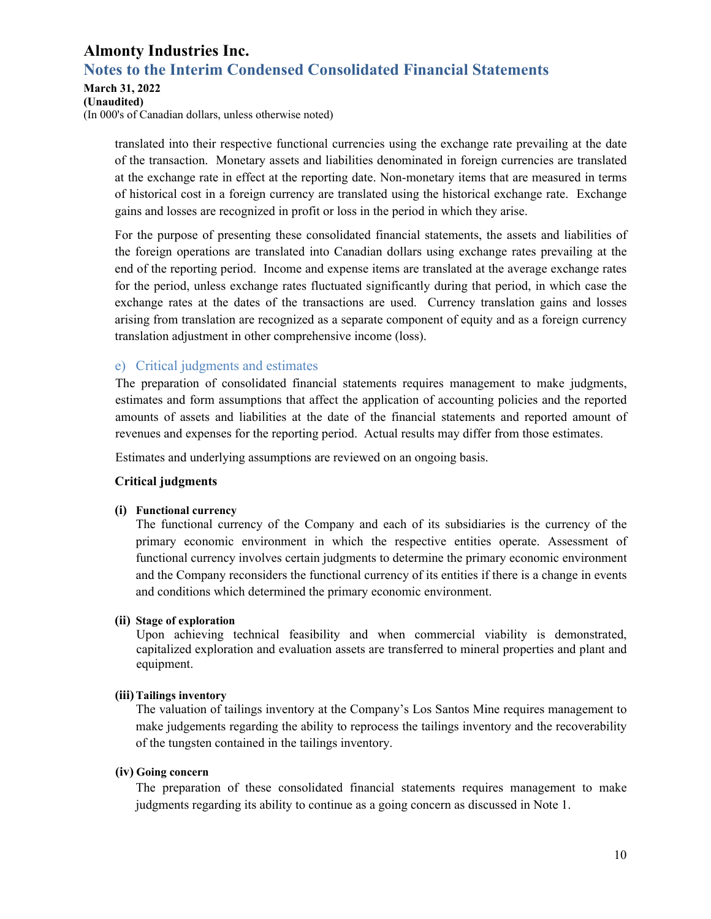translated into their respective functional currencies using the exchange rate prevailing at the date of the transaction. Monetary assets and liabilities denominated in foreign currencies are translated at the exchange rate in effect at the reporting date. Non-monetary items that are measured in terms of historical cost in a foreign currency are translated using the historical exchange rate. Exchange gains and losses are recognized in profit or loss in the period in which they arise.

For the purpose of presenting these consolidated financial statements, the assets and liabilities of the foreign operations are translated into Canadian dollars using exchange rates prevailing at the end of the reporting period. Income and expense items are translated at the average exchange rates for the period, unless exchange rates fluctuated significantly during that period, in which case the exchange rates at the dates of the transactions are used. Currency translation gains and losses arising from translation are recognized as a separate component of equity and as a foreign currency translation adjustment in other comprehensive income (loss).

### e) Critical judgments and estimates

The preparation of consolidated financial statements requires management to make judgments, estimates and form assumptions that affect the application of accounting policies and the reported amounts of assets and liabilities at the date of the financial statements and reported amount of revenues and expenses for the reporting period. Actual results may differ from those estimates.

Estimates and underlying assumptions are reviewed on an ongoing basis.

**Critical judgments**

**(i) Functional currency**

The functional currency of the Company and each of its subsidiaries is the currency of the primary economic environment in which the respective entities operate. Assessment of functional currency involves certain judgments to determine the primary economic environment and the Company reconsiders the functional currency of its entities if there is a change in events and conditions which determined the primary economic environment.

**(ii) Stage of exploration**

Upon achieving technical feasibility and when commercial viability is demonstrated, capitalized exploration and evaluation assets are transferred to mineral properties and plant and equipment.

**(iii) Tailings inventory**

The valuation of tailings inventory at the Company's Los Santos Mine requires management to make judgements regarding the ability to reprocess the tailings inventory and the recoverability of the tungsten contained in the tailings inventory.

**(iv) Going concern**

The preparation of these consolidated financial statements requires management to make judgments regarding its ability to continue as a going concern as discussed in Note 1.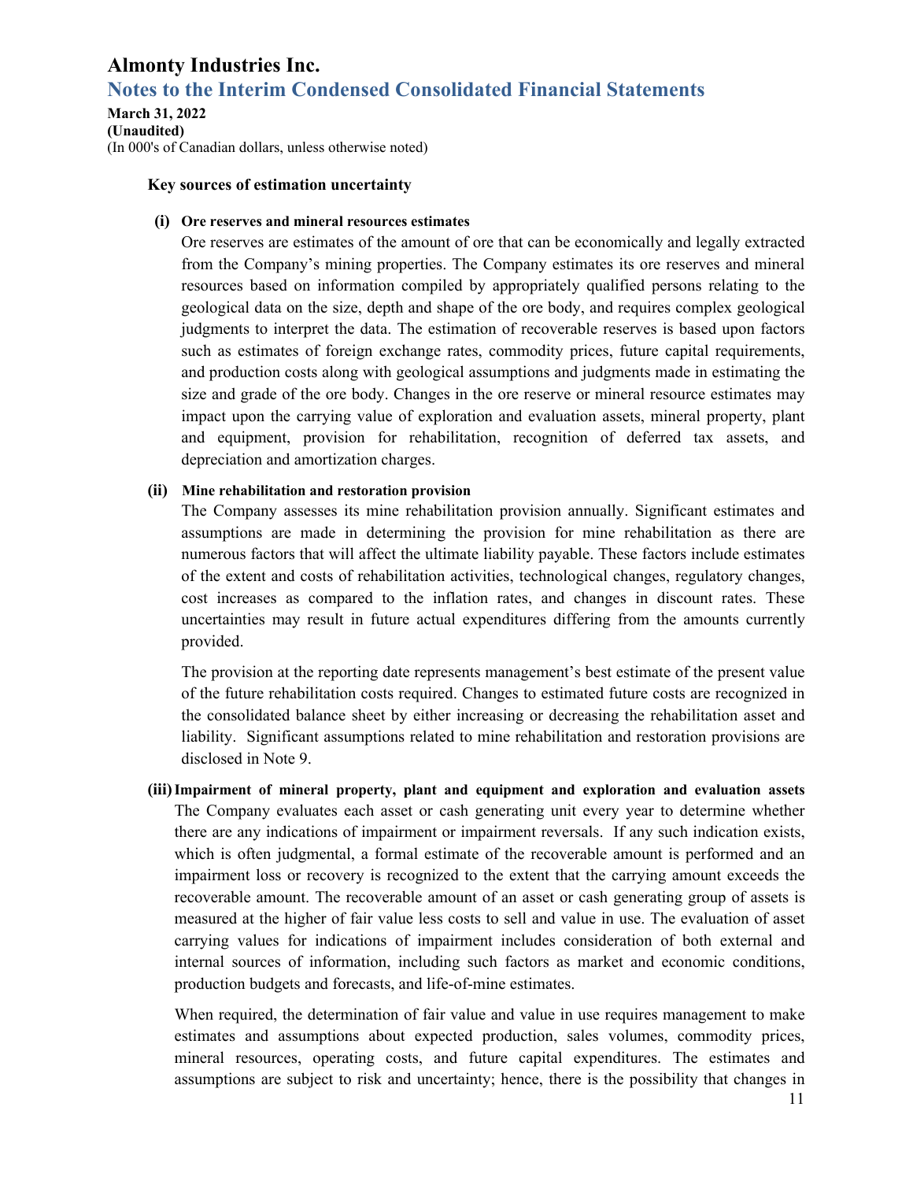**Key sources of estimation uncertainty**

**(i) Ore reserves and mineral resources estimates**

Ore reserves are estimates of the amount of ore that can be economically and legally extracted from the Company's mining properties. The Company estimates its ore reserves and mineral resources based on information compiled by appropriately qualified persons relating to the geological data on the size, depth and shape of the ore body, and requires complex geological judgments to interpret the data. The estimation of recoverable reserves is based upon factors such as estimates of foreign exchange rates, commodity prices, future capital requirements, and production costs along with geological assumptions and judgments made in estimating the size and grade of the ore body. Changes in the ore reserve or mineral resource estimates may impact upon the carrying value of exploration and evaluation assets, mineral property, plant and equipment, provision for rehabilitation, recognition of deferred tax assets, and depreciation and amortization charges.

**(ii) Mine rehabilitation and restoration provision**

The Company assesses its mine rehabilitation provision annually. Significant estimates and assumptions are made in determining the provision for mine rehabilitation as there are numerous factors that will affect the ultimate liability payable. These factors include estimates of the extent and costs of rehabilitation activities, technological changes, regulatory changes, cost increases as compared to the inflation rates, and changes in discount rates. These uncertainties may result in future actual expenditures differing from the amounts currently provided.

The provision at the reporting date represents management's best estimate of the present value of the future rehabilitation costs required. Changes to estimated future costs are recognized in the consolidated balance sheet by either increasing or decreasing the rehabilitation asset and liability. Significant assumptions related to mine rehabilitation and restoration provisions are disclosed in Note 9.

**(iii) Impairment of mineral property, plant and equipment and exploration and evaluation assets**

The Company evaluates each asset or cash generating unit every year to determine whether there are any indications of impairment or impairment reversals. If any such indication exists, which is often judgmental, a formal estimate of the recoverable amount is performed and an impairment loss or recovery is recognized to the extent that the carrying amount exceeds the recoverable amount. The recoverable amount of an asset or cash generating group of assets is measured at the higher of fair value less costs to sell and value in use. The evaluation of asset carrying values for indications of impairment includes consideration of both external and internal sources of information, including such factors as market and economic conditions, production budgets and forecasts, and life-of-mine estimates.

When required, the determination of fair value and value in use requires management to make estimates and assumptions about expected production, sales volumes, commodity prices, mineral resources, operating costs, and future capital expenditures. The estimates and assumptions are subject to risk and uncertainty; hence, there is the possibility that changes in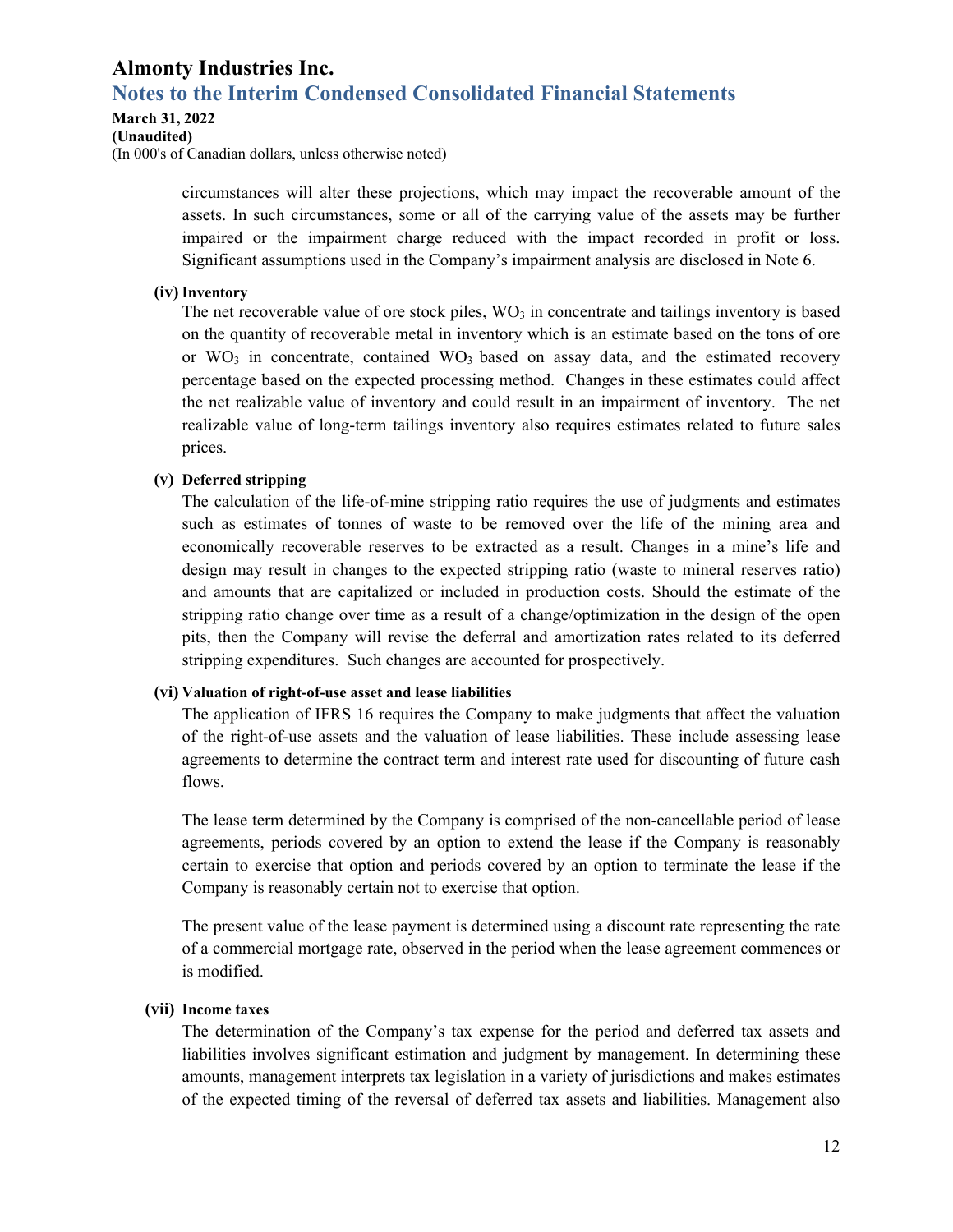circumstances will alter these projections, which may impact the recoverable amount of the assets. In such circumstances, some or all of the carrying value of the assets may be further impaired or the impairment charge reduced with the impact recorded in profit or loss. Significant assumptions used in the Company's impairment analysis are disclosed in Note 6.

**(iv) Inventory**

The net recoverable value of ore stock piles, $WO_3$ in concentrate and tailings inventory is based on the quantity of recoverable metal in inventory which is an estimate based on the tons of ore or $WO_3$ in concentrate, contained $WO_3$ based on assay data, and the estimated recovery percentage based on the expected processing method. Changes in these estimates could affect the net realizable value of inventory and could result in an impairment of inventory. The net realizable value of long-term tailings inventory also requires estimates related to future sales prices.

**(v) Deferred stripping**

The calculation of the life-of-mine stripping ratio requires the use of judgments and estimates such as estimates of tonnes of waste to be removed over the life of the mining area and economically recoverable reserves to be extracted as a result. Changes in a mine's life and design may result in changes to the expected stripping ratio (waste to mineral reserves ratio) and amounts that are capitalized or included in production costs. Should the estimate of the stripping ratio change over time as a result of a change/optimization in the design of the open pits, then the Company will revise the deferral and amortization rates related to its deferred stripping expenditures. Such changes are accounted for prospectively.

**(vi) Valuation of right-of-use asset and lease liabilities**

The application of IFRS 16 requires the Company to make judgments that affect the valuation of the right-of-use assets and the valuation of lease liabilities. These include assessing lease agreements to determine the contract term and interest rate used for discounting of future cash flows.

The lease term determined by the Company is comprised of the non-cancellable period of lease agreements, periods covered by an option to extend the lease if the Company is reasonably certain to exercise that option and periods covered by an option to terminate the lease if the Company is reasonably certain not to exercise that option.

The present value of the lease payment is determined using a discount rate representing the rate of a commercial mortgage rate, observed in the period when the lease agreement commences or is modified.

**(vii) Income taxes**

The determination of the Company's tax expense for the period and deferred tax assets and liabilities involves significant estimation and judgment by management. In determining these amounts, management interprets tax legislation in a variety of jurisdictions and makes estimates of the expected timing of the reversal of deferred tax assets and liabilities. Management also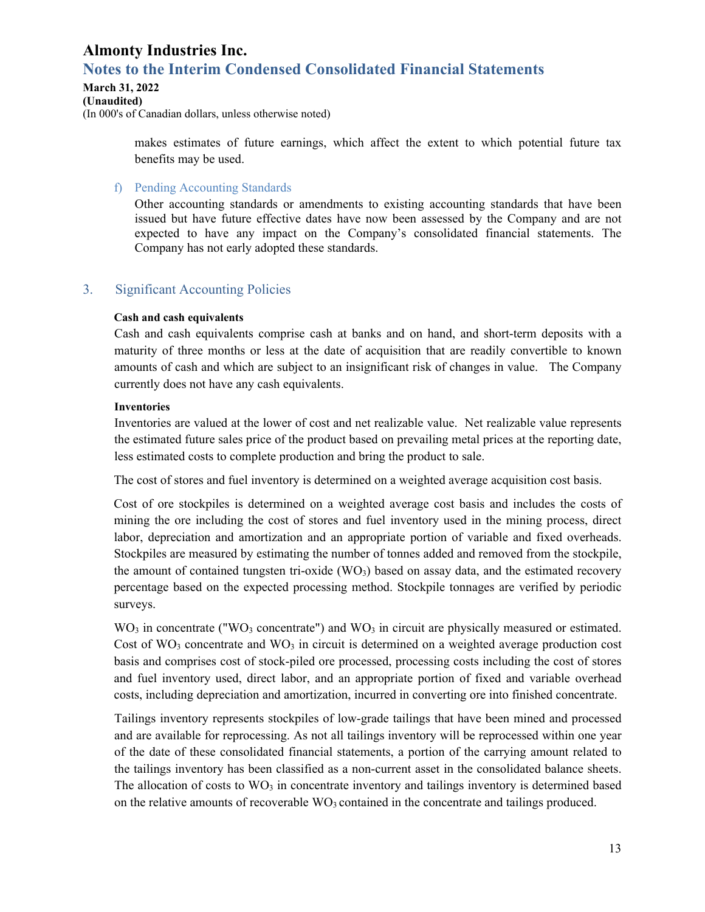makes estimates of future earnings, which affect the extent to which potential future tax benefits may be used.

f) Pending Accounting Standards

Other accounting standards or amendments to existing accounting standards that have been issued but have future effective dates have now been assessed by the Company and are not expected to have any impact on the Company's consolidated financial statements. The Company has not early adopted these standards.

## 3. Significant Accounting Policies

**Cash and cash equivalents**

Cash and cash equivalents comprise cash at banks and on hand, and short-term deposits with a maturity of three months or less at the date of acquisition that are readily convertible to known amounts of cash and which are subject to an insignificant risk of changes in value. The Company currently does not have any cash equivalents.

**Inventories**

Inventories are valued at the lower of cost and net realizable value. Net realizable value represents the estimated future sales price of the product based on prevailing metal prices at the reporting date, less estimated costs to complete production and bring the product to sale.

The cost of stores and fuel inventory is determined on a weighted average acquisition cost basis.

Cost of ore stockpiles is determined on a weighted average cost basis and includes the costs of mining the ore including the cost of stores and fuel inventory used in the mining process, direct labor, depreciation and amortization and an appropriate portion of variable and fixed overheads. Stockpiles are measured by estimating the number of tonnes added and removed from the stockpile, the amount of contained tungsten tri-oxide ($WO_3$) based on assay data, and the estimated recovery percentage based on the expected processing method. Stockpile tonnages are verified by periodic surveys.

$WO_3$ in concentrate ("$WO_3$ concentrate") and $WO_3$ in circuit are physically measured or estimated. Cost of $WO_3$ concentrate and $WO_3$ in circuit is determined on a weighted average production cost basis and comprises cost of stock-piled ore processed, processing costs including the cost of stores and fuel inventory used, direct labor, and an appropriate portion of fixed and variable overhead costs, including depreciation and amortization, incurred in converting ore into finished concentrate.

Tailings inventory represents stockpiles of low-grade tailings that have been mined and processed and are available for reprocessing. As not all tailings inventory will be reprocessed within one year of the date of these consolidated financial statements, a portion of the carrying amount related to the tailings inventory has been classified as a non-current asset in the consolidated balance sheets. The allocation of costs to $WO_3$ in concentrate inventory and tailings inventory is determined based on the relative amounts of recoverable $WO_3$ contained in the concentrate and tailings produced.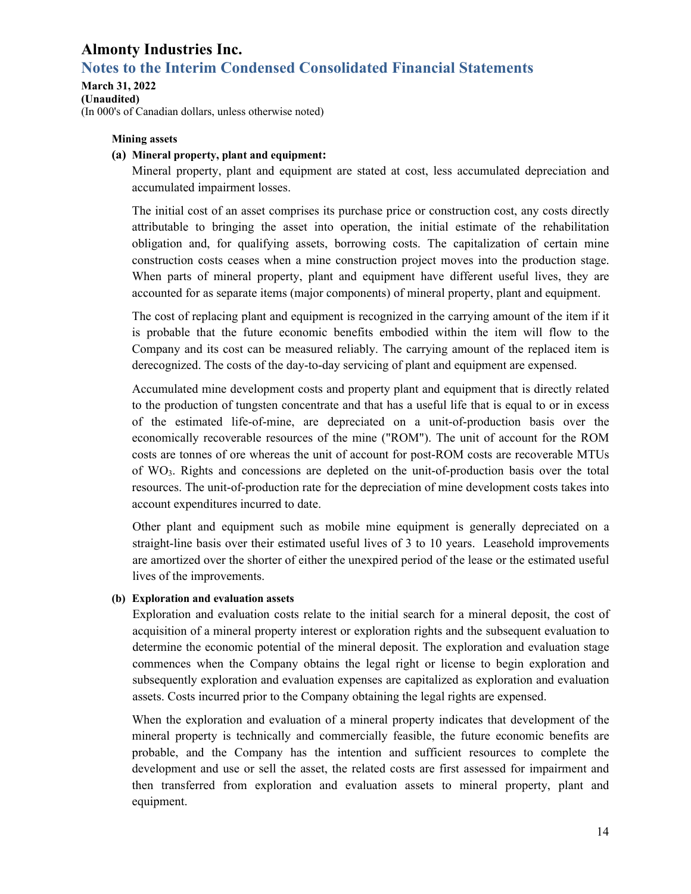**Mining assets**

**(a) Mineral property, plant and equipment:**

Mineral property, plant and equipment are stated at cost, less accumulated depreciation and accumulated impairment losses.

The initial cost of an asset comprises its purchase price or construction cost, any costs directly attributable to bringing the asset into operation, the initial estimate of the rehabilitation obligation and, for qualifying assets, borrowing costs. The capitalization of certain mine construction costs ceases when a mine construction project moves into the production stage. When parts of mineral property, plant and equipment have different useful lives, they are accounted for as separate items (major components) of mineral property, plant and equipment.

The cost of replacing plant and equipment is recognized in the carrying amount of the item if it is probable that the future economic benefits embodied within the item will flow to the Company and its cost can be measured reliably. The carrying amount of the replaced item is derecognized. The costs of the day-to-day servicing of plant and equipment are expensed.

Accumulated mine development costs and property plant and equipment that is directly related to the production of tungsten concentrate and that has a useful life that is equal to or in excess of the estimated life-of-mine, are depreciated on a unit-of-production basis over the economically recoverable resources of the mine ("ROM"). The unit of account for the ROM costs are tonnes of ore whereas the unit of account for post-ROM costs are recoverable MTUs of $WO_3$. Rights and concessions are depleted on the unit-of-production basis over the total resources. The unit-of-production rate for the depreciation of mine development costs takes into account expenditures incurred to date.

Other plant and equipment such as mobile mine equipment is generally depreciated on a straight-line basis over their estimated useful lives of 3 to 10 years. Leasehold improvements are amortized over the shorter of either the unexpired period of the lease or the estimated useful lives of the improvements.

**(b) Exploration and evaluation assets**

Exploration and evaluation costs relate to the initial search for a mineral deposit, the cost of acquisition of a mineral property interest or exploration rights and the subsequent evaluation to determine the economic potential of the mineral deposit. The exploration and evaluation stage commences when the Company obtains the legal right or license to begin exploration and subsequently exploration and evaluation expenses are capitalized as exploration and evaluation assets. Costs incurred prior to the Company obtaining the legal rights are expensed.

When the exploration and evaluation of a mineral property indicates that development of the mineral property is technically and commercially feasible, the future economic benefits are probable, and the Company has the intention and sufficient resources to complete the development and use or sell the asset, the related costs are first assessed for impairment and then transferred from exploration and evaluation assets to mineral property, plant and equipment.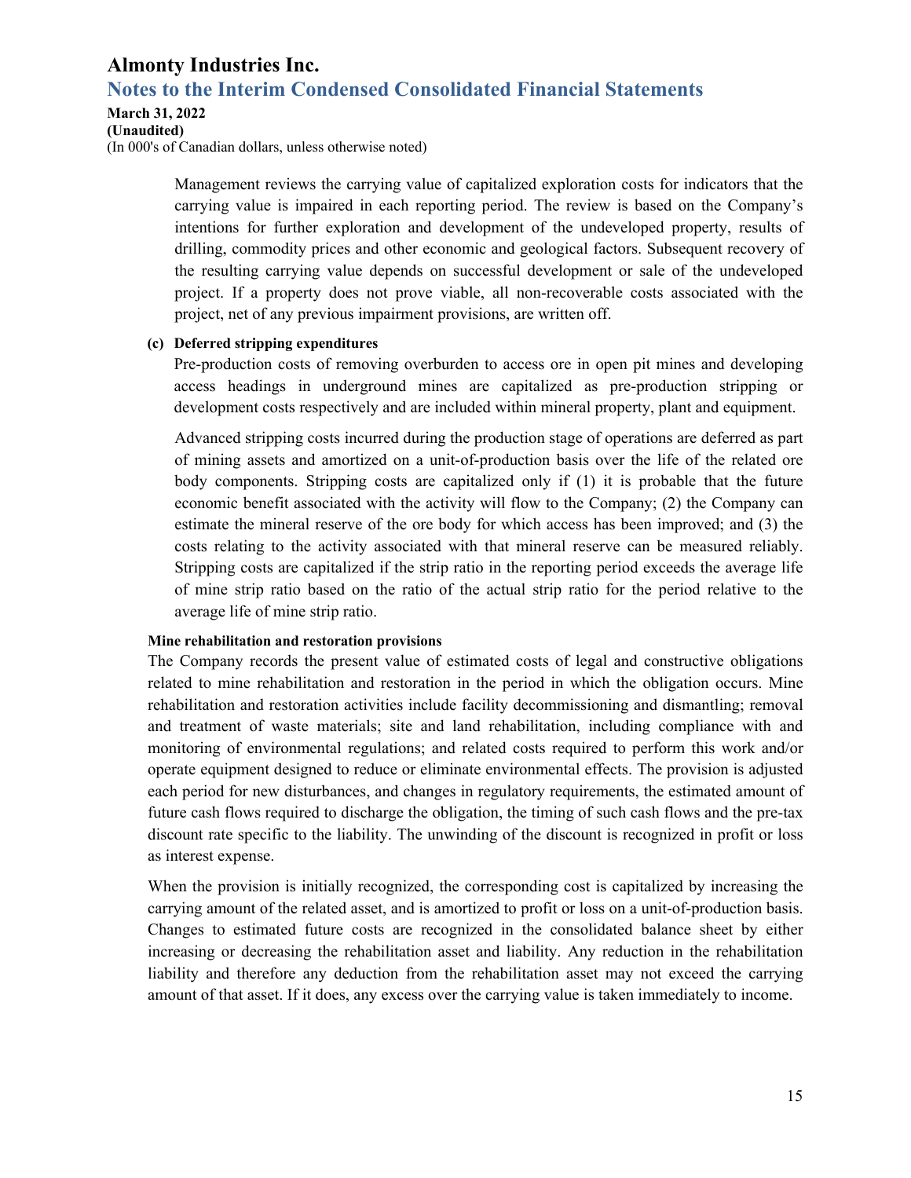Management reviews the carrying value of capitalized exploration costs for indicators that the carrying value is impaired in each reporting period. The review is based on the Company's intentions for further exploration and development of the undeveloped property, results of drilling, commodity prices and other economic and geological factors. Subsequent recovery of the resulting carrying value depends on successful development or sale of the undeveloped project. If a property does not prove viable, all non-recoverable costs associated with the project, net of any previous impairment provisions, are written off.

**(c) Deferred stripping expenditures**

Pre-production costs of removing overburden to access ore in open pit mines and developing access headings in underground mines are capitalized as pre-production stripping or development costs respectively and are included within mineral property, plant and equipment.

Advanced stripping costs incurred during the production stage of operations are deferred as part of mining assets and amortized on a unit-of-production basis over the life of the related ore body components. Stripping costs are capitalized only if (1) it is probable that the future economic benefit associated with the activity will flow to the Company; (2) the Company can estimate the mineral reserve of the ore body for which access has been improved; and (3) the costs relating to the activity associated with that mineral reserve can be measured reliably. Stripping costs are capitalized if the strip ratio in the reporting period exceeds the average life of mine strip ratio based on the ratio of the actual strip ratio for the period relative to the average life of mine strip ratio.

**Mine rehabilitation and restoration provisions**

The Company records the present value of estimated costs of legal and constructive obligations related to mine rehabilitation and restoration in the period in which the obligation occurs. Mine rehabilitation and restoration activities include facility decommissioning and dismantling; removal and treatment of waste materials; site and land rehabilitation, including compliance with and monitoring of environmental regulations; and related costs required to perform this work and/or operate equipment designed to reduce or eliminate environmental effects. The provision is adjusted each period for new disturbances, and changes in regulatory requirements, the estimated amount of future cash flows required to discharge the obligation, the timing of such cash flows and the pre-tax discount rate specific to the liability. The unwinding of the discount is recognized in profit or loss as interest expense.

When the provision is initially recognized, the corresponding cost is capitalized by increasing the carrying amount of the related asset, and is amortized to profit or loss on a unit-of-production basis. Changes to estimated future costs are recognized in the consolidated balance sheet by either increasing or decreasing the rehabilitation asset and liability. Any reduction in the rehabilitation liability and therefore any deduction from the rehabilitation asset may not exceed the carrying amount of that asset. If it does, any excess over the carrying value is taken immediately to income.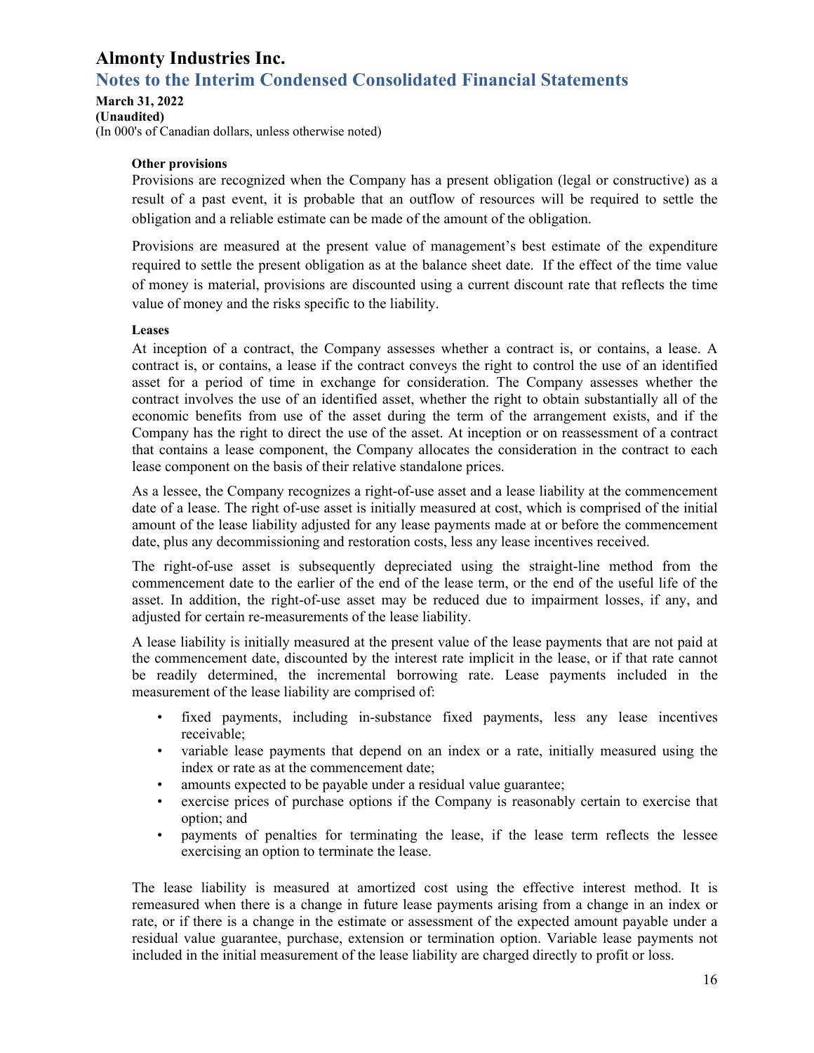**Other provisions**

Provisions are recognized when the Company has a present obligation (legal or constructive) as a result of a past event, it is probable that an outflow of resources will be required to settle the obligation and a reliable estimate can be made of the amount of the obligation.

Provisions are measured at the present value of management's best estimate of the expenditure required to settle the present obligation as at the balance sheet date. If the effect of the time value of money is material, provisions are discounted using a current discount rate that reflects the time value of money and the risks specific to the liability.

**Leases**

At inception of a contract, the Company assesses whether a contract is, or contains, a lease. A contract is, or contains, a lease if the contract conveys the right to control the use of an identified asset for a period of time in exchange for consideration. The Company assesses whether the contract involves the use of an identified asset, whether the right to obtain substantially all of the economic benefits from use of the asset during the term of the arrangement exists, and if the Company has the right to direct the use of the asset. At inception or on reassessment of a contract that contains a lease component, the Company allocates the consideration in the contract to each lease component on the basis of their relative standalone prices.

As a lessee, the Company recognizes a right-of-use asset and a lease liability at the commencement date of a lease. The right of-use asset is initially measured at cost, which is comprised of the initial amount of the lease liability adjusted for any lease payments made at or before the commencement date, plus any decommissioning and restoration costs, less any lease incentives received.

The right-of-use asset is subsequently depreciated using the straight-line method from the commencement date to the earlier of the end of the lease term, or the end of the useful life of the asset. In addition, the right-of-use asset may be reduced due to impairment losses, if any, and adjusted for certain re-measurements of the lease liability.

A lease liability is initially measured at the present value of the lease payments that are not paid at the commencement date, discounted by the interest rate implicit in the lease, or if that rate cannot be readily determined, the incremental borrowing rate. Lease payments included in the measurement of the lease liability are comprised of:

- fixed payments, including in-substance fixed payments, less any lease incentives receivable;
- variable lease payments that depend on an index or a rate, initially measured using the index or rate as at the commencement date;
- amounts expected to be payable under a residual value guarantee;
- exercise prices of purchase options if the Company is reasonably certain to exercise that option; and
- payments of penalties for terminating the lease, if the lease term reflects the lessee exercising an option to terminate the lease.

The lease liability is measured at amortized cost using the effective interest method. It is remeasured when there is a change in future lease payments arising from a change in an index or rate, or if there is a change in the estimate or assessment of the expected amount payable under a residual value guarantee, purchase, extension or termination option. Variable lease payments not included in the initial measurement of the lease liability are charged directly to profit or loss.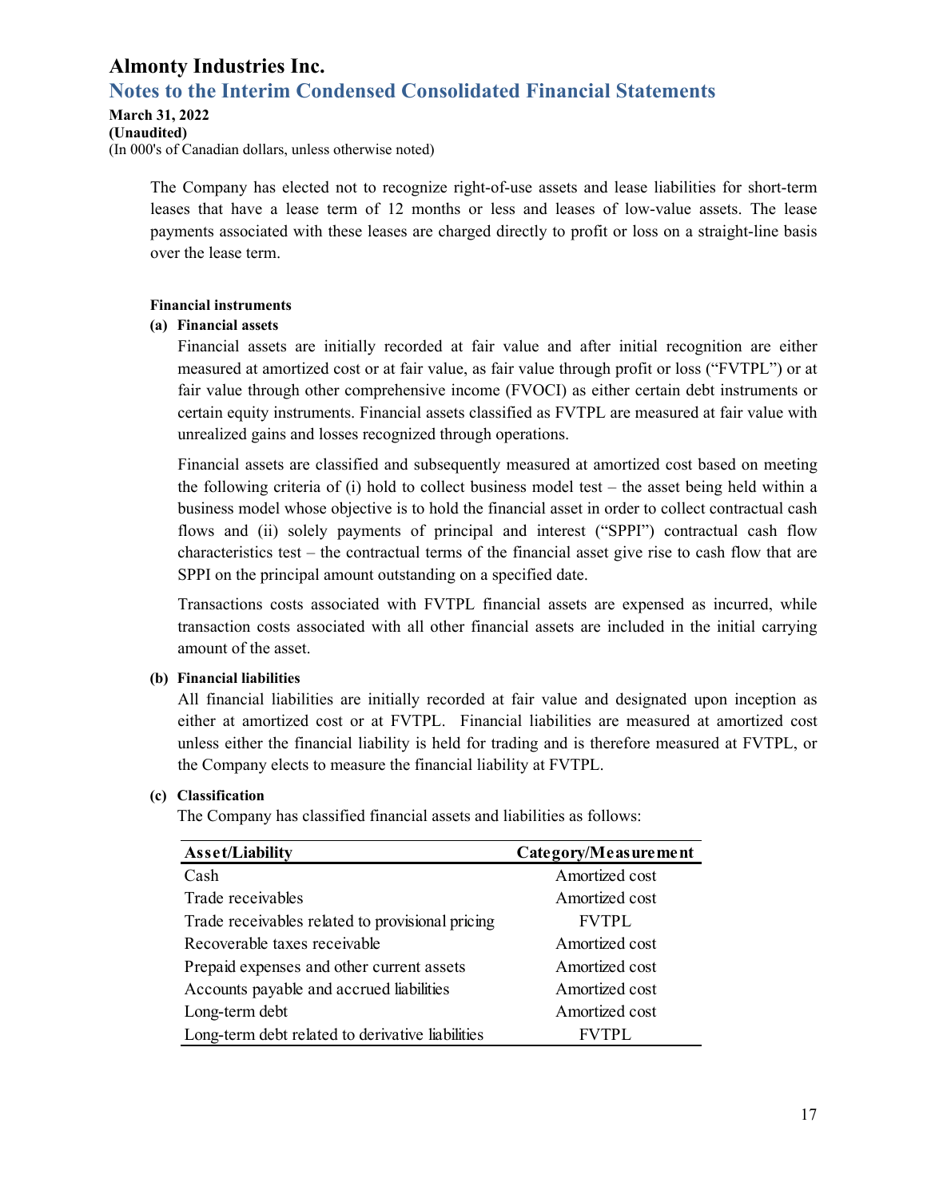The Company has elected not to recognize right-of-use assets and lease liabilities for short-term leases that have a lease term of 12 months or less and leases of low-value assets. The lease payments associated with these leases are charged directly to profit or loss on a straight-line basis over the lease term.

**Financial instruments**

**(a) Financial assets**

Financial assets are initially recorded at fair value and after initial recognition are either measured at amortized cost or at fair value, as fair value through profit or loss ("FVTPL") or at fair value through other comprehensive income (FVOCI) as either certain debt instruments or certain equity instruments. Financial assets classified as FVTPL are measured at fair value with unrealized gains and losses recognized through operations.

Financial assets are classified and subsequently measured at amortized cost based on meeting the following criteria of (i) hold to collect business model test – the asset being held within a business model whose objective is to hold the financial asset in order to collect contractual cash flows and (ii) solely payments of principal and interest ("SPPI") contractual cash flow characteristics test – the contractual terms of the financial asset give rise to cash flow that are SPPI on the principal amount outstanding on a specified date.

Transactions costs associated with FVTPL financial assets are expensed as incurred, while transaction costs associated with all other financial assets are included in the initial carrying amount of the asset.

**(b) Financial liabilities**

All financial liabilities are initially recorded at fair value and designated upon inception as either at amortized cost or at FVTPL. Financial liabilities are measured at amortized cost unless either the financial liability is held for trading and is therefore measured at FVTPL, or the Company elects to measure the financial liability at FVTPL.

**(c) Classification**

The Company has classified financial assets and liabilities as follows:

| Asset/Liability | Category/Measurement |
|---|---|
| Cash | Amortized cost |
| Trade receivables | Amortized cost |
| Trade receivables related to provisional pricing | FVTPL |
| Recoverable taxes receivable | Amortized cost |
| Prepaid expenses and other current assets | Amortized cost |
| Accounts payable and accrued liabilities | Amortized cost |
| Long-term debt | Amortized cost |
| Long-term debt related to derivative liabilities | FVTPL |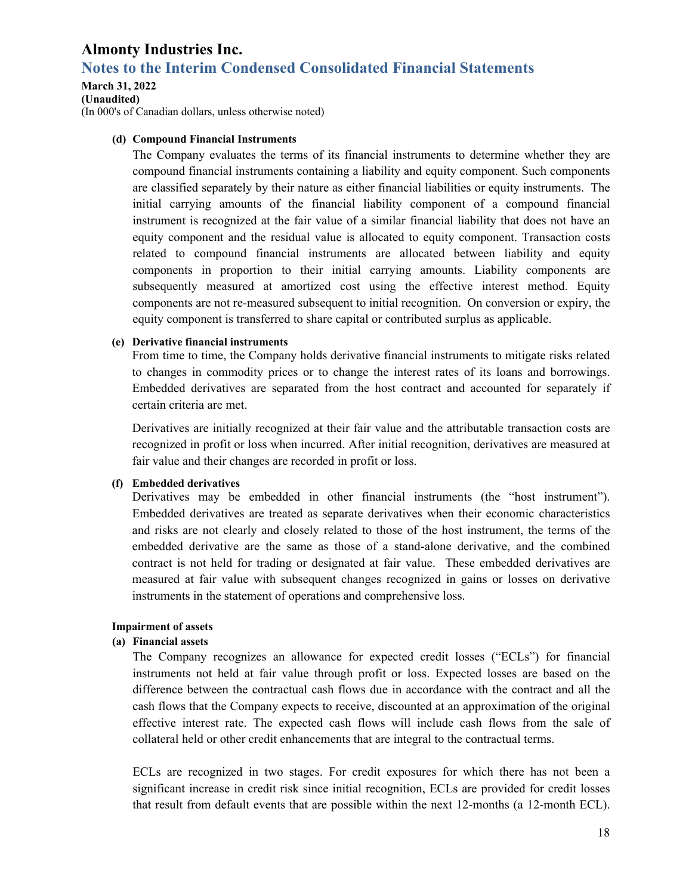**(d) Compound Financial Instruments**

The Company evaluates the terms of its financial instruments to determine whether they are compound financial instruments containing a liability and equity component. Such components are classified separately by their nature as either financial liabilities or equity instruments. The initial carrying amounts of the financial liability component of a compound financial instrument is recognized at the fair value of a similar financial liability that does not have an equity component and the residual value is allocated to equity component. Transaction costs related to compound financial instruments are allocated between liability and equity components in proportion to their initial carrying amounts. Liability components are subsequently measured at amortized cost using the effective interest method. Equity components are not re-measured subsequent to initial recognition. On conversion or expiry, the equity component is transferred to share capital or contributed surplus as applicable.

**(e) Derivative financial instruments**

From time to time, the Company holds derivative financial instruments to mitigate risks related to changes in commodity prices or to change the interest rates of its loans and borrowings. Embedded derivatives are separated from the host contract and accounted for separately if certain criteria are met.

Derivatives are initially recognized at their fair value and the attributable transaction costs are recognized in profit or loss when incurred. After initial recognition, derivatives are measured at fair value and their changes are recorded in profit or loss.

**(f) Embedded derivatives**

Derivatives may be embedded in other financial instruments (the "host instrument"). Embedded derivatives are treated as separate derivatives when their economic characteristics and risks are not clearly and closely related to those of the host instrument, the terms of the embedded derivative are the same as those of a stand-alone derivative, and the combined contract is not held for trading or designated at fair value. These embedded derivatives are measured at fair value with subsequent changes recognized in gains or losses on derivative instruments in the statement of operations and comprehensive loss.

**Impairment of assets**

**(a) Financial assets**

The Company recognizes an allowance for expected credit losses ("ECLs") for financial instruments not held at fair value through profit or loss. Expected losses are based on the difference between the contractual cash flows due in accordance with the contract and all the cash flows that the Company expects to receive, discounted at an approximation of the original effective interest rate. The expected cash flows will include cash flows from the sale of collateral held or other credit enhancements that are integral to the contractual terms.

ECLs are recognized in two stages. For credit exposures for which there has not been a significant increase in credit risk since initial recognition, ECLs are provided for credit losses that result from default events that are possible within the next 12-months (a 12-month ECL).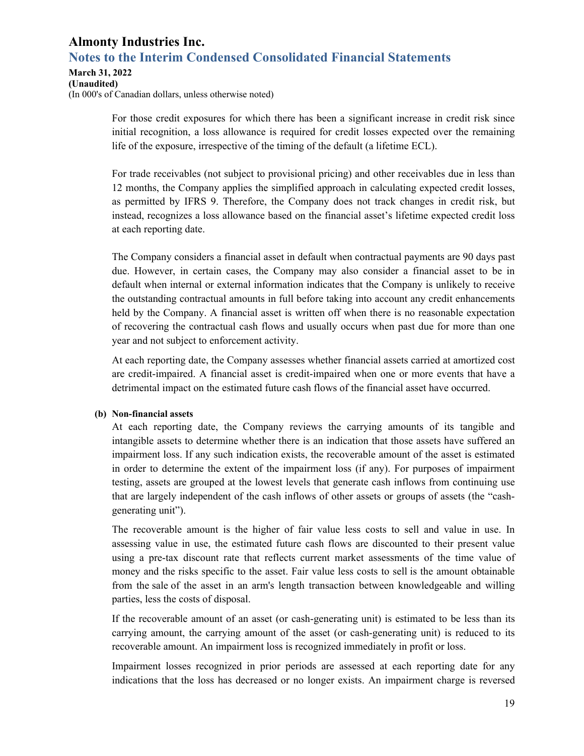For those credit exposures for which there has been a significant increase in credit risk since initial recognition, a loss allowance is required for credit losses expected over the remaining life of the exposure, irrespective of the timing of the default (a lifetime ECL).

For trade receivables (not subject to provisional pricing) and other receivables due in less than 12 months, the Company applies the simplified approach in calculating expected credit losses, as permitted by IFRS 9. Therefore, the Company does not track changes in credit risk, but instead, recognizes a loss allowance based on the financial asset's lifetime expected credit loss at each reporting date.

The Company considers a financial asset in default when contractual payments are 90 days past due. However, in certain cases, the Company may also consider a financial asset to be in default when internal or external information indicates that the Company is unlikely to receive the outstanding contractual amounts in full before taking into account any credit enhancements held by the Company. A financial asset is written off when there is no reasonable expectation of recovering the contractual cash flows and usually occurs when past due for more than one year and not subject to enforcement activity.

At each reporting date, the Company assesses whether financial assets carried at amortized cost are credit-impaired. A financial asset is credit-impaired when one or more events that have a detrimental impact on the estimated future cash flows of the financial asset have occurred.

**(b) Non-financial assets**

At each reporting date, the Company reviews the carrying amounts of its tangible and intangible assets to determine whether there is an indication that those assets have suffered an impairment loss. If any such indication exists, the recoverable amount of the asset is estimated in order to determine the extent of the impairment loss (if any). For purposes of impairment testing, assets are grouped at the lowest levels that generate cash inflows from continuing use that are largely independent of the cash inflows of other assets or groups of assets (the "cash-generating unit").

The recoverable amount is the higher of fair value less costs to sell and value in use. In assessing value in use, the estimated future cash flows are discounted to their present value using a pre-tax discount rate that reflects current market assessments of the time value of money and the risks specific to the asset. Fair value less costs to sell is the amount obtainable from the sale of the asset in an arm's length transaction between knowledgeable and willing parties, less the costs of disposal.

If the recoverable amount of an asset (or cash-generating unit) is estimated to be less than its carrying amount, the carrying amount of the asset (or cash-generating unit) is reduced to its recoverable amount. An impairment loss is recognized immediately in profit or loss.

Impairment losses recognized in prior periods are assessed at each reporting date for any indications that the loss has decreased or no longer exists. An impairment charge is reversed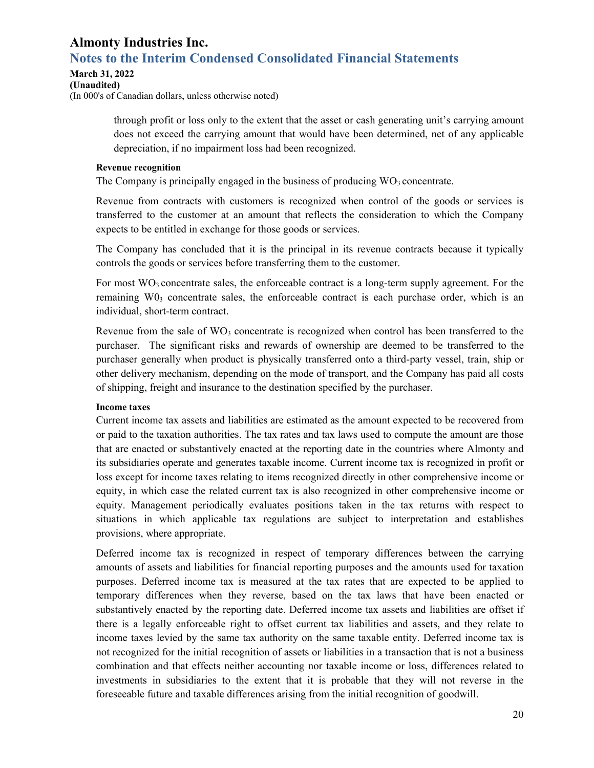through profit or loss only to the extent that the asset or cash generating unit's carrying amount does not exceed the carrying amount that would have been determined, net of any applicable depreciation, if no impairment loss had been recognized.

**Revenue recognition**

The Company is principally engaged in the business of producing $WO_3$ concentrate.

Revenue from contracts with customers is recognized when control of the goods or services is transferred to the customer at an amount that reflects the consideration to which the Company expects to be entitled in exchange for those goods or services.

The Company has concluded that it is the principal in its revenue contracts because it typically controls the goods or services before transferring them to the customer.

For most $WO_3$ concentrate sales, the enforceable contract is a long-term supply agreement. For the remaining $W0_3$ concentrate sales, the enforceable contract is each purchase order, which is an individual, short-term contract.

Revenue from the sale of $WO_3$ concentrate is recognized when control has been transferred to the purchaser. The significant risks and rewards of ownership are deemed to be transferred to the purchaser generally when product is physically transferred onto a third-party vessel, train, ship or other delivery mechanism, depending on the mode of transport, and the Company has paid all costs of shipping, freight and insurance to the destination specified by the purchaser.

**Income taxes**

Current income tax assets and liabilities are estimated as the amount expected to be recovered from or paid to the taxation authorities. The tax rates and tax laws used to compute the amount are those that are enacted or substantively enacted at the reporting date in the countries where Almonty and its subsidiaries operate and generates taxable income. Current income tax is recognized in profit or loss except for income taxes relating to items recognized directly in other comprehensive income or equity, in which case the related current tax is also recognized in other comprehensive income or equity. Management periodically evaluates positions taken in the tax returns with respect to situations in which applicable tax regulations are subject to interpretation and establishes provisions, where appropriate.

Deferred income tax is recognized in respect of temporary differences between the carrying amounts of assets and liabilities for financial reporting purposes and the amounts used for taxation purposes. Deferred income tax is measured at the tax rates that are expected to be applied to temporary differences when they reverse, based on the tax laws that have been enacted or substantively enacted by the reporting date. Deferred income tax assets and liabilities are offset if there is a legally enforceable right to offset current tax liabilities and assets, and they relate to income taxes levied by the same tax authority on the same taxable entity. Deferred income tax is not recognized for the initial recognition of assets or liabilities in a transaction that is not a business combination and that effects neither accounting nor taxable income or loss, differences related to investments in subsidiaries to the extent that it is probable that they will not reverse in the foreseeable future and taxable differences arising from the initial recognition of goodwill.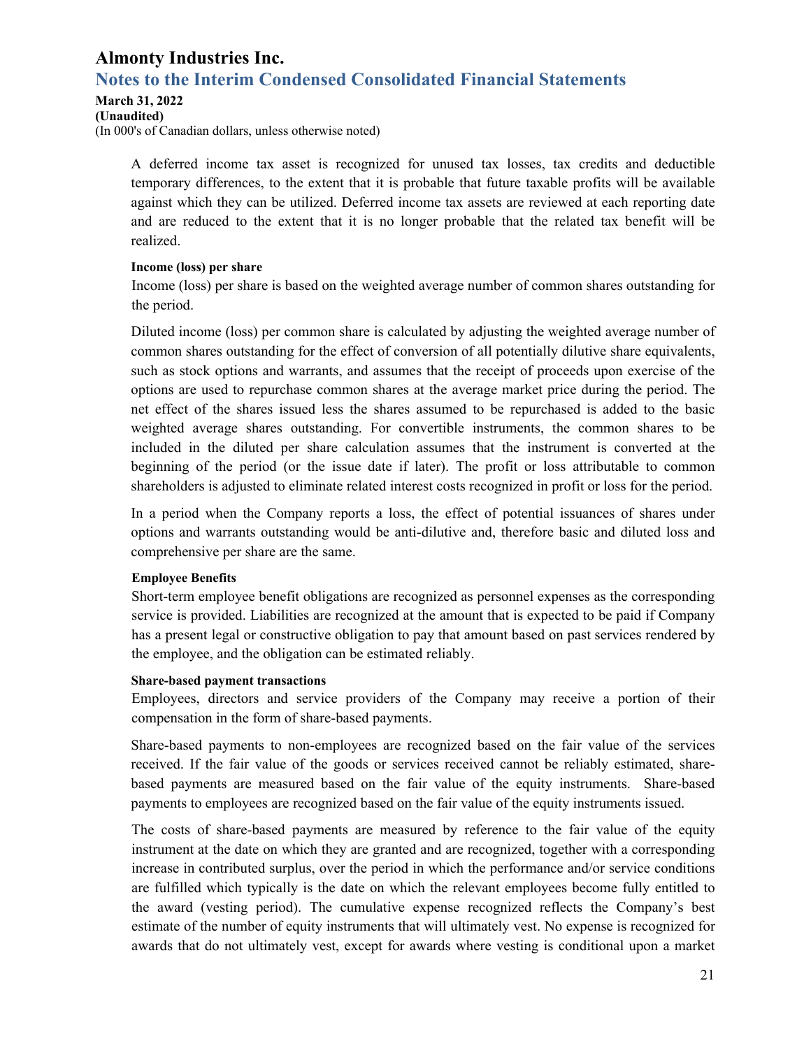A deferred income tax asset is recognized for unused tax losses, tax credits and deductible temporary differences, to the extent that it is probable that future taxable profits will be available against which they can be utilized. Deferred income tax assets are reviewed at each reporting date and are reduced to the extent that it is no longer probable that the related tax benefit will be realized.

**Income (loss) per share**

Income (loss) per share is based on the weighted average number of common shares outstanding for the period.

Diluted income (loss) per common share is calculated by adjusting the weighted average number of common shares outstanding for the effect of conversion of all potentially dilutive share equivalents, such as stock options and warrants, and assumes that the receipt of proceeds upon exercise of the options are used to repurchase common shares at the average market price during the period. The net effect of the shares issued less the shares assumed to be repurchased is added to the basic weighted average shares outstanding. For convertible instruments, the common shares to be included in the diluted per share calculation assumes that the instrument is converted at the beginning of the period (or the issue date if later). The profit or loss attributable to common shareholders is adjusted to eliminate related interest costs recognized in profit or loss for the period.

In a period when the Company reports a loss, the effect of potential issuances of shares under options and warrants outstanding would be anti-dilutive and, therefore basic and diluted loss and comprehensive per share are the same.

**Employee Benefits**

Short-term employee benefit obligations are recognized as personnel expenses as the corresponding service is provided. Liabilities are recognized at the amount that is expected to be paid if Company has a present legal or constructive obligation to pay that amount based on past services rendered by the employee, and the obligation can be estimated reliably.

**Share-based payment transactions**

Employees, directors and service providers of the Company may receive a portion of their compensation in the form of share-based payments.

Share-based payments to non-employees are recognized based on the fair value of the services received. If the fair value of the goods or services received cannot be reliably estimated, share-based payments are measured based on the fair value of the equity instruments. Share-based payments to employees are recognized based on the fair value of the equity instruments issued.

The costs of share-based payments are measured by reference to the fair value of the equity instrument at the date on which they are granted and are recognized, together with a corresponding increase in contributed surplus, over the period in which the performance and/or service conditions are fulfilled which typically is the date on which the relevant employees become fully entitled to the award (vesting period). The cumulative expense recognized reflects the Company's best estimate of the number of equity instruments that will ultimately vest. No expense is recognized for awards that do not ultimately vest, except for awards where vesting is conditional upon a market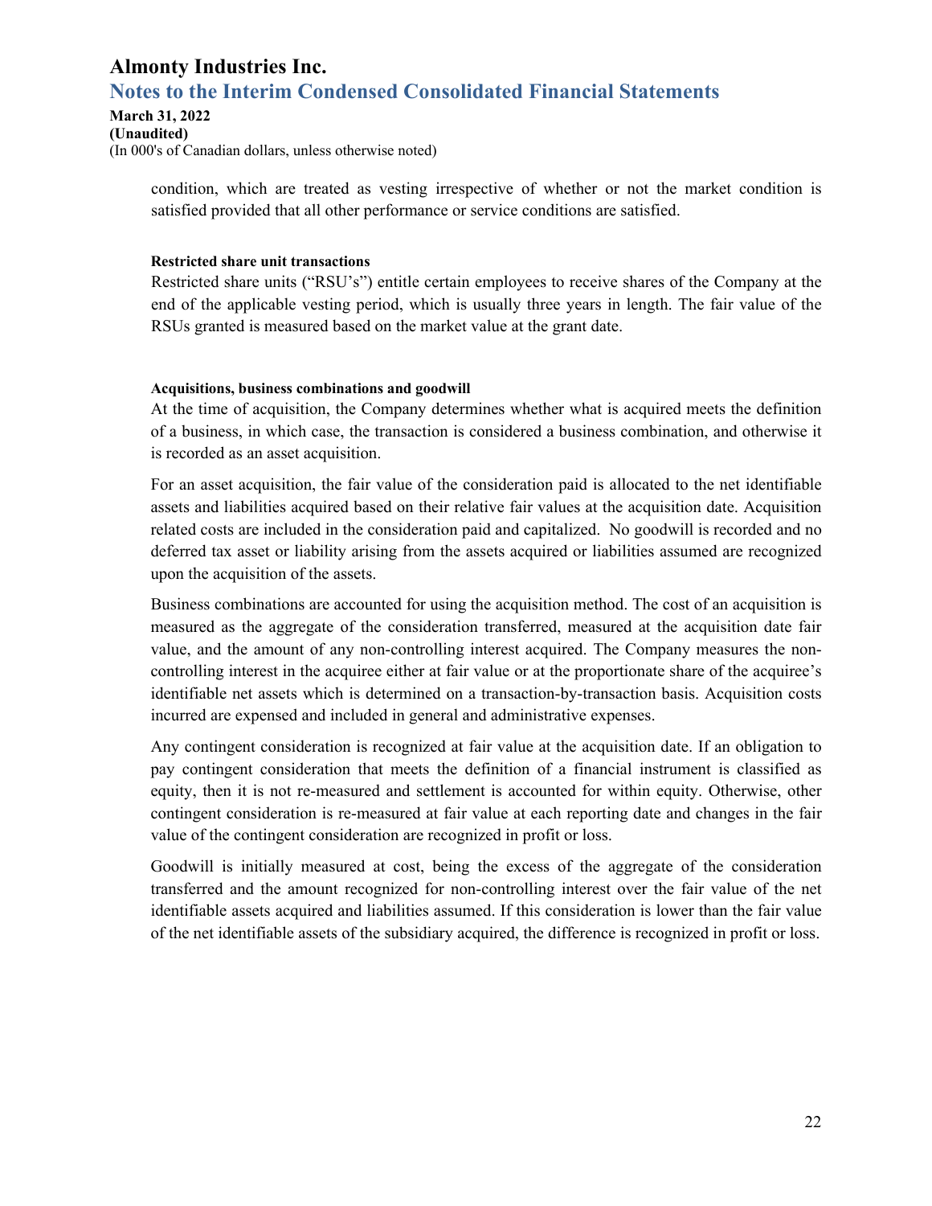condition, which are treated as vesting irrespective of whether or not the market condition is satisfied provided that all other performance or service conditions are satisfied.

**Restricted share unit transactions**

Restricted share units ("RSU's") entitle certain employees to receive shares of the Company at the end of the applicable vesting period, which is usually three years in length. The fair value of the RSUs granted is measured based on the market value at the grant date.

**Acquisitions, business combinations and goodwill**

At the time of acquisition, the Company determines whether what is acquired meets the definition of a business, in which case, the transaction is considered a business combination, and otherwise it is recorded as an asset acquisition.

For an asset acquisition, the fair value of the consideration paid is allocated to the net identifiable assets and liabilities acquired based on their relative fair values at the acquisition date. Acquisition related costs are included in the consideration paid and capitalized. No goodwill is recorded and no deferred tax asset or liability arising from the assets acquired or liabilities assumed are recognized upon the acquisition of the assets.

Business combinations are accounted for using the acquisition method. The cost of an acquisition is measured as the aggregate of the consideration transferred, measured at the acquisition date fair value, and the amount of any non-controlling interest acquired. The Company measures the non-controlling interest in the acquiree either at fair value or at the proportionate share of the acquiree's identifiable net assets which is determined on a transaction-by-transaction basis. Acquisition costs incurred are expensed and included in general and administrative expenses.

Any contingent consideration is recognized at fair value at the acquisition date. If an obligation to pay contingent consideration that meets the definition of a financial instrument is classified as equity, then it is not re-measured and settlement is accounted for within equity. Otherwise, other contingent consideration is re-measured at fair value at each reporting date and changes in the fair value of the contingent consideration are recognized in profit or loss.

Goodwill is initially measured at cost, being the excess of the aggregate of the consideration transferred and the amount recognized for non-controlling interest over the fair value of the net identifiable assets acquired and liabilities assumed. If this consideration is lower than the fair value of the net identifiable assets of the subsidiary acquired, the difference is recognized in profit or loss.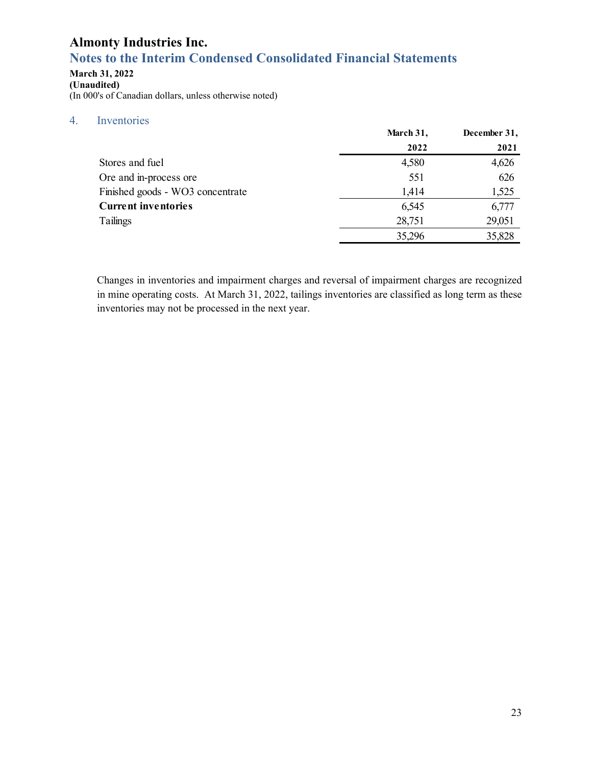# Almonty Industries Inc.

## Notes to the Interim Condensed Consolidated Financial Statements

**March 31, 2022**
**(Unaudited)**
(In 000's of Canadian dollars, unless otherwise noted)

### 4. Inventories

| | March 31, 2022 | December 31, 2021 |
|---|---|---|
| Stores and fuel | 4,580 | 4,626 |
| Ore and in-process ore | 551 | 626 |
| Finished goods - WO3 concentrate | 1,414 | 1,525 |
| **Current inventories** | 6,545 | 6,777 |
| Tailings | 28,751 | 29,051 |
| | 35,296 | 35,828 |

Changes in inventories and impairment charges and reversal of impairment charges are recognized in mine operating costs. At March 31, 2022, tailings inventories are classified as long term as these inventories may not be processed in the next year.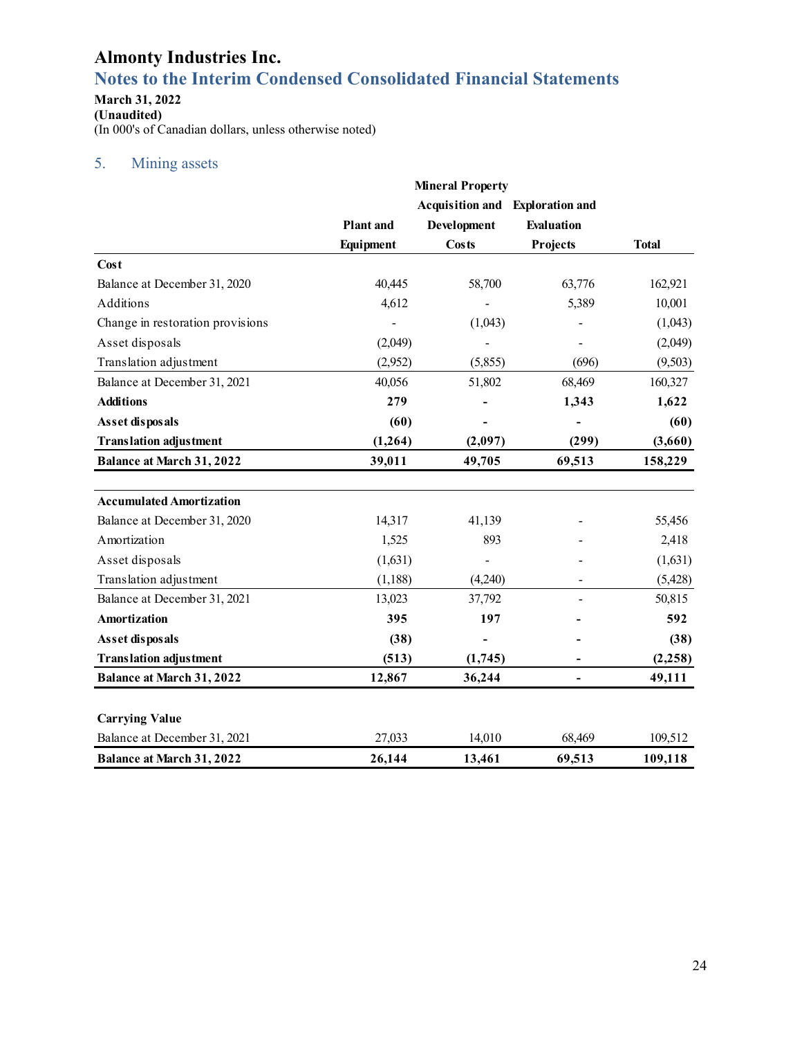# Almonty Industries Inc.

## Notes to the Interim Condensed Consolidated Financial Statements

**March 31, 2022**
**(Unaudited)**
(In 000's of Canadian dollars, unless otherwise noted)

## 5. Mining assets

| | Plant and Equipment | Mineral Property Acquisition and Development Costs | Exploration and Evaluation Projects | Total |
|---|---|---|---|---|
| **Cost** | | | | |
| Balance at December 31, 2020 | 40,445 | 58,700 | 63,776 | 162,921 |
| Additions | 4,612 | - | 5,389 | 10,001 |
| Change in restoration provisions | - | (1,043) | - | (1,043) |
| Asset disposals | (2,049) | - | - | (2,049) |
| Translation adjustment | (2,952) | (5,855) | (696) | (9,503) |
| Balance at December 31, 2021 | 40,056 | 51,802 | 68,469 | 160,327 |
| **Additions** | **279** | **-** | **1,343** | **1,622** |
| **Asset disposals** | **(60)** | **-** | **-** | **(60)** |
| **Translation adjustment** | **(1,264)** | **(2,097)** | **(299)** | **(3,660)** |
| **Balance at March 31, 2022** | **39,011** | **49,705** | **69,513** | **158,229** |
| | | | | |
| **Accumulated Amortization** | | | | |
| Balance at December 31, 2020 | 14,317 | 41,139 | - | 55,456 |
| Amortization | 1,525 | 893 | - | 2,418 |
| Asset disposals | (1,631) | - | - | (1,631) |
| Translation adjustment | (1,188) | (4,240) | - | (5,428) |
| Balance at December 31, 2021 | 13,023 | 37,792 | - | 50,815 |
| **Amortization** | **395** | **197** | **-** | **592** |
| **Asset disposals** | **(38)** | **-** | **-** | **(38)** |
| **Translation adjustment** | **(513)** | **(1,745)** | **-** | **(2,258)** |
| **Balance at March 31, 2022** | **12,867** | **36,244** | **-** | **49,111** |
| | | | | |
| **Carrying Value** | | | | |
| Balance at December 31, 2021 | 27,033 | 14,010 | 68,469 | 109,512 |
| **Balance at March 31, 2022** | **26,144** | **13,461** | **69,513** | **109,118** |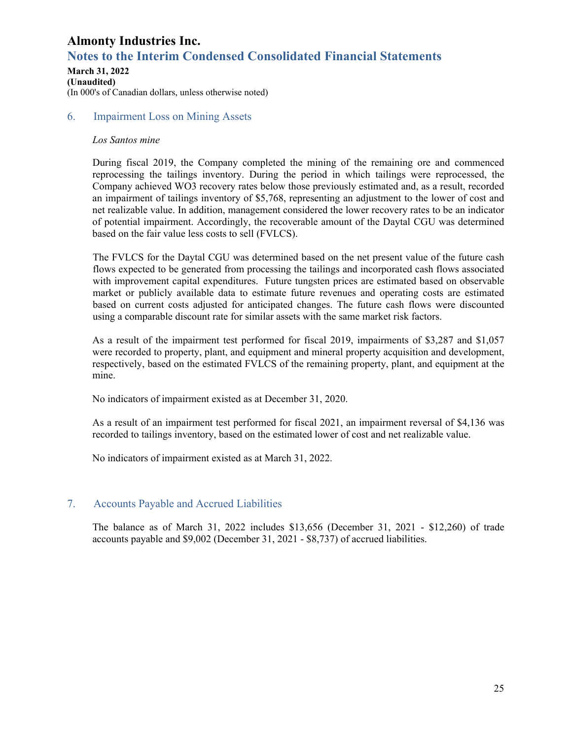## 6. Impairment Loss on Mining Assets

*Los Santos mine*

During fiscal 2019, the Company completed the mining of the remaining ore and commenced reprocessing the tailings inventory. During the period in which tailings were reprocessed, the Company achieved WO3 recovery rates below those previously estimated and, as a result, recorded an impairment of tailings inventory of $5,768, representing an adjustment to the lower of cost and net realizable value. In addition, management considered the lower recovery rates to be an indicator of potential impairment. Accordingly, the recoverable amount of the Daytal CGU was determined based on the fair value less costs to sell (FVLCS).

The FVLCS for the Daytal CGU was determined based on the net present value of the future cash flows expected to be generated from processing the tailings and incorporated cash flows associated with improvement capital expenditures. Future tungsten prices are estimated based on observable market or publicly available data to estimate future revenues and operating costs are estimated based on current costs adjusted for anticipated changes. The future cash flows were discounted using a comparable discount rate for similar assets with the same market risk factors.

As a result of the impairment test performed for fiscal 2019, impairments of $3,287 and $1,057 were recorded to property, plant, and equipment and mineral property acquisition and development, respectively, based on the estimated FVLCS of the remaining property, plant, and equipment at the mine.

No indicators of impairment existed as at December 31, 2020.

As a result of an impairment test performed for fiscal 2021, an impairment reversal of $4,136 was recorded to tailings inventory, based on the estimated lower of cost and net realizable value.

No indicators of impairment existed as at March 31, 2022.

## 7. Accounts Payable and Accrued Liabilities

The balance as of March 31, 2022 includes $13,656 (December 31, 2021 - $12,260) of trade accounts payable and $9,002 (December 31, 2021 - $8,737) of accrued liabilities.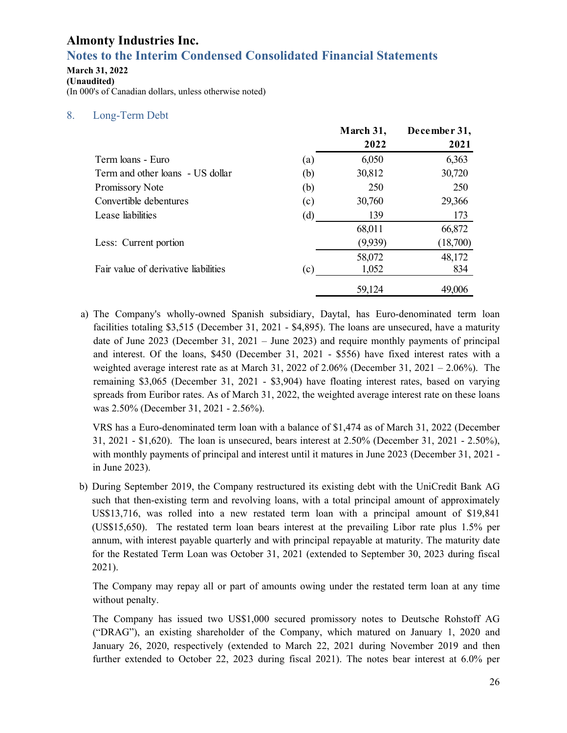# Almonty Industries Inc.

## Notes to the Interim Condensed Consolidated Financial Statements

**March 31, 2022**
**(Unaudited)**
(In 000's of Canadian dollars, unless otherwise noted)

## 8. Long-Term Debt

| | | March 31, 2022 | December 31, 2021 |
|---|---|---|---|
| Term loans - Euro | (a) | 6,050 | 6,363 |
| Term and other loans - US dollar | (b) | 30,812 | 30,720 |
| Promissory Note | (b) | 250 | 250 |
| Convertible debentures | (c) | 30,760 | 29,366 |
| Lease liabilities | (d) | 139 | 173 |
| | | 68,011 | 66,872 |
| Less: Current portion | | (9,939) | (18,700) |
| | | 58,072 | 48,172 |
| Fair value of derivative liabilities | (c) | 1,052 | 834 |
| | | 59,124 | 49,006 |

a) The Company's wholly-owned Spanish subsidiary, Daytal, has Euro-denominated term loan facilities totaling $3,515 (December 31, 2021 - $4,895). The loans are unsecured, have a maturity date of June 2023 (December 31, 2021 – June 2023) and require monthly payments of principal and interest. Of the loans, $450 (December 31, 2021 - $556) have fixed interest rates with a weighted average interest rate as at March 31, 2022 of 2.06% (December 31, 2021 – 2.06%). The remaining $3,065 (December 31, 2021 - $3,904) have floating interest rates, based on varying spreads from Euribor rates. As of March 31, 2022, the weighted average interest rate on these loans was 2.50% (December 31, 2021 - 2.56%).

   VRS has a Euro-denominated term loan with a balance of $1,474 as of March 31, 2022 (December 31, 2021 - $1,620). The loan is unsecured, bears interest at 2.50% (December 31, 2021 - 2.50%), with monthly payments of principal and interest until it matures in June 2023 (December 31, 2021 - in June 2023).

b) During September 2019, the Company restructured its existing debt with the UniCredit Bank AG such that then-existing term and revolving loans, with a total principal amount of approximately US$13,716, was rolled into a new restated term loan with a principal amount of $19,841 (US$15,650). The restated term loan bears interest at the prevailing Libor rate plus 1.5% per annum, with interest payable quarterly and with principal repayable at maturity. The maturity date for the Restated Term Loan was October 31, 2021 (extended to September 30, 2023 during fiscal 2021).

   The Company may repay all or part of amounts owing under the restated term loan at any time without penalty.

   The Company has issued two US$1,000 secured promissory notes to Deutsche Rohstoff AG ("DRAG"), an existing shareholder of the Company, which matured on January 1, 2020 and January 26, 2020, respectively (extended to March 22, 2021 during November 2019 and then further extended to October 22, 2023 during fiscal 2021). The notes bear interest at 6.0% per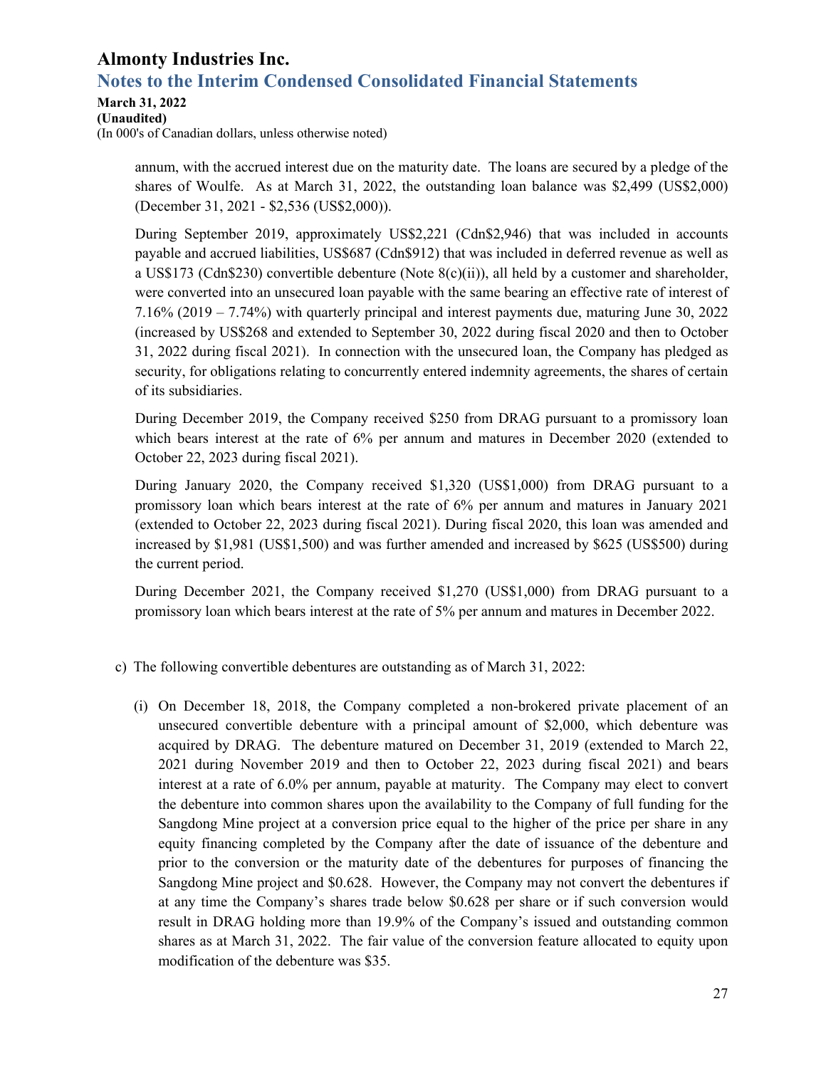annum, with the accrued interest due on the maturity date. The loans are secured by a pledge of the shares of Woulfe. As at March 31, 2022, the outstanding loan balance was $2,499 (US$2,000) (December 31, 2021 - $2,536 (US$2,000)).

During September 2019, approximately US$2,221 (Cdn$2,946) that was included in accounts payable and accrued liabilities, US$687 (Cdn$912) that was included in deferred revenue as well as a US$173 (Cdn$230) convertible debenture (Note 8(c)(ii)), all held by a customer and shareholder, were converted into an unsecured loan payable with the same bearing an effective rate of interest of 7.16% (2019 – 7.74%) with quarterly principal and interest payments due, maturing June 30, 2022 (increased by US$268 and extended to September 30, 2022 during fiscal 2020 and then to October 31, 2022 during fiscal 2021). In connection with the unsecured loan, the Company has pledged as security, for obligations relating to concurrently entered indemnity agreements, the shares of certain of its subsidiaries.

During December 2019, the Company received $250 from DRAG pursuant to a promissory loan which bears interest at the rate of 6% per annum and matures in December 2020 (extended to October 22, 2023 during fiscal 2021).

During January 2020, the Company received $1,320 (US$1,000) from DRAG pursuant to a promissory loan which bears interest at the rate of 6% per annum and matures in January 2021 (extended to October 22, 2023 during fiscal 2021). During fiscal 2020, this loan was amended and increased by $1,981 (US$1,500) and was further amended and increased by $625 (US$500) during the current period.

During December 2021, the Company received $1,270 (US$1,000) from DRAG pursuant to a promissory loan which bears interest at the rate of 5% per annum and matures in December 2022.

c) The following convertible debentures are outstanding as of March 31, 2022:

(i) On December 18, 2018, the Company completed a non-brokered private placement of an unsecured convertible debenture with a principal amount of $2,000, which debenture was acquired by DRAG. The debenture matured on December 31, 2019 (extended to March 22, 2021 during November 2019 and then to October 22, 2023 during fiscal 2021) and bears interest at a rate of 6.0% per annum, payable at maturity. The Company may elect to convert the debenture into common shares upon the availability to the Company of full funding for the Sangdong Mine project at a conversion price equal to the higher of the price per share in any equity financing completed by the Company after the date of issuance of the debenture and prior to the conversion or the maturity date of the debentures for purposes of financing the Sangdong Mine project and $0.628. However, the Company may not convert the debentures if at any time the Company's shares trade below $0.628 per share or if such conversion would result in DRAG holding more than 19.9% of the Company's issued and outstanding common shares as at March 31, 2022. The fair value of the conversion feature allocated to equity upon modification of the debenture was $35.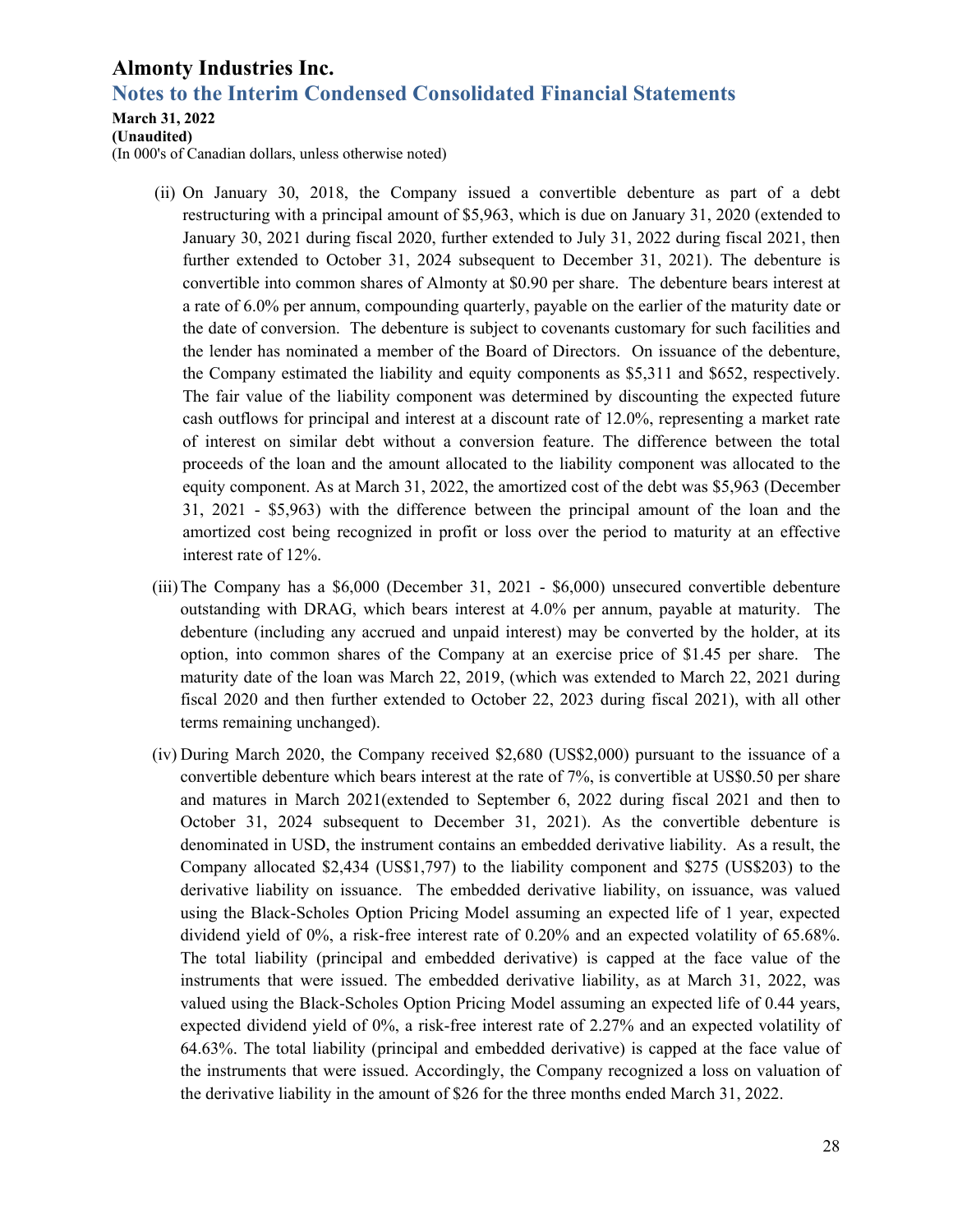(ii) On January 30, 2018, the Company issued a convertible debenture as part of a debt restructuring with a principal amount of $5,963, which is due on January 31, 2020 (extended to January 30, 2021 during fiscal 2020, further extended to July 31, 2022 during fiscal 2021, then further extended to October 31, 2024 subsequent to December 31, 2021). The debenture is convertible into common shares of Almonty at $0.90 per share. The debenture bears interest at a rate of 6.0% per annum, compounding quarterly, payable on the earlier of the maturity date or the date of conversion. The debenture is subject to covenants customary for such facilities and the lender has nominated a member of the Board of Directors. On issuance of the debenture, the Company estimated the liability and equity components as $5,311 and $652, respectively. The fair value of the liability component was determined by discounting the expected future cash outflows for principal and interest at a discount rate of 12.0%, representing a market rate of interest on similar debt without a conversion feature. The difference between the total proceeds of the loan and the amount allocated to the liability component was allocated to the equity component. As at March 31, 2022, the amortized cost of the debt was $5,963 (December 31, 2021 - $5,963) with the difference between the principal amount of the loan and the amortized cost being recognized in profit or loss over the period to maturity at an effective interest rate of 12%.

(iii) The Company has a $6,000 (December 31, 2021 - $6,000) unsecured convertible debenture outstanding with DRAG, which bears interest at 4.0% per annum, payable at maturity. The debenture (including any accrued and unpaid interest) may be converted by the holder, at its option, into common shares of the Company at an exercise price of $1.45 per share. The maturity date of the loan was March 22, 2019, (which was extended to March 22, 2021 during fiscal 2020 and then further extended to October 22, 2023 during fiscal 2021), with all other terms remaining unchanged).

(iv) During March 2020, the Company received $2,680 (US$2,000) pursuant to the issuance of a convertible debenture which bears interest at the rate of 7%, is convertible at US$0.50 per share and matures in March 2021(extended to September 6, 2022 during fiscal 2021 and then to October 31, 2024 subsequent to December 31, 2021). As the convertible debenture is denominated in USD, the instrument contains an embedded derivative liability. As a result, the Company allocated $2,434 (US$1,797) to the liability component and $275 (US$203) to the derivative liability on issuance. The embedded derivative liability, on issuance, was valued using the Black-Scholes Option Pricing Model assuming an expected life of 1 year, expected dividend yield of 0%, a risk-free interest rate of 0.20% and an expected volatility of 65.68%. The total liability (principal and embedded derivative) is capped at the face value of the instruments that were issued. The embedded derivative liability, as at March 31, 2022, was valued using the Black-Scholes Option Pricing Model assuming an expected life of 0.44 years, expected dividend yield of 0%, a risk-free interest rate of 2.27% and an expected volatility of 64.63%. The total liability (principal and embedded derivative) is capped at the face value of the instruments that were issued. Accordingly, the Company recognized a loss on valuation of the derivative liability in the amount of $26 for the three months ended March 31, 2022.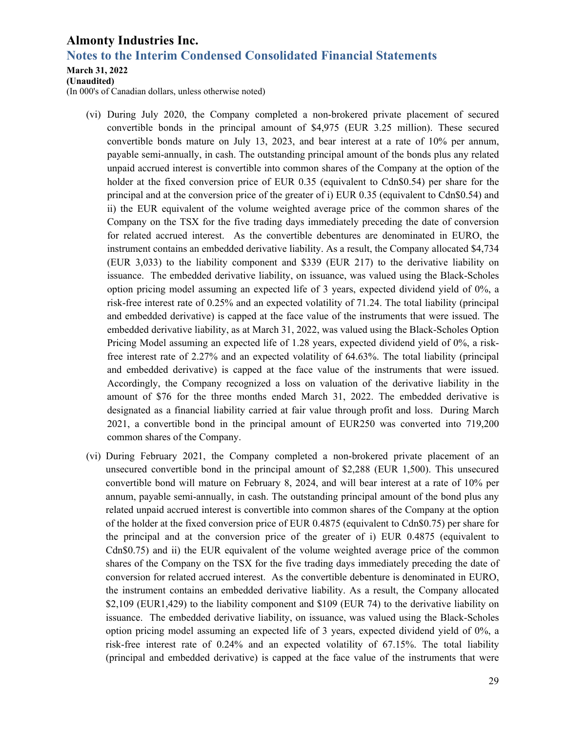(vi) During July 2020, the Company completed a non-brokered private placement of secured convertible bonds in the principal amount of $4,975 (EUR 3.25 million). These secured convertible bonds mature on July 13, 2023, and bear interest at a rate of 10% per annum, payable semi-annually, in cash. The outstanding principal amount of the bonds plus any related unpaid accrued interest is convertible into common shares of the Company at the option of the holder at the fixed conversion price of EUR 0.35 (equivalent to Cdn$0.54) per share for the principal and at the conversion price of the greater of i) EUR 0.35 (equivalent to Cdn$0.54) and ii) the EUR equivalent of the volume weighted average price of the common shares of the Company on the TSX for the five trading days immediately preceding the date of conversion for related accrued interest. As the convertible debentures are denominated in EURO, the instrument contains an embedded derivative liability. As a result, the Company allocated $4,734 (EUR 3,033) to the liability component and $339 (EUR 217) to the derivative liability on issuance. The embedded derivative liability, on issuance, was valued using the Black-Scholes option pricing model assuming an expected life of 3 years, expected dividend yield of 0%, a risk-free interest rate of 0.25% and an expected volatility of 71.24. The total liability (principal and embedded derivative) is capped at the face value of the instruments that were issued. The embedded derivative liability, as at March 31, 2022, was valued using the Black-Scholes Option Pricing Model assuming an expected life of 1.28 years, expected dividend yield of 0%, a risk-free interest rate of 2.27% and an expected volatility of 64.63%. The total liability (principal and embedded derivative) is capped at the face value of the instruments that were issued. Accordingly, the Company recognized a loss on valuation of the derivative liability in the amount of $76 for the three months ended March 31, 2022. The embedded derivative is designated as a financial liability carried at fair value through profit and loss. During March 2021, a convertible bond in the principal amount of EUR250 was converted into 719,200 common shares of the Company.

(vi) During February 2021, the Company completed a non-brokered private placement of an unsecured convertible bond in the principal amount of $2,288 (EUR 1,500). This unsecured convertible bond will mature on February 8, 2024, and will bear interest at a rate of 10% per annum, payable semi-annually, in cash. The outstanding principal amount of the bond plus any related unpaid accrued interest is convertible into common shares of the Company at the option of the holder at the fixed conversion price of EUR 0.4875 (equivalent to Cdn$0.75) per share for the principal and at the conversion price of the greater of i) EUR 0.4875 (equivalent to Cdn$0.75) and ii) the EUR equivalent of the volume weighted average price of the common shares of the Company on the TSX for the five trading days immediately preceding the date of conversion for related accrued interest. As the convertible debenture is denominated in EURO, the instrument contains an embedded derivative liability. As a result, the Company allocated $2,109 (EUR1,429) to the liability component and $109 (EUR 74) to the derivative liability on issuance. The embedded derivative liability, on issuance, was valued using the Black-Scholes option pricing model assuming an expected life of 3 years, expected dividend yield of 0%, a risk-free interest rate of 0.24% and an expected volatility of 67.15%. The total liability (principal and embedded derivative) is capped at the face value of the instruments that were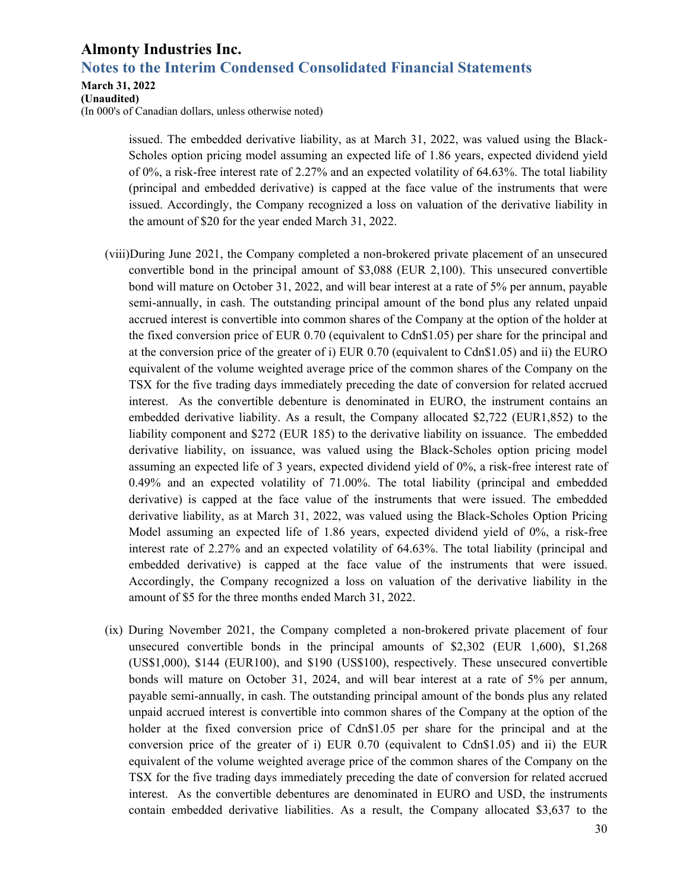issued. The embedded derivative liability, as at March 31, 2022, was valued using the Black-Scholes option pricing model assuming an expected life of 1.86 years, expected dividend yield of 0%, a risk-free interest rate of 2.27% and an expected volatility of 64.63%. The total liability (principal and embedded derivative) is capped at the face value of the instruments that were issued. Accordingly, the Company recognized a loss on valuation of the derivative liability in the amount of $20 for the year ended March 31, 2022.

(viii) During June 2021, the Company completed a non-brokered private placement of an unsecured convertible bond in the principal amount of $3,088 (EUR 2,100). This unsecured convertible bond will mature on October 31, 2022, and will bear interest at a rate of 5% per annum, payable semi-annually, in cash. The outstanding principal amount of the bond plus any related unpaid accrued interest is convertible into common shares of the Company at the option of the holder at the fixed conversion price of EUR 0.70 (equivalent to Cdn$1.05) per share for the principal and at the conversion price of the greater of i) EUR 0.70 (equivalent to Cdn$1.05) and ii) the EURO equivalent of the volume weighted average price of the common shares of the Company on the TSX for the five trading days immediately preceding the date of conversion for related accrued interest. As the convertible debenture is denominated in EURO, the instrument contains an embedded derivative liability. As a result, the Company allocated $2,722 (EUR1,852) to the liability component and $272 (EUR 185) to the derivative liability on issuance. The embedded derivative liability, on issuance, was valued using the Black-Scholes option pricing model assuming an expected life of 3 years, expected dividend yield of 0%, a risk-free interest rate of 0.49% and an expected volatility of 71.00%. The total liability (principal and embedded derivative) is capped at the face value of the instruments that were issued. The embedded derivative liability, as at March 31, 2022, was valued using the Black-Scholes Option Pricing Model assuming an expected life of 1.86 years, expected dividend yield of 0%, a risk-free interest rate of 2.27% and an expected volatility of 64.63%. The total liability (principal and embedded derivative) is capped at the face value of the instruments that were issued. Accordingly, the Company recognized a loss on valuation of the derivative liability in the amount of $5 for the three months ended March 31, 2022.

(ix) During November 2021, the Company completed a non-brokered private placement of four unsecured convertible bonds in the principal amounts of $2,302 (EUR 1,600), $1,268 (US$1,000), $144 (EUR100), and $190 (US$100), respectively. These unsecured convertible bonds will mature on October 31, 2024, and will bear interest at a rate of 5% per annum, payable semi-annually, in cash. The outstanding principal amount of the bonds plus any related unpaid accrued interest is convertible into common shares of the Company at the option of the holder at the fixed conversion price of Cdn$1.05 per share for the principal and at the conversion price of the greater of i) EUR 0.70 (equivalent to Cdn$1.05) and ii) the EUR equivalent of the volume weighted average price of the common shares of the Company on the TSX for the five trading days immediately preceding the date of conversion for related accrued interest. As the convertible debentures are denominated in EURO and USD, the instruments contain embedded derivative liabilities. As a result, the Company allocated $3,637 to the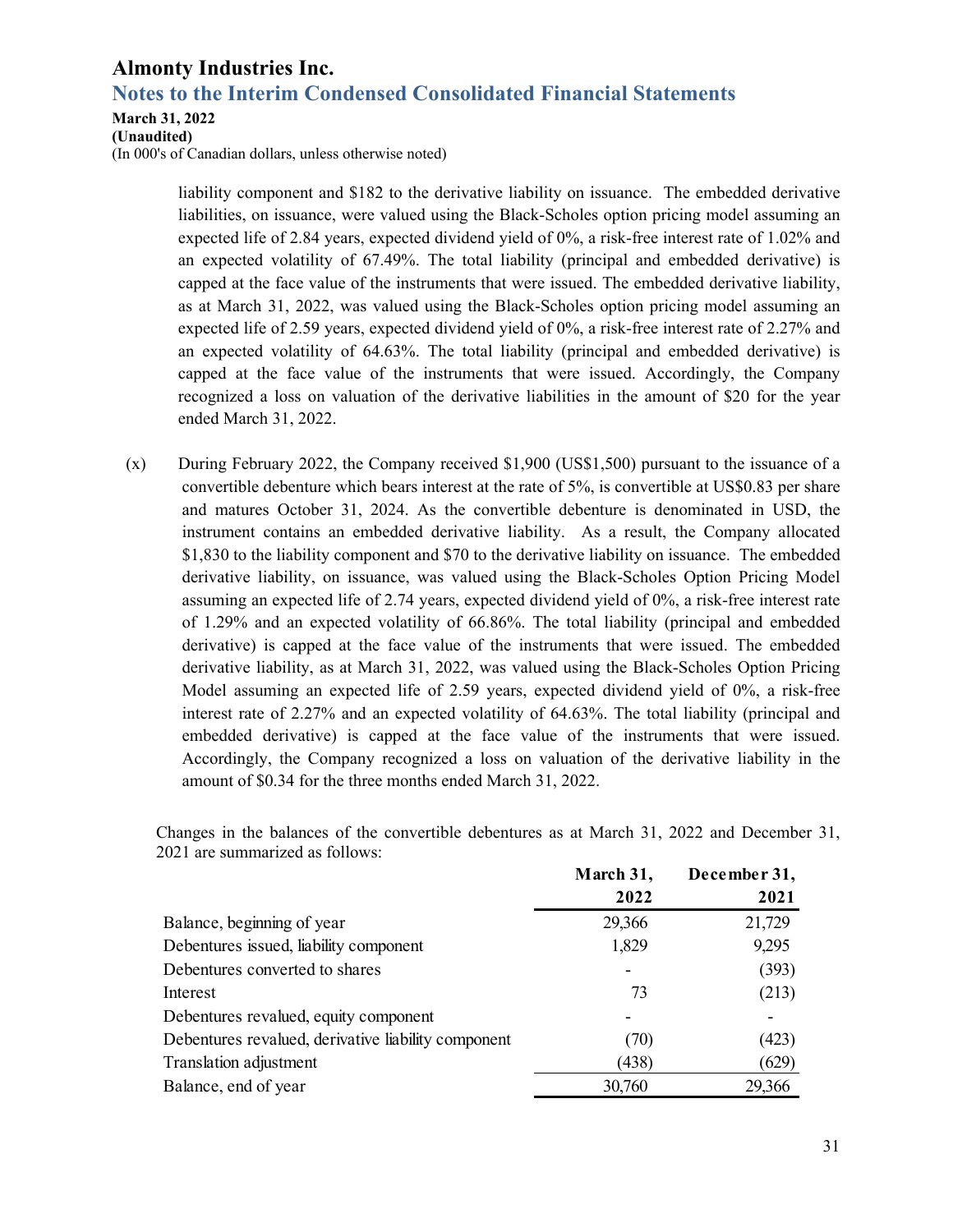liability component and $182 to the derivative liability on issuance. The embedded derivative liabilities, on issuance, were valued using the Black-Scholes option pricing model assuming an expected life of 2.84 years, expected dividend yield of 0%, a risk-free interest rate of 1.02% and an expected volatility of 67.49%. The total liability (principal and embedded derivative) is capped at the face value of the instruments that were issued. The embedded derivative liability, as at March 31, 2022, was valued using the Black-Scholes option pricing model assuming an expected life of 2.59 years, expected dividend yield of 0%, a risk-free interest rate of 2.27% and an expected volatility of 64.63%. The total liability (principal and embedded derivative) is capped at the face value of the instruments that were issued. Accordingly, the Company recognized a loss on valuation of the derivative liabilities in the amount of $20 for the year ended March 31, 2022.

(x) During February 2022, the Company received $1,900 (US$1,500) pursuant to the issuance of a convertible debenture which bears interest at the rate of 5%, is convertible at US$0.83 per share and matures October 31, 2024. As the convertible debenture is denominated in USD, the instrument contains an embedded derivative liability. As a result, the Company allocated $1,830 to the liability component and $70 to the derivative liability on issuance. The embedded derivative liability, on issuance, was valued using the Black-Scholes Option Pricing Model assuming an expected life of 2.74 years, expected dividend yield of 0%, a risk-free interest rate of 1.29% and an expected volatility of 66.86%. The total liability (principal and embedded derivative) is capped at the face value of the instruments that were issued. The embedded derivative liability, as at March 31, 2022, was valued using the Black-Scholes Option Pricing Model assuming an expected life of 2.59 years, expected dividend yield of 0%, a risk-free interest rate of 2.27% and an expected volatility of 64.63%. The total liability (principal and embedded derivative) is capped at the face value of the instruments that were issued. Accordingly, the Company recognized a loss on valuation of the derivative liability in the amount of $0.34 for the three months ended March 31, 2022.

Changes in the balances of the convertible debentures as at March 31, 2022 and December 31, 2021 are summarized as follows:

| | March 31, 2022 | December 31, 2021 |
|---|---|---|
| Balance, beginning of year | 29,366 | 21,729 |
| Debentures issued, liability component | 1,829 | 9,295 |
| Debentures converted to shares | - | (393) |
| Interest | 73 | (213) |
| Debentures revalued, equity component | - | - |
| Debentures revalued, derivative liability component | (70) | (423) |
| Translation adjustment | (438) | (629) |
| Balance, end of year | 30,760 | 29,366 |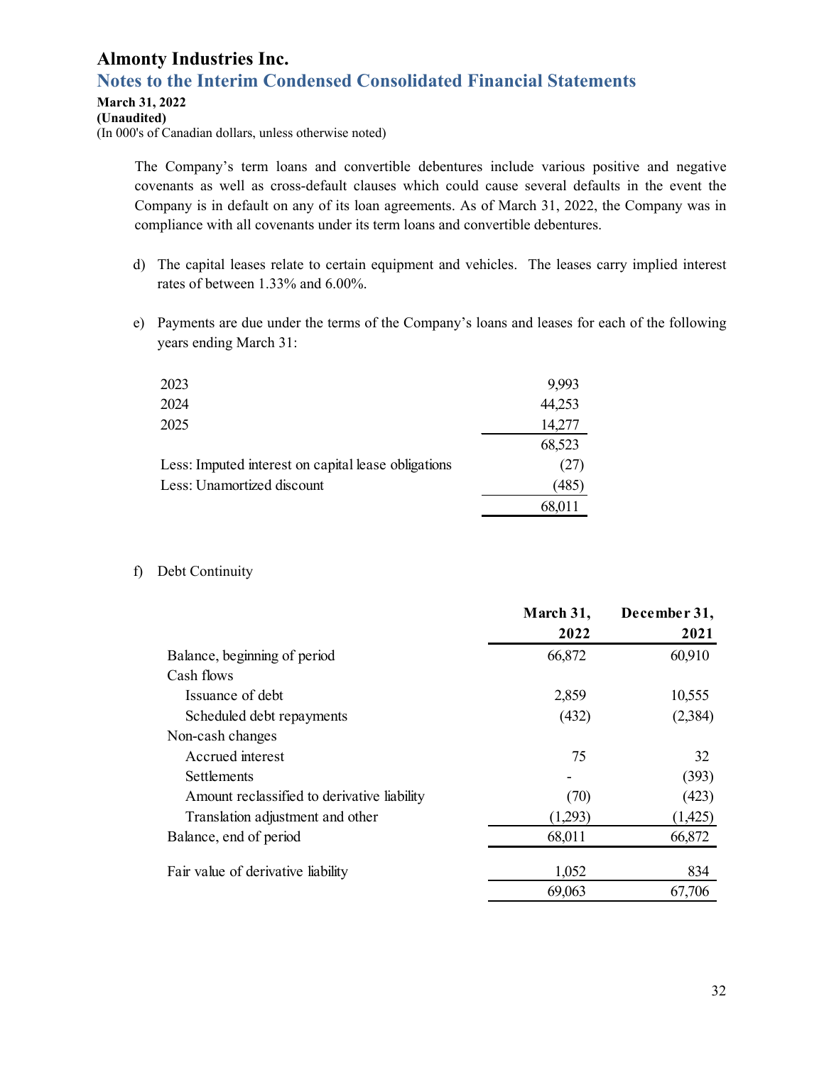# Almonty Industries Inc.

## Notes to the Interim Condensed Consolidated Financial Statements

**March 31, 2022**
**(Unaudited)**
(In 000's of Canadian dollars, unless otherwise noted)

The Company's term loans and convertible debentures include various positive and negative covenants as well as cross-default clauses which could cause several defaults in the event the Company is in default on any of its loan agreements. As of March 31, 2022, the Company was in compliance with all covenants under its term loans and convertible debentures.

d) The capital leases relate to certain equipment and vehicles. The leases carry implied interest rates of between 1.33% and 6.00%.

e) Payments are due under the terms of the Company's loans and leases for each of the following years ending March 31:

| | |
|---|---|
| 2023 | 9,993 |
| 2024 | 44,253 |
| 2025 | 14,277 |
| | 68,523 |
| Less: Imputed interest on capital lease obligations | (27) |
| Less: Unamortized discount | (485) |
| | 68,011 |

f) Debt Continuity

| | March 31, 2022 | December 31, 2021 |
|---|---|---|
| Balance, beginning of period | 66,872 | 60,910 |
| Cash flows | | |
| Issuance of debt | 2,859 | 10,555 |
| Scheduled debt repayments | (432) | (2,384) |
| Non-cash changes | | |
| Accrued interest | 75 | 32 |
| Settlements | - | (393) |
| Amount reclassified to derivative liability | (70) | (423) |
| Translation adjustment and other | (1,293) | (1,425) |
| Balance, end of period | 68,011 | 66,872 |
| Fair value of derivative liability | 1,052 | 834 |
| | 69,063 | 67,706 |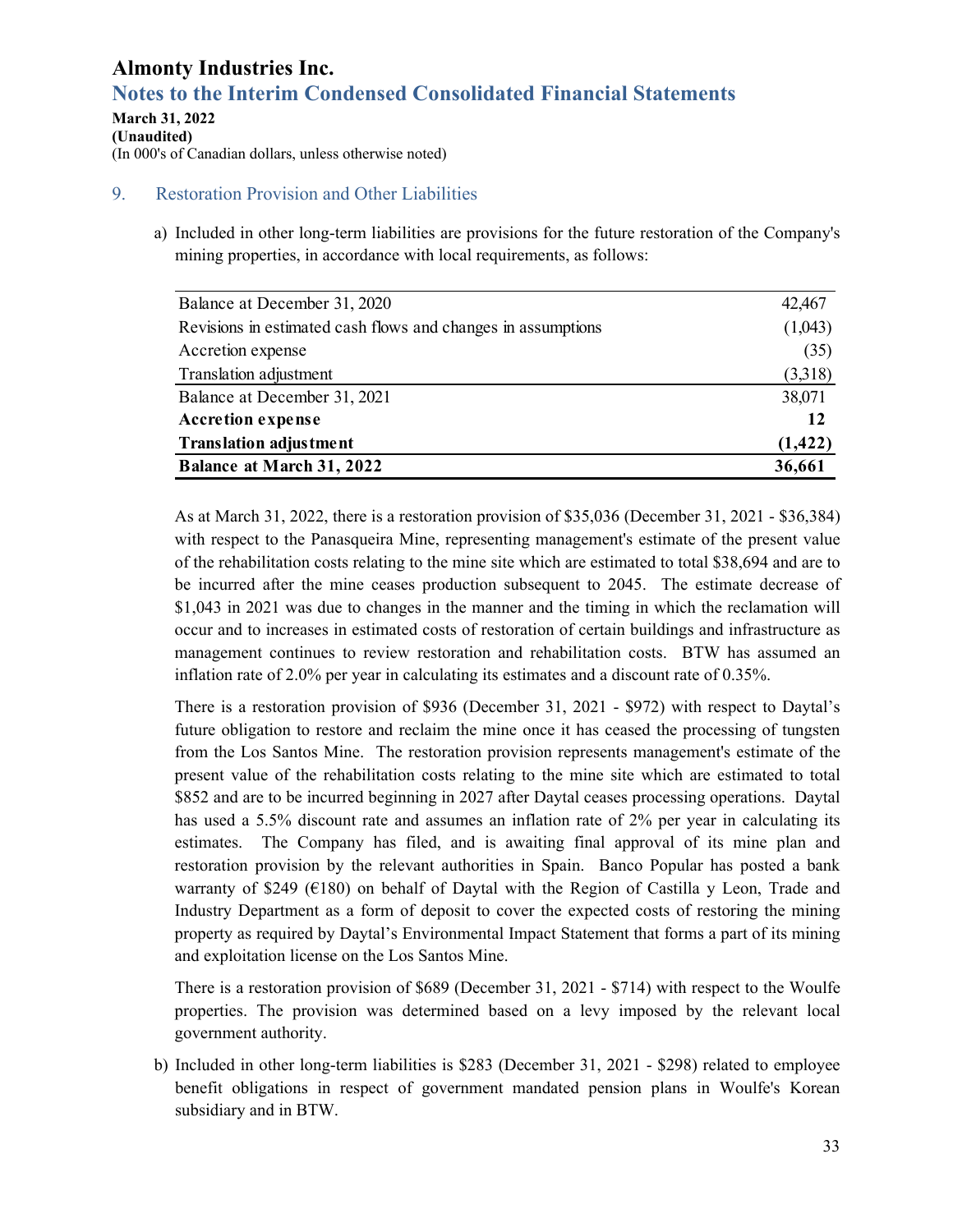# Almonty Industries Inc.

## Notes to the Interim Condensed Consolidated Financial Statements

**March 31, 2022**
**(Unaudited)**
(In 000's of Canadian dollars, unless otherwise noted)

### 9. Restoration Provision and Other Liabilities

a) Included in other long-term liabilities are provisions for the future restoration of the Company's mining properties, in accordance with local requirements, as follows:

| | |
|---|---|
| Balance at December 31, 2020 | 42,467 |
| Revisions in estimated cash flows and changes in assumptions | (1,043) |
| Accretion expense | (35) |
| Translation adjustment | (3,318) |
| Balance at December 31, 2021 | 38,071 |
| **Accretion expense** | **12** |
| **Translation adjustment** | **(1,422)** |
| **Balance at March 31, 2022** | **36,661** |

As at March 31, 2022, there is a restoration provision of $35,036 (December 31, 2021 - $36,384) with respect to the Panasqueira Mine, representing management's estimate of the present value of the rehabilitation costs relating to the mine site which are estimated to total $38,694 and are to be incurred after the mine ceases production subsequent to 2045. The estimate decrease of $1,043 in 2021 was due to changes in the manner and the timing in which the reclamation will occur and to increases in estimated costs of restoration of certain buildings and infrastructure as management continues to review restoration and rehabilitation costs. BTW has assumed an inflation rate of 2.0% per year in calculating its estimates and a discount rate of 0.35%.

There is a restoration provision of $936 (December 31, 2021 - $972) with respect to Daytal's future obligation to restore and reclaim the mine once it has ceased the processing of tungsten from the Los Santos Mine. The restoration provision represents management's estimate of the present value of the rehabilitation costs relating to the mine site which are estimated to total $852 and are to be incurred beginning in 2027 after Daytal ceases processing operations. Daytal has used a 5.5% discount rate and assumes an inflation rate of 2% per year in calculating its estimates. The Company has filed, and is awaiting final approval of its mine plan and restoration provision by the relevant authorities in Spain. Banco Popular has posted a bank warranty of $249 (€180) on behalf of Daytal with the Region of Castilla y Leon, Trade and Industry Department as a form of deposit to cover the expected costs of restoring the mining property as required by Daytal's Environmental Impact Statement that forms a part of its mining and exploitation license on the Los Santos Mine.

There is a restoration provision of $689 (December 31, 2021 - $714) with respect to the Woulfe properties. The provision was determined based on a levy imposed by the relevant local government authority.

b) Included in other long-term liabilities is $283 (December 31, 2021 - $298) related to employee benefit obligations in respect of government mandated pension plans in Woulfe's Korean subsidiary and in BTW.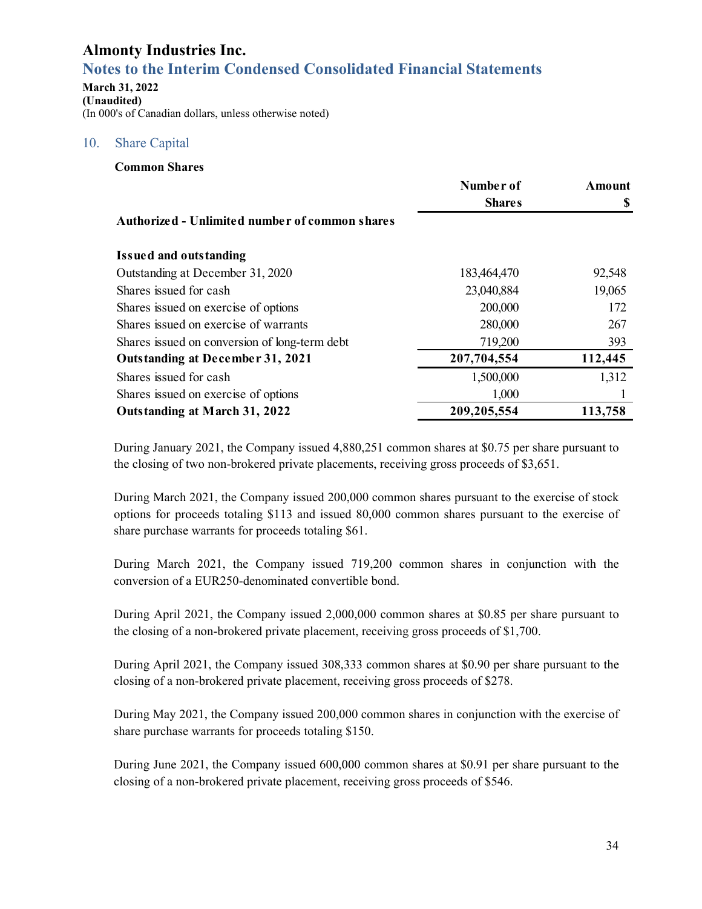# Almonty Industries Inc.

## Notes to the Interim Condensed Consolidated Financial Statements

**March 31, 2022**
**(Unaudited)**
(In 000's of Canadian dollars, unless otherwise noted)

## 10. Share Capital

**Common Shares**

| | Number of Shares | Amount $ |
|---|---|---|
| **Authorized - Unlimited number of common shares** | | |
| | | |
| **Issued and outstanding** | | |
| Outstanding at December 31, 2020 | 183,464,470 | 92,548 |
| Shares issued for cash | 23,040,884 | 19,065 |
| Shares issued on exercise of options | 200,000 | 172 |
| Shares issued on exercise of warrants | 280,000 | 267 |
| Shares issued on conversion of long-term debt | 719,200 | 393 |
| **Outstanding at December 31, 2021** | **207,704,554** | **112,445** |
| Shares issued for cash | 1,500,000 | 1,312 |
| Shares issued on exercise of options | 1,000 | 1 |
| **Outstanding at March 31, 2022** | **209,205,554** | **113,758** |

During January 2021, the Company issued 4,880,251 common shares at $0.75 per share pursuant to the closing of two non-brokered private placements, receiving gross proceeds of $3,651.

During March 2021, the Company issued 200,000 common shares pursuant to the exercise of stock options for proceeds totaling $113 and issued 80,000 common shares pursuant to the exercise of share purchase warrants for proceeds totaling $61.

During March 2021, the Company issued 719,200 common shares in conjunction with the conversion of a EUR250-denominated convertible bond.

During April 2021, the Company issued 2,000,000 common shares at $0.85 per share pursuant to the closing of a non-brokered private placement, receiving gross proceeds of $1,700.

During April 2021, the Company issued 308,333 common shares at $0.90 per share pursuant to the closing of a non-brokered private placement, receiving gross proceeds of $278.

During May 2021, the Company issued 200,000 common shares in conjunction with the exercise of share purchase warrants for proceeds totaling $150.

During June 2021, the Company issued 600,000 common shares at $0.91 per share pursuant to the closing of a non-brokered private placement, receiving gross proceeds of $546.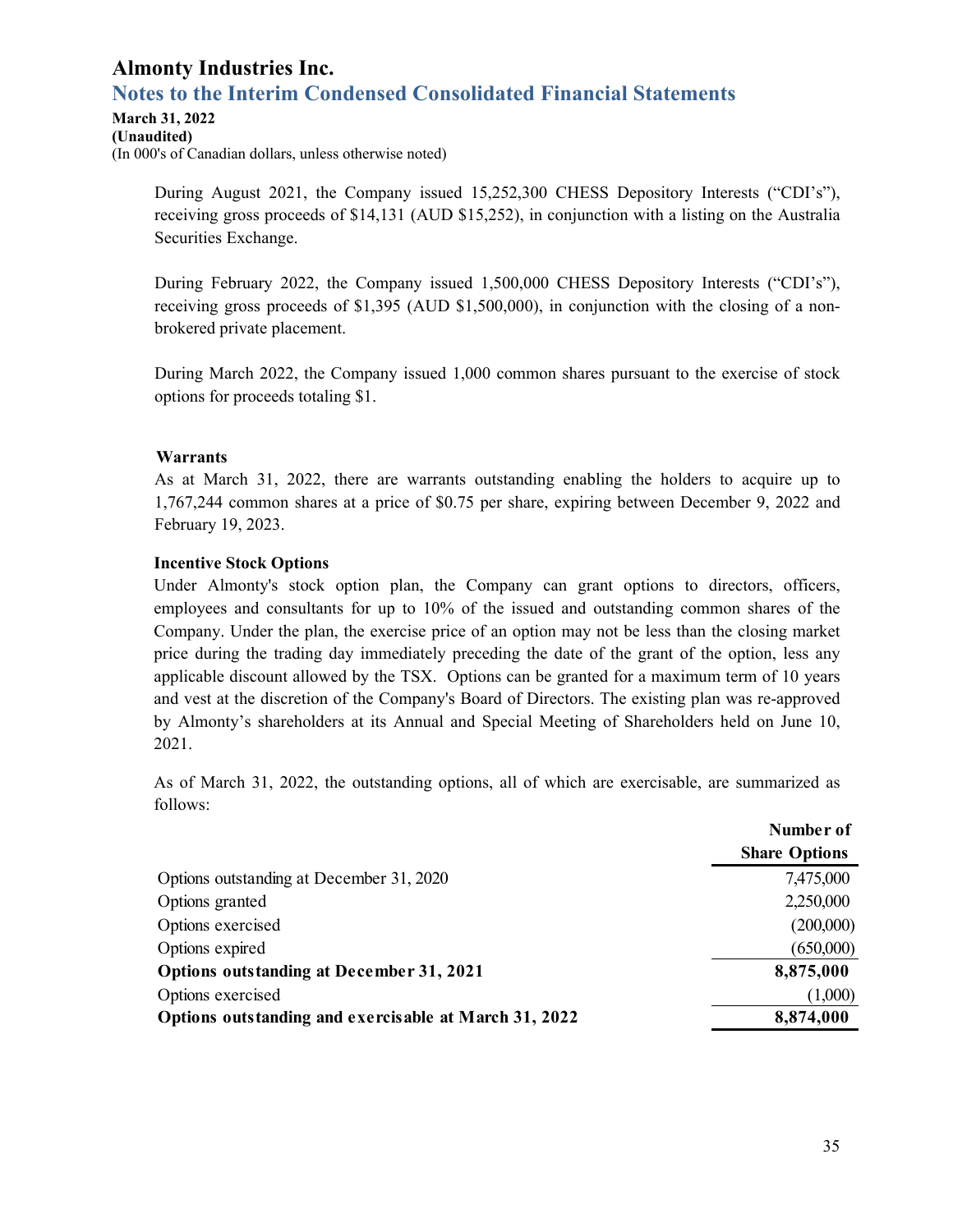During August 2021, the Company issued 15,252,300 CHESS Depository Interests ("CDI's"), receiving gross proceeds of $14,131 (AUD $15,252), in conjunction with a listing on the Australia Securities Exchange.

During February 2022, the Company issued 1,500,000 CHESS Depository Interests ("CDI's"), receiving gross proceeds of $1,395 (AUD $1,500,000), in conjunction with the closing of a non-brokered private placement.

During March 2022, the Company issued 1,000 common shares pursuant to the exercise of stock options for proceeds totaling $1.

**Warrants**

As at March 31, 2022, there are warrants outstanding enabling the holders to acquire up to 1,767,244 common shares at a price of $0.75 per share, expiring between December 9, 2022 and February 19, 2023.

**Incentive Stock Options**

Under Almonty's stock option plan, the Company can grant options to directors, officers, employees and consultants for up to 10% of the issued and outstanding common shares of the Company. Under the plan, the exercise price of an option may not be less than the closing market price during the trading day immediately preceding the date of the grant of the option, less any applicable discount allowed by the TSX. Options can be granted for a maximum term of 10 years and vest at the discretion of the Company's Board of Directors. The existing plan was re-approved by Almonty's shareholders at its Annual and Special Meeting of Shareholders held on June 10, 2021.

As of March 31, 2022, the outstanding options, all of which are exercisable, are summarized as follows:

| | Number of Share Options |
|---|---|
| Options outstanding at December 31, 2020 | 7,475,000 |
| Options granted | 2,250,000 |
| Options exercised | (200,000) |
| Options expired | (650,000) |
| **Options outstanding at December 31, 2021** | **8,875,000** |
| Options exercised | (1,000) |
| **Options outstanding and exercisable at March 31, 2022** | **8,874,000** |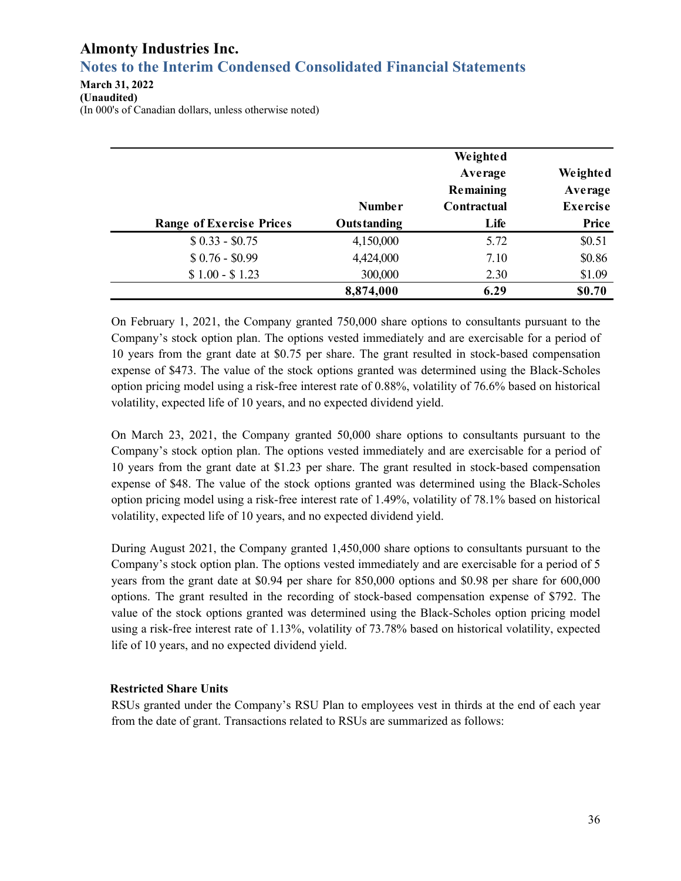# Almonty Industries Inc.

## Notes to the Interim Condensed Consolidated Financial Statements

**March 31, 2022**
**(Unaudited)**
(In 000's of Canadian dollars, unless otherwise noted)

| Range of Exercise Prices | Number Outstanding | Weighted Average Remaining Contractual Life | Weighted Average Exercise Price |
|---|---|---|---|
| $ 0.33 - $0.75 | 4,150,000 | 5.72 | $0.51 |
| $ 0.76 - $0.99 | 4,424,000 | 7.10 | $0.86 |
| $ 1.00 - $ 1.23 | 300,000 | 2.30 | $1.09 |
| | **8,874,000** | **6.29** | **$0.70** |

On February 1, 2021, the Company granted 750,000 share options to consultants pursuant to the Company's stock option plan. The options vested immediately and are exercisable for a period of 10 years from the grant date at $0.75 per share. The grant resulted in stock-based compensation expense of $473. The value of the stock options granted was determined using the Black-Scholes option pricing model using a risk-free interest rate of 0.88%, volatility of 76.6% based on historical volatility, expected life of 10 years, and no expected dividend yield.

On March 23, 2021, the Company granted 50,000 share options to consultants pursuant to the Company's stock option plan. The options vested immediately and are exercisable for a period of 10 years from the grant date at $1.23 per share. The grant resulted in stock-based compensation expense of $48. The value of the stock options granted was determined using the Black-Scholes option pricing model using a risk-free interest rate of 1.49%, volatility of 78.1% based on historical volatility, expected life of 10 years, and no expected dividend yield.

During August 2021, the Company granted 1,450,000 share options to consultants pursuant to the Company's stock option plan. The options vested immediately and are exercisable for a period of 5 years from the grant date at $0.94 per share for 850,000 options and $0.98 per share for 600,000 options. The grant resulted in the recording of stock-based compensation expense of $792. The value of the stock options granted was determined using the Black-Scholes option pricing model using a risk-free interest rate of 1.13%, volatility of 73.78% based on historical volatility, expected life of 10 years, and no expected dividend yield.

**Restricted Share Units**

RSUs granted under the Company's RSU Plan to employees vest in thirds at the end of each year from the date of grant. Transactions related to RSUs are summarized as follows: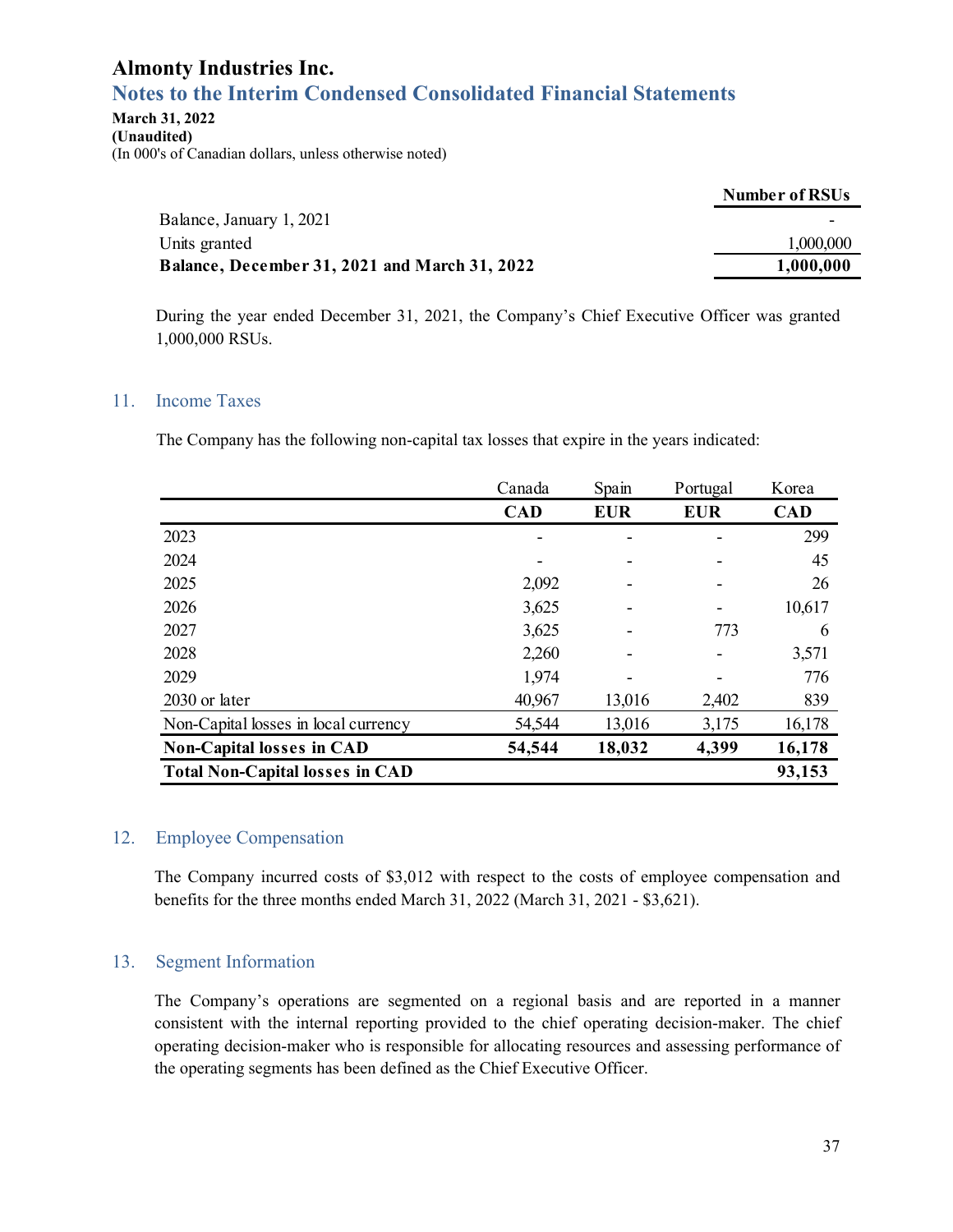| | Number of RSUs |
|---|---|
| Balance, January 1, 2021 | - |
| Units granted | 1,000,000 |
| **Balance, December 31, 2021 and March 31, 2022** | **1,000,000** |

During the year ended December 31, 2021, the Company's Chief Executive Officer was granted 1,000,000 RSUs.

## 11. Income Taxes

The Company has the following non-capital tax losses that expire in the years indicated:

| | Canada | Spain | Portugal | Korea |
|---|---|---|---|---|
| | **CAD** | **EUR** | **EUR** | **CAD** |
| 2023 | - | - | - | 299 |
| 2024 | - | - | - | 45 |
| 2025 | 2,092 | - | - | 26 |
| 2026 | 3,625 | - | - | 10,617 |
| 2027 | 3,625 | - | 773 | 6 |
| 2028 | 2,260 | - | - | 3,571 |
| 2029 | 1,974 | - | - | 776 |
| 2030 or later | 40,967 | 13,016 | 2,402 | 839 |
| Non-Capital losses in local currency | 54,544 | 13,016 | 3,175 | 16,178 |
| **Non-Capital losses in CAD** | **54,544** | **18,032** | **4,399** | **16,178** |
| **Total Non-Capital losses in CAD** | | | | **93,153** |

## 12. Employee Compensation

The Company incurred costs of $3,012 with respect to the costs of employee compensation and benefits for the three months ended March 31, 2022 (March 31, 2021 - $3,621).

## 13. Segment Information

The Company's operations are segmented on a regional basis and are reported in a manner consistent with the internal reporting provided to the chief operating decision-maker. The chief operating decision-maker who is responsible for allocating resources and assessing performance of the operating segments has been defined as the Chief Executive Officer.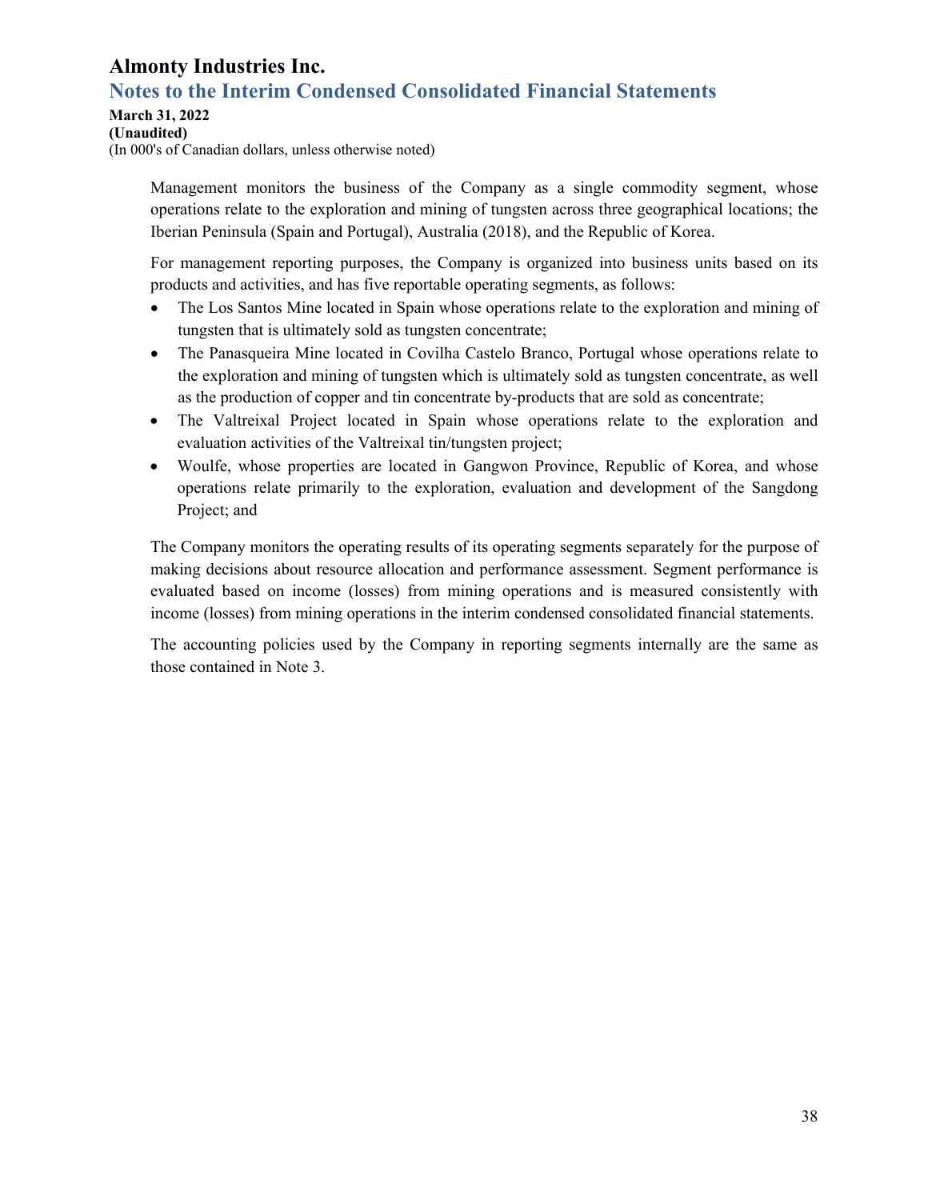Management monitors the business of the Company as a single commodity segment, whose operations relate to the exploration and mining of tungsten across three geographical locations; the Iberian Peninsula (Spain and Portugal), Australia (2018), and the Republic of Korea.

For management reporting purposes, the Company is organized into business units based on its products and activities, and has five reportable operating segments, as follows:

- The Los Santos Mine located in Spain whose operations relate to the exploration and mining of tungsten that is ultimately sold as tungsten concentrate;
- The Panasqueira Mine located in Covilha Castelo Branco, Portugal whose operations relate to the exploration and mining of tungsten which is ultimately sold as tungsten concentrate, as well as the production of copper and tin concentrate by-products that are sold as concentrate;
- The Valtreixal Project located in Spain whose operations relate to the exploration and evaluation activities of the Valtreixal tin/tungsten project;
- Woulfe, whose properties are located in Gangwon Province, Republic of Korea, and whose operations relate primarily to the exploration, evaluation and development of the Sangdong Project; and

The Company monitors the operating results of its operating segments separately for the purpose of making decisions about resource allocation and performance assessment. Segment performance is evaluated based on income (losses) from mining operations and is measured consistently with income (losses) from mining operations in the interim condensed consolidated financial statements.

The accounting policies used by the Company in reporting segments internally are the same as those contained in Note 3.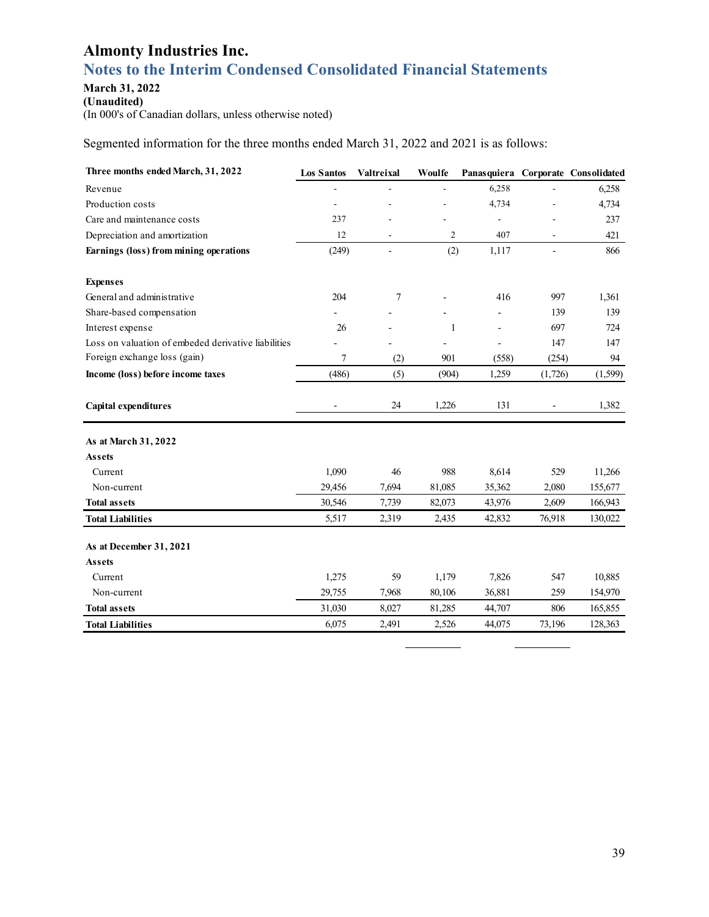# Almonty Industries Inc.

## Notes to the Interim Condensed Consolidated Financial Statements

**March 31, 2022**
**(Unaudited)**
(In 000's of Canadian dollars, unless otherwise noted)

Segmented information for the three months ended March 31, 2022 and 2021 is as follows:

| Three months ended March, 31, 2022 | Los Santos | Valtreixal | Woulfe | Panasquiera | Corporate | Consolidated |
|---|---|---|---|---|---|---|
| Revenue | - | - | - | 6,258 | - | 6,258 |
| Production costs | - | - | - | 4,734 | - | 4,734 |
| Care and maintenance costs | 237 | - | - | - | - | 237 |
| Depreciation and amortization | 12 | - | 2 | 407 | - | 421 |
| **Earnings (loss) from mining operations** | (249) | - | (2) | 1,117 | - | 866 |
| **Expenses** | | | | | | |
| General and administrative | 204 | 7 | - | 416 | 997 | 1,361 |
| Share-based compensation | - | - | - | - | 139 | 139 |
| Interest expense | 26 | - | 1 | - | 697 | 724 |
| Loss on valuation of embeded derivative liabilities | - | - | - | - | 147 | 147 |
| Foreign exchange loss (gain) | 7 | (2) | 901 | (558) | (254) | 94 |
| **Income (loss) before income taxes** | (486) | (5) | (904) | 1,259 | (1,726) | (1,599) |
| **Capital expenditures** | - | 24 | 1,226 | 131 | - | 1,382 |
| **As at March 31, 2022** | | | | | | |
| **Assets** | | | | | | |
| Current | 1,090 | 46 | 988 | 8,614 | 529 | 11,266 |
| Non-current | 29,456 | 7,694 | 81,085 | 35,362 | 2,080 | 155,677 |
| **Total assets** | 30,546 | 7,739 | 82,073 | 43,976 | 2,609 | 166,943 |
| **Total Liabilities** | 5,517 | 2,319 | 2,435 | 42,832 | 76,918 | 130,022 |
| **As at December 31, 2021** | | | | | | |
| **Assets** | | | | | | |
| Current | 1,275 | 59 | 1,179 | 7,826 | 547 | 10,885 |
| Non-current | 29,755 | 7,968 | 80,106 | 36,881 | 259 | 154,970 |
| **Total assets** | 31,030 | 8,027 | 81,285 | 44,707 | 806 | 165,855 |
| **Total Liabilities** | 6,075 | 2,491 | 2,526 | 44,075 | 73,196 | 128,363 |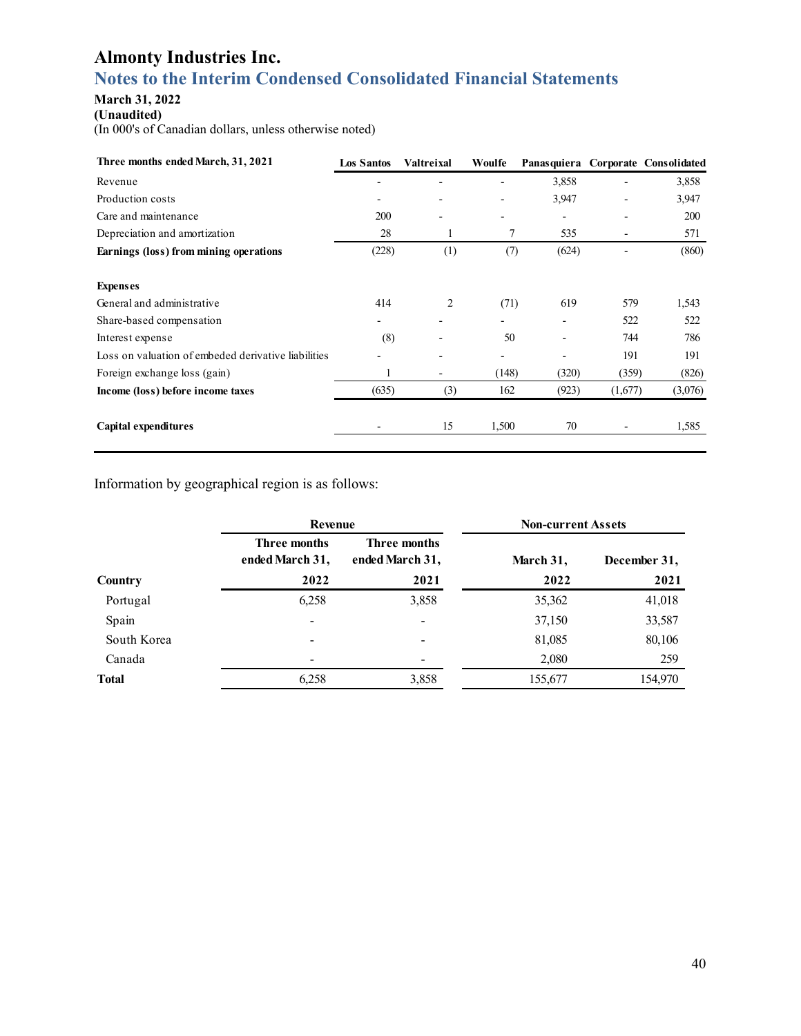# Almonty Industries Inc.

## Notes to the Interim Condensed Consolidated Financial Statements

**March 31, 2022**
**(Unaudited)**
(In 000's of Canadian dollars, unless otherwise noted)

| **Three months ended March, 31, 2021** | **Los Santos** | **Valtreixal** | **Woulfe** | **Panasquiera** | **Corporate** | **Consolidated** |
|---|---|---|---|---|---|---|
| Revenue | - | - | - | 3,858 | - | 3,858 |
| Production costs | - | - | - | 3,947 | - | 3,947 |
| Care and maintenance | 200 | - | - | - | - | 200 |
| Depreciation and amortization | 28 | 1 | 7 | 535 | - | 571 |
| **Earnings (loss) from mining operations** | (228) | (1) | (7) | (624) | - | (860) |
| | | | | | | |
| **Expenses** | | | | | | |
| General and administrative | 414 | 2 | (71) | 619 | 579 | 1,543 |
| Share-based compensation | - | - | - | - | 522 | 522 |
| Interest expense | (8) | - | 50 | - | 744 | 786 |
| Loss on valuation of embeded derivative liabilities | - | - | - | - | 191 | 191 |
| Foreign exchange loss (gain) | 1 | - | (148) | (320) | (359) | (826) |
| **Income (loss) before income taxes** | (635) | (3) | 162 | (923) | (1,677) | (3,076) |
| | | | | | | |
| **Capital expenditures** | - | 15 | 1,500 | 70 | - | 1,585 |

Information by geographical region is as follows:

| | **Revenue** | | **Non-current Assets** | |
|---|---|---|---|---|
| | **Three months ended March 31,** | **Three months ended March 31,** | **March 31,** | **December 31,** |
| **Country** | **2022** | **2021** | **2022** | **2021** |
| Portugal | 6,258 | 3,858 | 35,362 | 41,018 |
| Spain | - | - | 37,150 | 33,587 |
| South Korea | - | - | 81,085 | 80,106 |
| Canada | - | - | 2,080 | 259 |
| **Total** | 6,258 | 3,858 | 155,677 | 154,970 |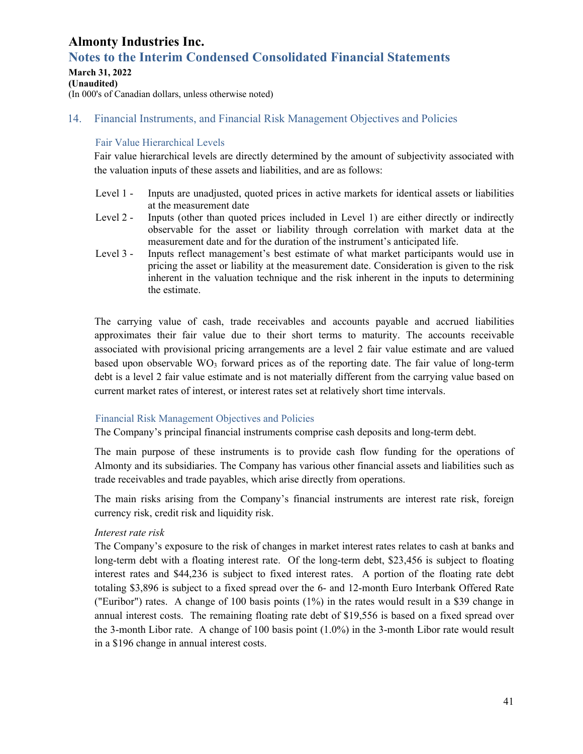# Almonty Industries Inc.

## Notes to the Interim Condensed Consolidated Financial Statements

**March 31, 2022**
**(Unaudited)**
(In 000's of Canadian dollars, unless otherwise noted)

### 14. Financial Instruments, and Financial Risk Management Objectives and Policies

#### Fair Value Hierarchical Levels

Fair value hierarchical levels are directly determined by the amount of subjectivity associated with the valuation inputs of these assets and liabilities, and are as follows:

- Level 1 - Inputs are unadjusted, quoted prices in active markets for identical assets or liabilities at the measurement date
- Level 2 - Inputs (other than quoted prices included in Level 1) are either directly or indirectly observable for the asset or liability through correlation with market data at the measurement date and for the duration of the instrument's anticipated life.
- Level 3 - Inputs reflect management's best estimate of what market participants would use in pricing the asset or liability at the measurement date. Consideration is given to the risk inherent in the valuation technique and the risk inherent in the inputs to determining the estimate.

The carrying value of cash, trade receivables and accounts payable and accrued liabilities approximates their fair value due to their short terms to maturity. The accounts receivable associated with provisional pricing arrangements are a level 2 fair value estimate and are valued based upon observable $WO_3$ forward prices as of the reporting date. The fair value of long-term debt is a level 2 fair value estimate and is not materially different from the carrying value based on current market rates of interest, or interest rates set at relatively short time intervals.

#### Financial Risk Management Objectives and Policies

The Company's principal financial instruments comprise cash deposits and long-term debt.

The main purpose of these instruments is to provide cash flow funding for the operations of Almonty and its subsidiaries. The Company has various other financial assets and liabilities such as trade receivables and trade payables, which arise directly from operations.

The main risks arising from the Company's financial instruments are interest rate risk, foreign currency risk, credit risk and liquidity risk.

*Interest rate risk*

The Company's exposure to the risk of changes in market interest rates relates to cash at banks and long-term debt with a floating interest rate. Of the long-term debt, $23,456 is subject to floating interest rates and $44,236 is subject to fixed interest rates. A portion of the floating rate debt totaling $3,896 is subject to a fixed spread over the 6- and 12-month Euro Interbank Offered Rate ("Euribor") rates. A change of 100 basis points (1%) in the rates would result in a $39 change in annual interest costs. The remaining floating rate debt of $19,556 is based on a fixed spread over the 3-month Libor rate. A change of 100 basis point (1.0%) in the 3-month Libor rate would result in a $196 change in annual interest costs.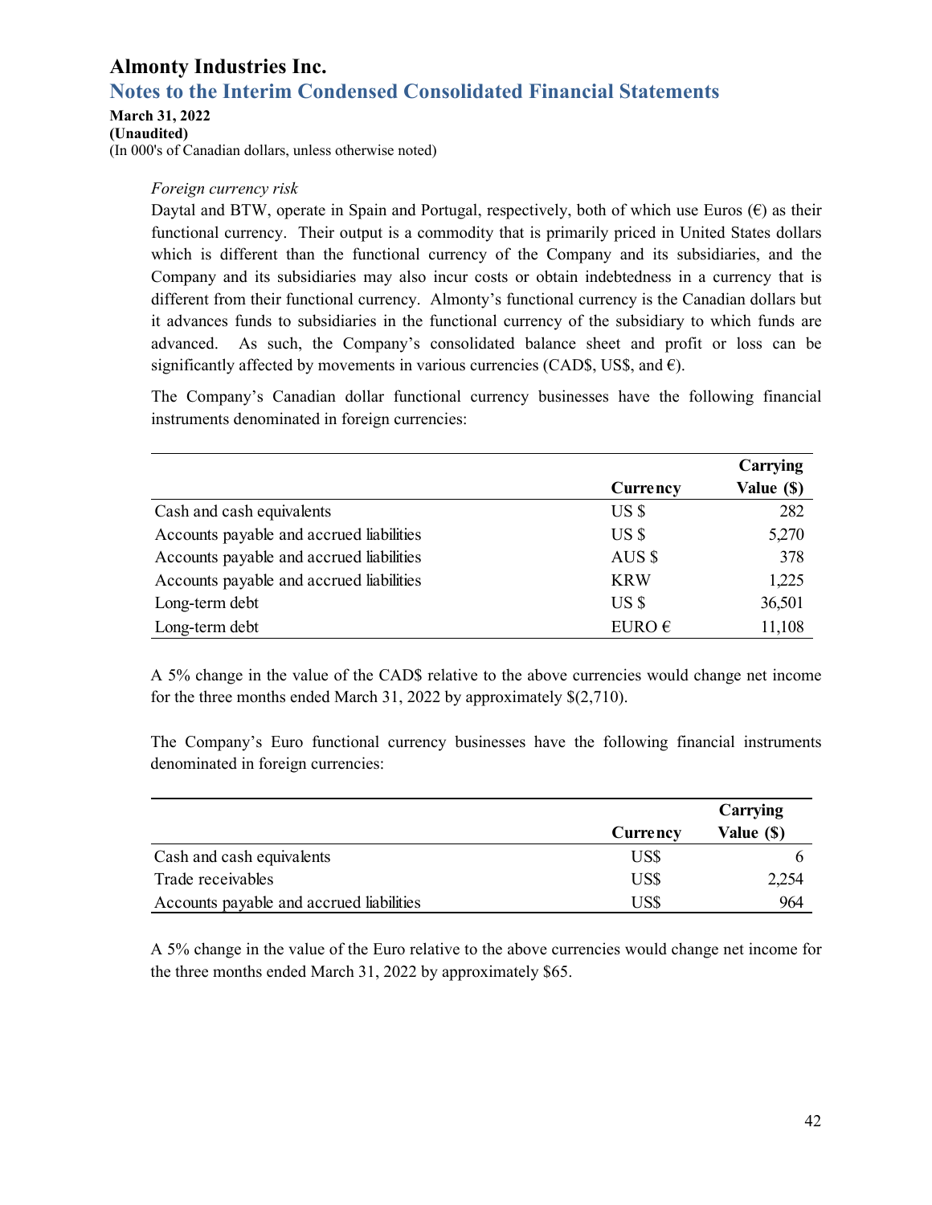# Almonty Industries Inc.

## Notes to the Interim Condensed Consolidated Financial Statements

**March 31, 2022**
**(Unaudited)**
(In 000's of Canadian dollars, unless otherwise noted)

*Foreign currency risk*

Daytal and BTW, operate in Spain and Portugal, respectively, both of which use Euros (€) as their functional currency. Their output is a commodity that is primarily priced in United States dollars which is different than the functional currency of the Company and its subsidiaries, and the Company and its subsidiaries may also incur costs or obtain indebtedness in a currency that is different from their functional currency. Almonty's functional currency is the Canadian dollars but it advances funds to subsidiaries in the functional currency of the subsidiary to which funds are advanced. As such, the Company's consolidated balance sheet and profit or loss can be significantly affected by movements in various currencies (CAD$, US$, and €).

The Company's Canadian dollar functional currency businesses have the following financial instruments denominated in foreign currencies:

| | Currency | Carrying Value ($) |
|---|---|---|
| Cash and cash equivalents | US $ | 282 |
| Accounts payable and accrued liabilities | US $ | 5,270 |
| Accounts payable and accrued liabilities | AUS $ | 378 |
| Accounts payable and accrued liabilities | KRW | 1,225 |
| Long-term debt | US $ | 36,501 |
| Long-term debt | EURO € | 11,108 |

A 5% change in the value of the CAD$ relative to the above currencies would change net income for the three months ended March 31, 2022 by approximately $(2,710).

The Company's Euro functional currency businesses have the following financial instruments denominated in foreign currencies:

| | Currency | Carrying Value ($) |
|---|---|---|
| Cash and cash equivalents | US$ | 6 |
| Trade receivables | US$ | 2,254 |
| Accounts payable and accrued liabilities | US$ | 964 |

A 5% change in the value of the Euro relative to the above currencies would change net income for the three months ended March 31, 2022 by approximately $65.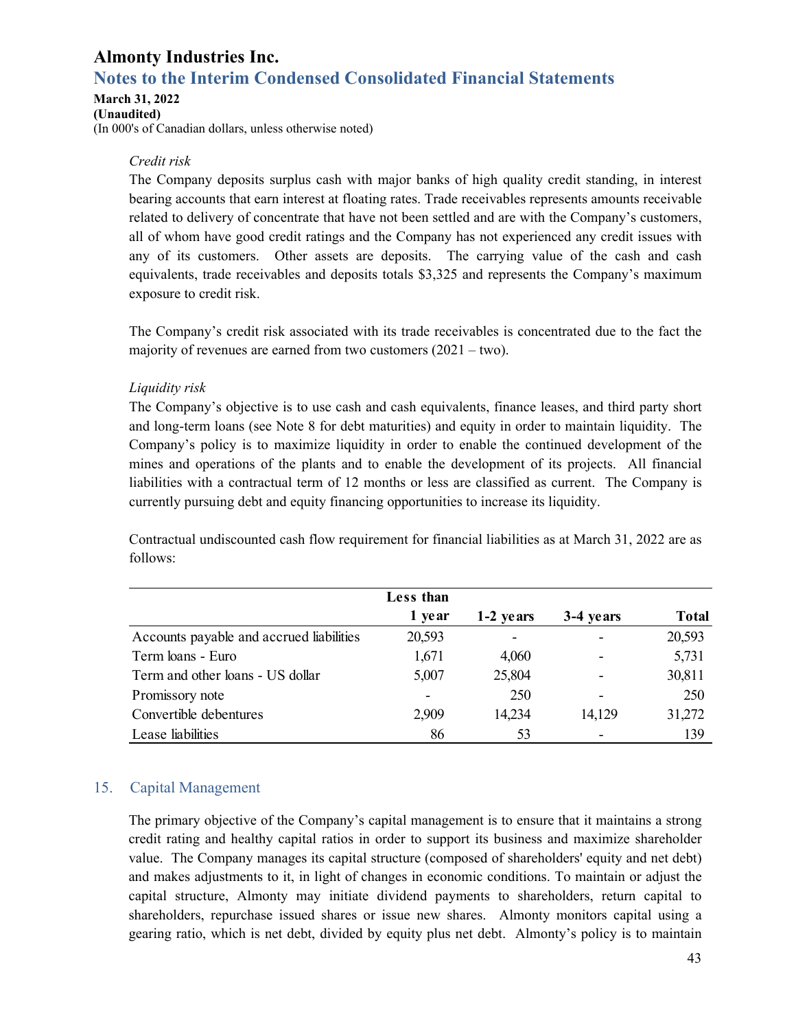*Credit risk*

The Company deposits surplus cash with major banks of high quality credit standing, in interest bearing accounts that earn interest at floating rates. Trade receivables represents amounts receivable related to delivery of concentrate that have not been settled and are with the Company's customers, all of whom have good credit ratings and the Company has not experienced any credit issues with any of its customers. Other assets are deposits. The carrying value of the cash and cash equivalents, trade receivables and deposits totals $3,325 and represents the Company's maximum exposure to credit risk.

The Company's credit risk associated with its trade receivables is concentrated due to the fact the majority of revenues are earned from two customers (2021 – two).

*Liquidity risk*

The Company's objective is to use cash and cash equivalents, finance leases, and third party short and long-term loans (see Note 8 for debt maturities) and equity in order to maintain liquidity. The Company's policy is to maximize liquidity in order to enable the continued development of the mines and operations of the plants and to enable the development of its projects. All financial liabilities with a contractual term of 12 months or less are classified as current. The Company is currently pursuing debt and equity financing opportunities to increase its liquidity.

Contractual undiscounted cash flow requirement for financial liabilities as at March 31, 2022 are as follows:

| | Less than 1 year | 1-2 years | 3-4 years | Total |
|---|---|---|---|---|
| Accounts payable and accrued liabilities | 20,593 | - | - | 20,593 |
| Term loans - Euro | 1,671 | 4,060 | - | 5,731 |
| Term and other loans - US dollar | 5,007 | 25,804 | - | 30,811 |
| Promissory note | - | 250 | - | 250 |
| Convertible debentures | 2,909 | 14,234 | 14,129 | 31,272 |
| Lease liabilities | 86 | 53 | - | 139 |

## 15. Capital Management

The primary objective of the Company's capital management is to ensure that it maintains a strong credit rating and healthy capital ratios in order to support its business and maximize shareholder value. The Company manages its capital structure (composed of shareholders' equity and net debt) and makes adjustments to it, in light of changes in economic conditions. To maintain or adjust the capital structure, Almonty may initiate dividend payments to shareholders, return capital to shareholders, repurchase issued shares or issue new shares. Almonty monitors capital using a gearing ratio, which is net debt, divided by equity plus net debt. Almonty's policy is to maintain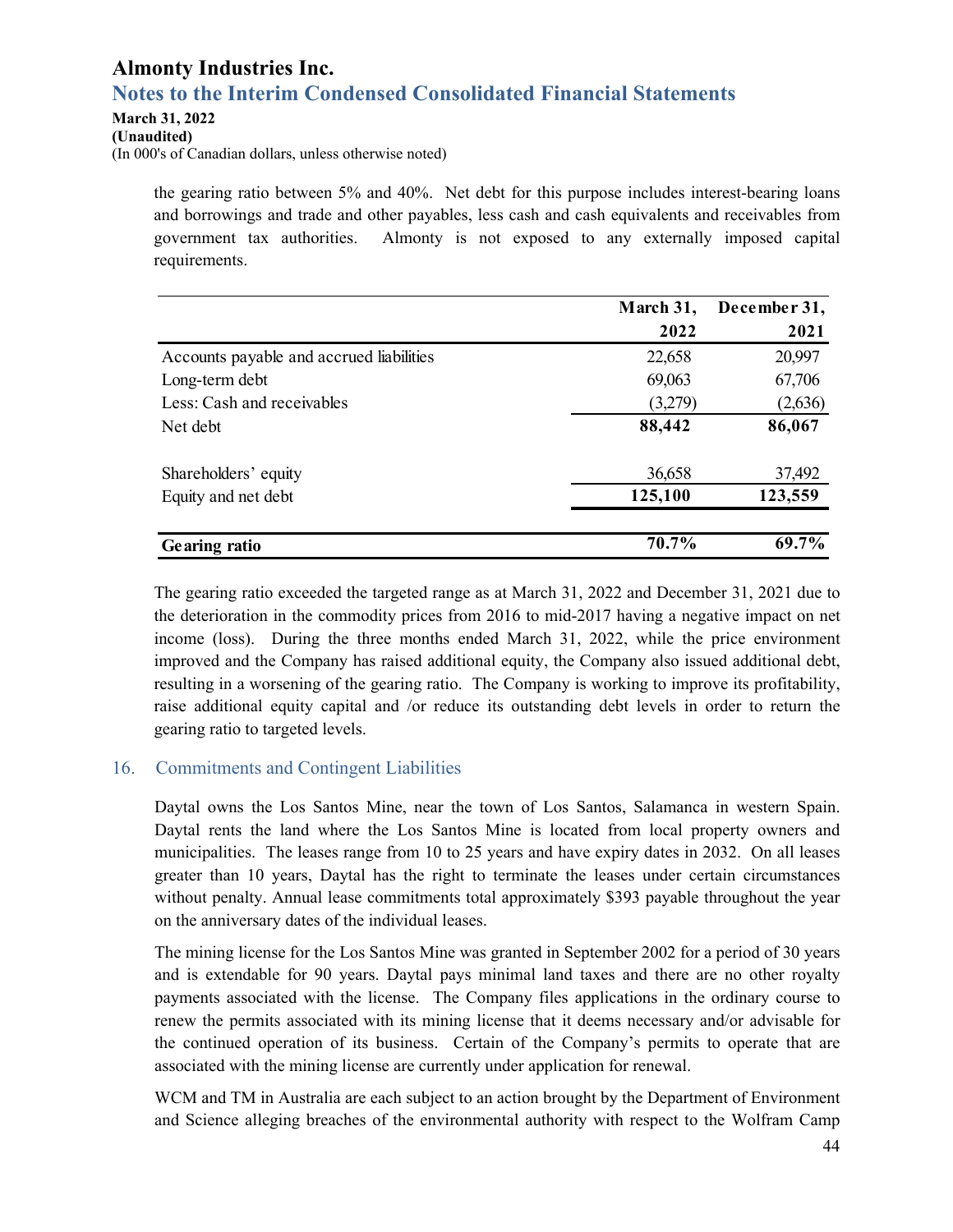the gearing ratio between 5% and 40%. Net debt for this purpose includes interest-bearing loans and borrowings and trade and other payables, less cash and cash equivalents and receivables from government tax authorities. Almonty is not exposed to any externally imposed capital requirements.

| | March 31, 2022 | December 31, 2021 |
|---|---|---|
| Accounts payable and accrued liabilities | 22,658 | 20,997 |
| Long-term debt | 69,063 | 67,706 |
| Less: Cash and receivables | (3,279) | (2,636) |
| Net debt | **88,442** | **86,067** |
| | | |
| Shareholders' equity | 36,658 | 37,492 |
| Equity and net debt | **125,100** | **123,559** |
| | | |
| **Gearing ratio** | **70.7%** | **69.7%** |

The gearing ratio exceeded the targeted range as at March 31, 2022 and December 31, 2021 due to the deterioration in the commodity prices from 2016 to mid-2017 having a negative impact on net income (loss). During the three months ended March 31, 2022, while the price environment improved and the Company has raised additional equity, the Company also issued additional debt, resulting in a worsening of the gearing ratio. The Company is working to improve its profitability, raise additional equity capital and /or reduce its outstanding debt levels in order to return the gearing ratio to targeted levels.

## 16. Commitments and Contingent Liabilities

Daytal owns the Los Santos Mine, near the town of Los Santos, Salamanca in western Spain. Daytal rents the land where the Los Santos Mine is located from local property owners and municipalities. The leases range from 10 to 25 years and have expiry dates in 2032. On all leases greater than 10 years, Daytal has the right to terminate the leases under certain circumstances without penalty. Annual lease commitments total approximately $393 payable throughout the year on the anniversary dates of the individual leases.

The mining license for the Los Santos Mine was granted in September 2002 for a period of 30 years and is extendable for 90 years. Daytal pays minimal land taxes and there are no other royalty payments associated with the license. The Company files applications in the ordinary course to renew the permits associated with its mining license that it deems necessary and/or advisable for the continued operation of its business. Certain of the Company's permits to operate that are associated with the mining license are currently under application for renewal.

WCM and TM in Australia are each subject to an action brought by the Department of Environment and Science alleging breaches of the environmental authority with respect to the Wolfram Camp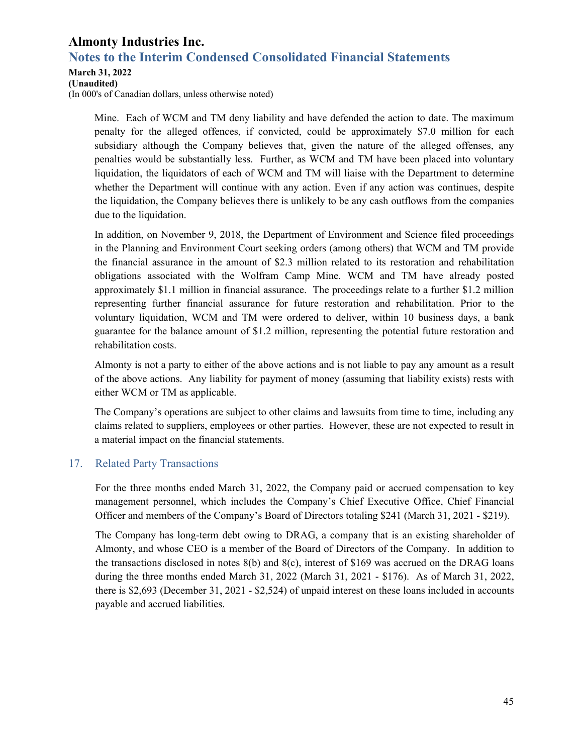Mine. Each of WCM and TM deny liability and have defended the action to date. The maximum penalty for the alleged offences, if convicted, could be approximately $7.0 million for each subsidiary although the Company believes that, given the nature of the alleged offenses, any penalties would be substantially less. Further, as WCM and TM have been placed into voluntary liquidation, the liquidators of each of WCM and TM will liaise with the Department to determine whether the Department will continue with any action. Even if any action was continues, despite the liquidation, the Company believes there is unlikely to be any cash outflows from the companies due to the liquidation.

In addition, on November 9, 2018, the Department of Environment and Science filed proceedings in the Planning and Environment Court seeking orders (among others) that WCM and TM provide the financial assurance in the amount of $2.3 million related to its restoration and rehabilitation obligations associated with the Wolfram Camp Mine. WCM and TM have already posted approximately $1.1 million in financial assurance. The proceedings relate to a further $1.2 million representing further financial assurance for future restoration and rehabilitation. Prior to the voluntary liquidation, WCM and TM were ordered to deliver, within 10 business days, a bank guarantee for the balance amount of $1.2 million, representing the potential future restoration and rehabilitation costs.

Almonty is not a party to either of the above actions and is not liable to pay any amount as a result of the above actions. Any liability for payment of money (assuming that liability exists) rests with either WCM or TM as applicable.

The Company's operations are subject to other claims and lawsuits from time to time, including any claims related to suppliers, employees or other parties. However, these are not expected to result in a material impact on the financial statements.

## 17. Related Party Transactions

For the three months ended March 31, 2022, the Company paid or accrued compensation to key management personnel, which includes the Company's Chief Executive Office, Chief Financial Officer and members of the Company's Board of Directors totaling $241 (March 31, 2021 - $219).

The Company has long-term debt owing to DRAG, a company that is an existing shareholder of Almonty, and whose CEO is a member of the Board of Directors of the Company. In addition to the transactions disclosed in notes 8(b) and 8(c), interest of $169 was accrued on the DRAG loans during the three months ended March 31, 2022 (March 31, 2021 - $176). As of March 31, 2022, there is $2,693 (December 31, 2021 - $2,524) of unpaid interest on these loans included in accounts payable and accrued liabilities.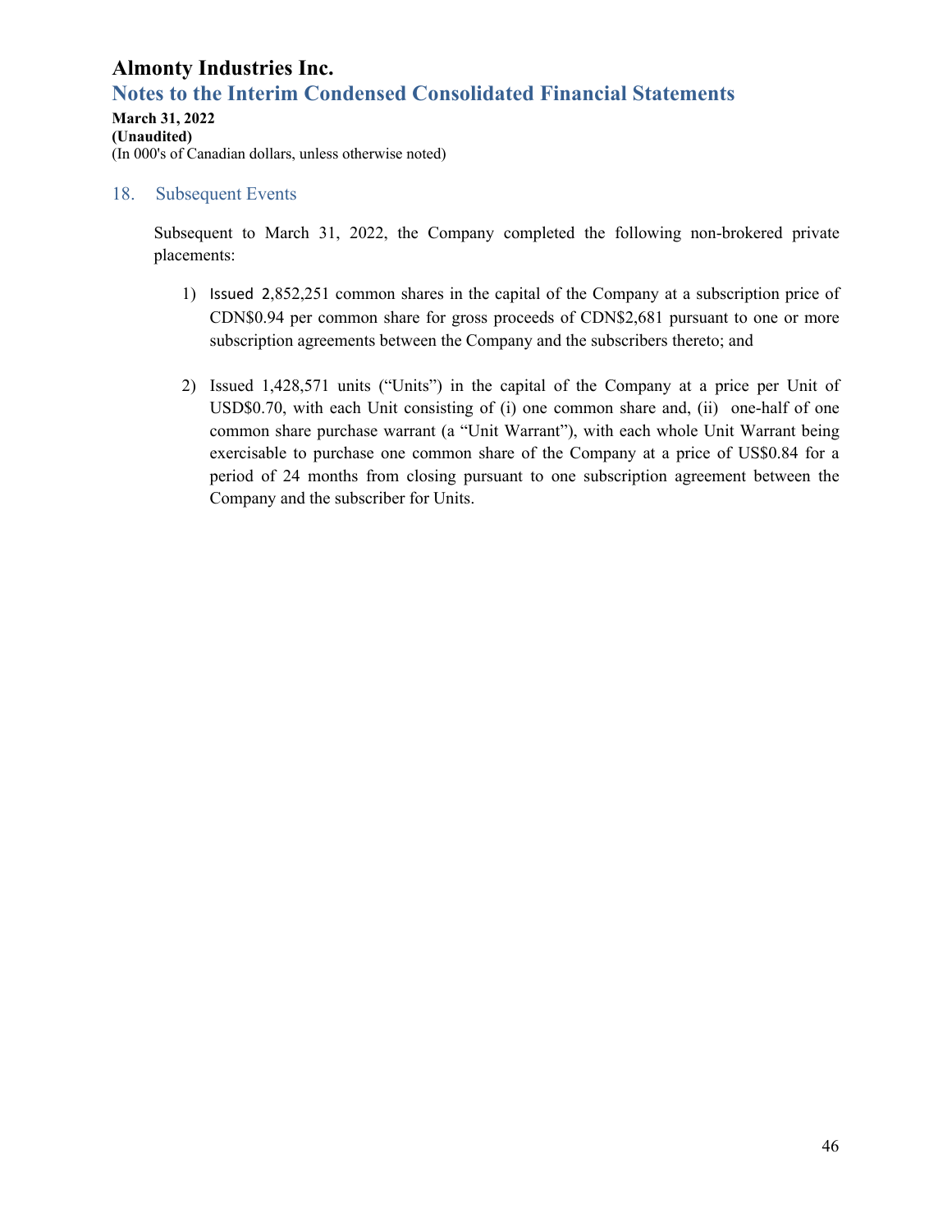# Almonty Industries Inc.

## Notes to the Interim Condensed Consolidated Financial Statements

**March 31, 2022**
**(Unaudited)**
(In 000's of Canadian dollars, unless otherwise noted)

### 18. Subsequent Events

Subsequent to March 31, 2022, the Company completed the following non-brokered private placements:

1) Issued 2,852,251 common shares in the capital of the Company at a subscription price of CDN$0.94 per common share for gross proceeds of CDN$2,681 pursuant to one or more subscription agreements between the Company and the subscribers thereto; and

2) Issued 1,428,571 units ("Units") in the capital of the Company at a price per Unit of USD$0.70, with each Unit consisting of (i) one common share and, (ii) one-half of one common share purchase warrant (a "Unit Warrant"), with each whole Unit Warrant being exercisable to purchase one common share of the Company at a price of US$0.84 for a period of 24 months from closing pursuant to one subscription agreement between the Company and the subscriber for Units.